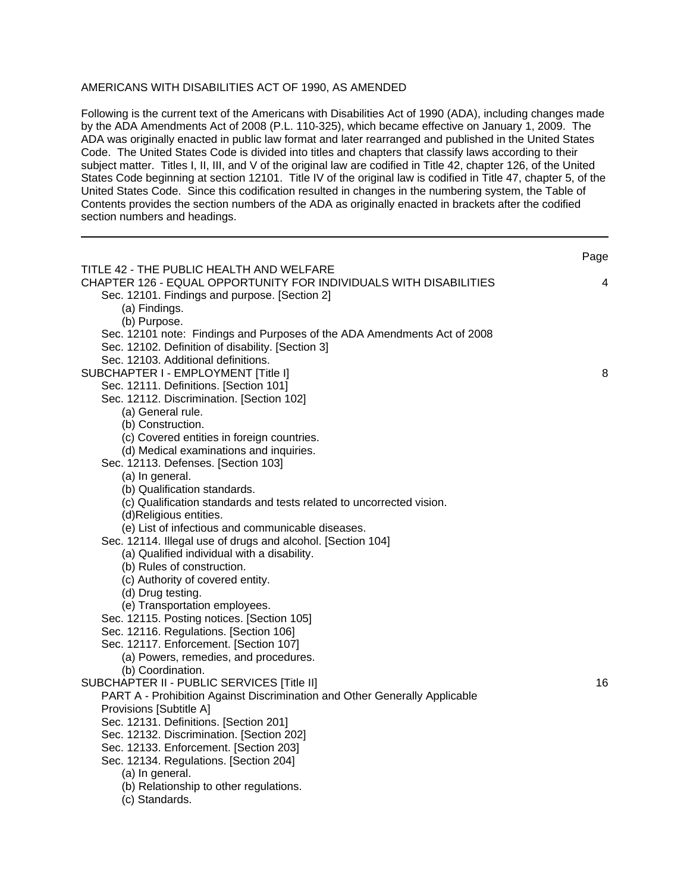AMERICANS WITH DISABILITIES ACT OF 1990, AS AMENDED

Following is the current text of the Americans with Disabilities Act of 1990 (ADA), including changes made by the ADA Amendments Act of 2008 (P.L. 110-325), which became effective on January 1, 2009. The ADA was originally enacted in public law format and later rearranged and published in the United States Code. The United States Code is divided into titles and chapters that classify laws according to their subject matter. Titles I, II, III, and V of the original law are codified in Title 42, chapter 126, of the United States Code beginning at section 12101. Title IV of the original law is codified in Title 47, chapter 5, of the United States Code. Since this codification resulted in changes in the numbering system, the Table of Contents provides the section numbers of the ADA as originally enacted in brackets after the codified section numbers and headings.

---

| | Page |
|---|---|
| TITLE 42 - THE PUBLIC HEALTH AND WELFARE | |
| CHAPTER 126 - EQUAL OPPORTUNITY FOR INDIVIDUALS WITH DISABILITIES | 4 |
| Sec. 12101. Findings and purpose. [Section 2] | |
| (a) Findings. | |
| (b) Purpose. | |
| Sec. 12101 note: Findings and Purposes of the ADA Amendments Act of 2008 | |
| Sec. 12102. Definition of disability. [Section 3] | |
| Sec. 12103. Additional definitions. | |
| SUBCHAPTER I - EMPLOYMENT [Title I] | 8 |
| Sec. 12111. Definitions. [Section 101] | |
| Sec. 12112. Discrimination. [Section 102] | |
| (a) General rule. | |
| (b) Construction. | |
| (c) Covered entities in foreign countries. | |
| (d) Medical examinations and inquiries. | |
| Sec. 12113. Defenses. [Section 103] | |
| (a) In general. | |
| (b) Qualification standards. | |
| (c) Qualification standards and tests related to uncorrected vision. | |
| (d)Religious entities. | |
| (e) List of infectious and communicable diseases. | |
| Sec. 12114. Illegal use of drugs and alcohol. [Section 104] | |
| (a) Qualified individual with a disability. | |
| (b) Rules of construction. | |
| (c) Authority of covered entity. | |
| (d) Drug testing. | |
| (e) Transportation employees. | |
| Sec. 12115. Posting notices. [Section 105] | |
| Sec. 12116. Regulations. [Section 106] | |
| Sec. 12117. Enforcement. [Section 107] | |
| (a) Powers, remedies, and procedures. | |
| (b) Coordination. | |
| SUBCHAPTER II - PUBLIC SERVICES [Title II] | 16 |
| PART A - Prohibition Against Discrimination and Other Generally Applicable Provisions [Subtitle A] | |
| Sec. 12131. Definitions. [Section 201] | |
| Sec. 12132. Discrimination. [Section 202] | |
| Sec. 12133. Enforcement. [Section 203] | |
| Sec. 12134. Regulations. [Section 204] | |
| (a) In general. | |
| (b) Relationship to other regulations. | |
| (c) Standards. | |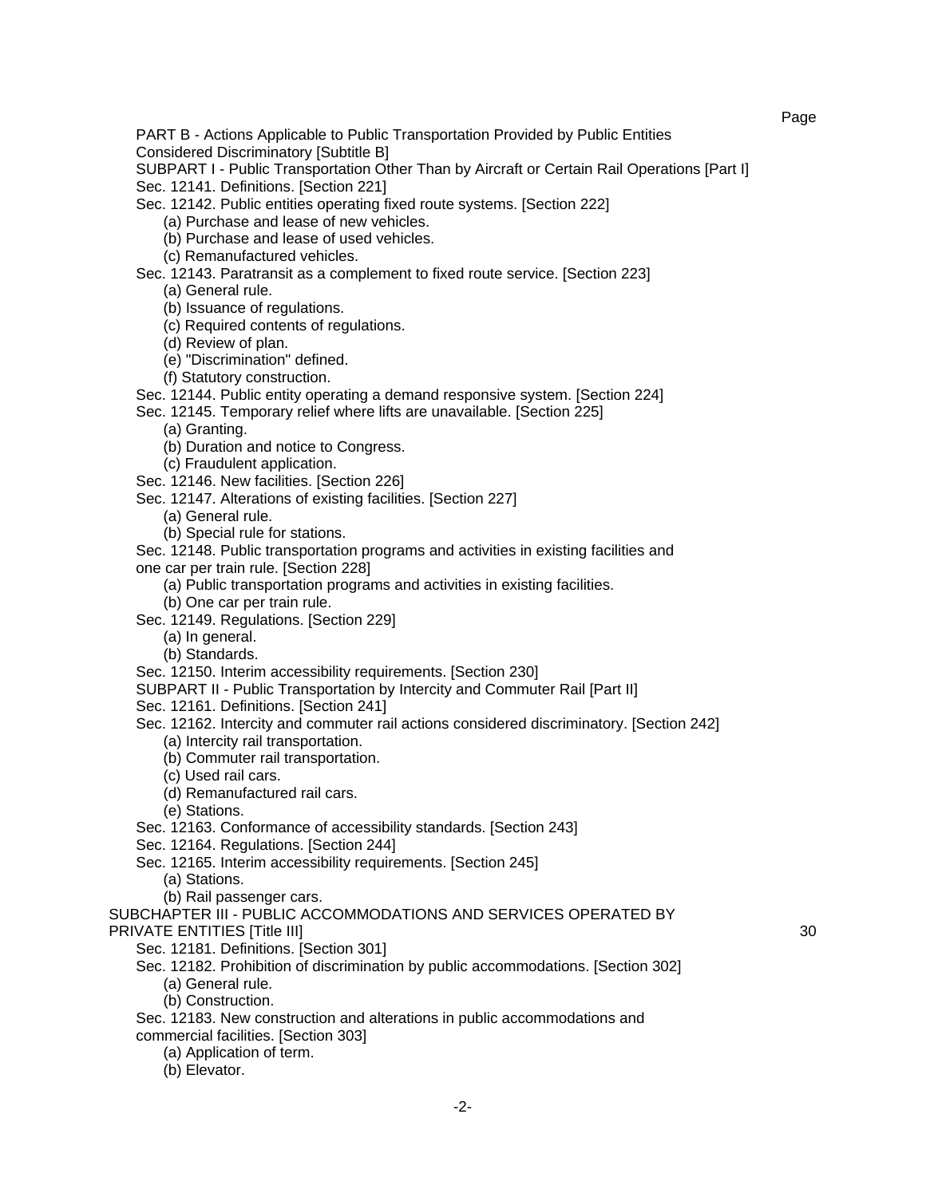Page

PART B - Actions Applicable to Public Transportation Provided by Public Entities Considered Discriminatory [Subtitle B]

SUBPART I - Public Transportation Other Than by Aircraft or Certain Rail Operations [Part I]

Sec. 12141. Definitions. [Section 221]

Sec. 12142. Public entities operating fixed route systems. [Section 222]

- (a) Purchase and lease of new vehicles.
- (b) Purchase and lease of used vehicles.
- (c) Remanufactured vehicles.

Sec. 12143. Paratransit as a complement to fixed route service. [Section 223]

- (a) General rule.
- (b) Issuance of regulations.
- (c) Required contents of regulations.
- (d) Review of plan.
- (e) "Discrimination" defined.
- (f) Statutory construction.

Sec. 12144. Public entity operating a demand responsive system. [Section 224]

Sec. 12145. Temporary relief where lifts are unavailable. [Section 225]

- (a) Granting.
- (b) Duration and notice to Congress.
- (c) Fraudulent application.

Sec. 12146. New facilities. [Section 226]

Sec. 12147. Alterations of existing facilities. [Section 227]

- (a) General rule.
- (b) Special rule for stations.

Sec. 12148. Public transportation programs and activities in existing facilities and one car per train rule. [Section 228]

- (a) Public transportation programs and activities in existing facilities.
- (b) One car per train rule.

Sec. 12149. Regulations. [Section 229]

- (a) In general.
- (b) Standards.

Sec. 12150. Interim accessibility requirements. [Section 230]

SUBPART II - Public Transportation by Intercity and Commuter Rail [Part II]

Sec. 12161. Definitions. [Section 241]

Sec. 12162. Intercity and commuter rail actions considered discriminatory. [Section 242]

- (a) Intercity rail transportation.
- (b) Commuter rail transportation.
- (c) Used rail cars.
- (d) Remanufactured rail cars.
- (e) Stations.

Sec. 12163. Conformance of accessibility standards. [Section 243]

Sec. 12164. Regulations. [Section 244]

Sec. 12165. Interim accessibility requirements. [Section 245]

- (a) Stations.
- (b) Rail passenger cars.

SUBCHAPTER III - PUBLIC ACCOMMODATIONS AND SERVICES OPERATED BY PRIVATE ENTITIES [Title III] 30

Sec. 12181. Definitions. [Section 301]

Sec. 12182. Prohibition of discrimination by public accommodations. [Section 302]

- (a) General rule.
- (b) Construction.

Sec. 12183. New construction and alterations in public accommodations and commercial facilities. [Section 303]

- (a) Application of term.
- (b) Elevator.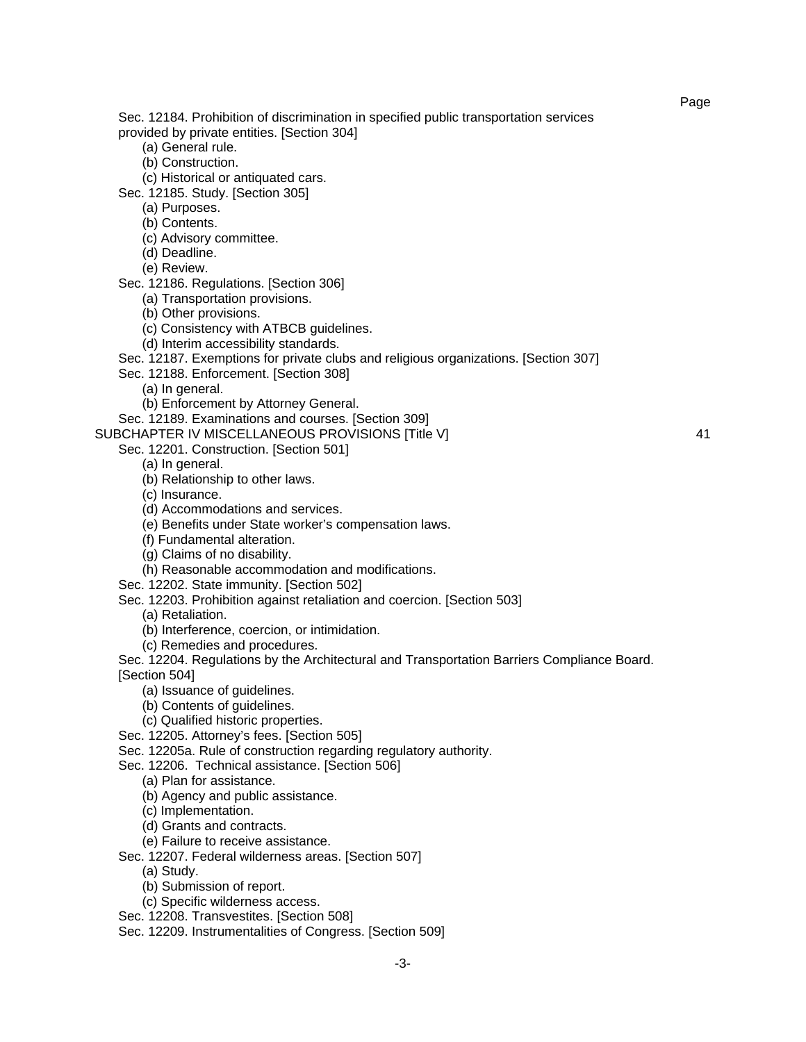Page

Sec. 12184. Prohibition of discrimination in specified public transportation services provided by private entities. [Section 304]
- (a) General rule.
- (b) Construction.
- (c) Historical or antiquated cars.

Sec. 12185. Study. [Section 305]
- (a) Purposes.
- (b) Contents.
- (c) Advisory committee.
- (d) Deadline.
- (e) Review.

Sec. 12186. Regulations. [Section 306]
- (a) Transportation provisions.
- (b) Other provisions.
- (c) Consistency with ATBCB guidelines.
- (d) Interim accessibility standards.

Sec. 12187. Exemptions for private clubs and religious organizations. [Section 307]

Sec. 12188. Enforcement. [Section 308]
- (a) In general.
- (b) Enforcement by Attorney General.

Sec. 12189. Examinations and courses. [Section 309]

SUBCHAPTER IV MISCELLANEOUS PROVISIONS [Title V] 41

Sec. 12201. Construction. [Section 501]
- (a) In general.
- (b) Relationship to other laws.
- (c) Insurance.
- (d) Accommodations and services.
- (e) Benefits under State worker's compensation laws.
- (f) Fundamental alteration.
- (g) Claims of no disability.
- (h) Reasonable accommodation and modifications.

Sec. 12202. State immunity. [Section 502]

Sec. 12203. Prohibition against retaliation and coercion. [Section 503]
- (a) Retaliation.
- (b) Interference, coercion, or intimidation.
- (c) Remedies and procedures.

Sec. 12204. Regulations by the Architectural and Transportation Barriers Compliance Board. [Section 504]
- (a) Issuance of guidelines.
- (b) Contents of guidelines.
- (c) Qualified historic properties.

Sec. 12205. Attorney's fees. [Section 505]

Sec. 12205a. Rule of construction regarding regulatory authority.

Sec. 12206. Technical assistance. [Section 506]
- (a) Plan for assistance.
- (b) Agency and public assistance.
- (c) Implementation.
- (d) Grants and contracts.
- (e) Failure to receive assistance.

Sec. 12207. Federal wilderness areas. [Section 507]
- (a) Study.
- (b) Submission of report.
- (c) Specific wilderness access.

Sec. 12208. Transvestites. [Section 508]

Sec. 12209. Instrumentalities of Congress. [Section 509]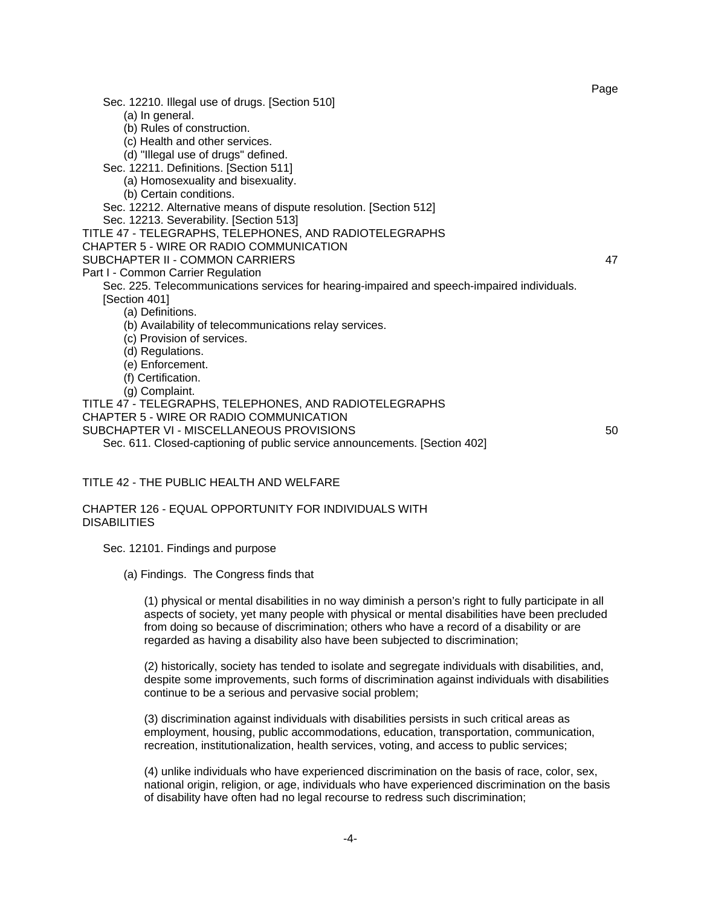Page

Sec. 12210. Illegal use of drugs. [Section 510]
- (a) In general.
- (b) Rules of construction.
- (c) Health and other services.
- (d) "Illegal use of drugs" defined.

Sec. 12211. Definitions. [Section 511]
- (a) Homosexuality and bisexuality.
- (b) Certain conditions.

Sec. 12212. Alternative means of dispute resolution. [Section 512]

Sec. 12213. Severability. [Section 513]

TITLE 47 - TELEGRAPHS, TELEPHONES, AND RADIOTELEGRAPHS
CHAPTER 5 - WIRE OR RADIO COMMUNICATION
SUBCHAPTER II - COMMON CARRIERS 47
Part I - Common Carrier Regulation

Sec. 225. Telecommunications services for hearing-impaired and speech-impaired individuals. [Section 401]
- (a) Definitions.
- (b) Availability of telecommunications relay services.
- (c) Provision of services.
- (d) Regulations.
- (e) Enforcement.
- (f) Certification.
- (g) Complaint.

TITLE 47 - TELEGRAPHS, TELEPHONES, AND RADIOTELEGRAPHS
CHAPTER 5 - WIRE OR RADIO COMMUNICATION
SUBCHAPTER VI - MISCELLANEOUS PROVISIONS 50

Sec. 611. Closed-captioning of public service announcements. [Section 402]

# TITLE 42 - THE PUBLIC HEALTH AND WELFARE

## CHAPTER 126 - EQUAL OPPORTUNITY FOR INDIVIDUALS WITH DISABILITIES

### Sec. 12101. Findings and purpose

(a) Findings. The Congress finds that

(1) physical or mental disabilities in no way diminish a person's right to fully participate in all aspects of society, yet many people with physical or mental disabilities have been precluded from doing so because of discrimination; others who have a record of a disability or are regarded as having a disability also have been subjected to discrimination;

(2) historically, society has tended to isolate and segregate individuals with disabilities, and, despite some improvements, such forms of discrimination against individuals with disabilities continue to be a serious and pervasive social problem;

(3) discrimination against individuals with disabilities persists in such critical areas as employment, housing, public accommodations, education, transportation, communication, recreation, institutionalization, health services, voting, and access to public services;

(4) unlike individuals who have experienced discrimination on the basis of race, color, sex, national origin, religion, or age, individuals who have experienced discrimination on the basis of disability have often had no legal recourse to redress such discrimination;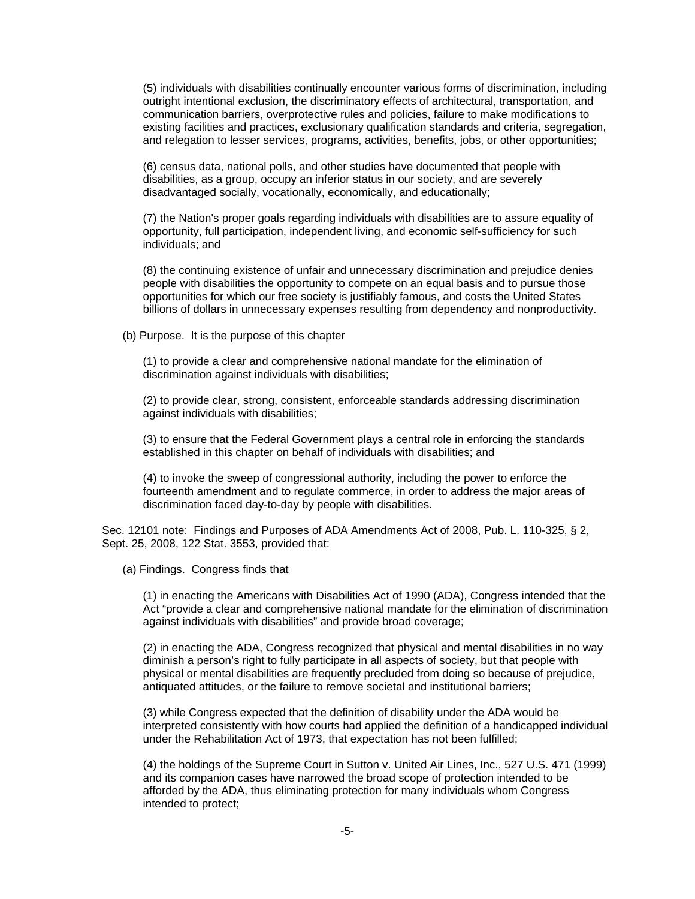(5) individuals with disabilities continually encounter various forms of discrimination, including outright intentional exclusion, the discriminatory effects of architectural, transportation, and communication barriers, overprotective rules and policies, failure to make modifications to existing facilities and practices, exclusionary qualification standards and criteria, segregation, and relegation to lesser services, programs, activities, benefits, jobs, or other opportunities;

(6) census data, national polls, and other studies have documented that people with disabilities, as a group, occupy an inferior status in our society, and are severely disadvantaged socially, vocationally, economically, and educationally;

(7) the Nation's proper goals regarding individuals with disabilities are to assure equality of opportunity, full participation, independent living, and economic self-sufficiency for such individuals; and

(8) the continuing existence of unfair and unnecessary discrimination and prejudice denies people with disabilities the opportunity to compete on an equal basis and to pursue those opportunities for which our free society is justifiably famous, and costs the United States billions of dollars in unnecessary expenses resulting from dependency and nonproductivity.

(b) Purpose. It is the purpose of this chapter

(1) to provide a clear and comprehensive national mandate for the elimination of discrimination against individuals with disabilities;

(2) to provide clear, strong, consistent, enforceable standards addressing discrimination against individuals with disabilities;

(3) to ensure that the Federal Government plays a central role in enforcing the standards established in this chapter on behalf of individuals with disabilities; and

(4) to invoke the sweep of congressional authority, including the power to enforce the fourteenth amendment and to regulate commerce, in order to address the major areas of discrimination faced day-to-day by people with disabilities.

Sec. 12101 note: Findings and Purposes of ADA Amendments Act of 2008, Pub. L. 110-325, § 2, Sept. 25, 2008, 122 Stat. 3553, provided that:

(a) Findings. Congress finds that

(1) in enacting the Americans with Disabilities Act of 1990 (ADA), Congress intended that the Act "provide a clear and comprehensive national mandate for the elimination of discrimination against individuals with disabilities" and provide broad coverage;

(2) in enacting the ADA, Congress recognized that physical and mental disabilities in no way diminish a person's right to fully participate in all aspects of society, but that people with physical or mental disabilities are frequently precluded from doing so because of prejudice, antiquated attitudes, or the failure to remove societal and institutional barriers;

(3) while Congress expected that the definition of disability under the ADA would be interpreted consistently with how courts had applied the definition of a handicapped individual under the Rehabilitation Act of 1973, that expectation has not been fulfilled;

(4) the holdings of the Supreme Court in Sutton v. United Air Lines, Inc., 527 U.S. 471 (1999) and its companion cases have narrowed the broad scope of protection intended to be afforded by the ADA, thus eliminating protection for many individuals whom Congress intended to protect;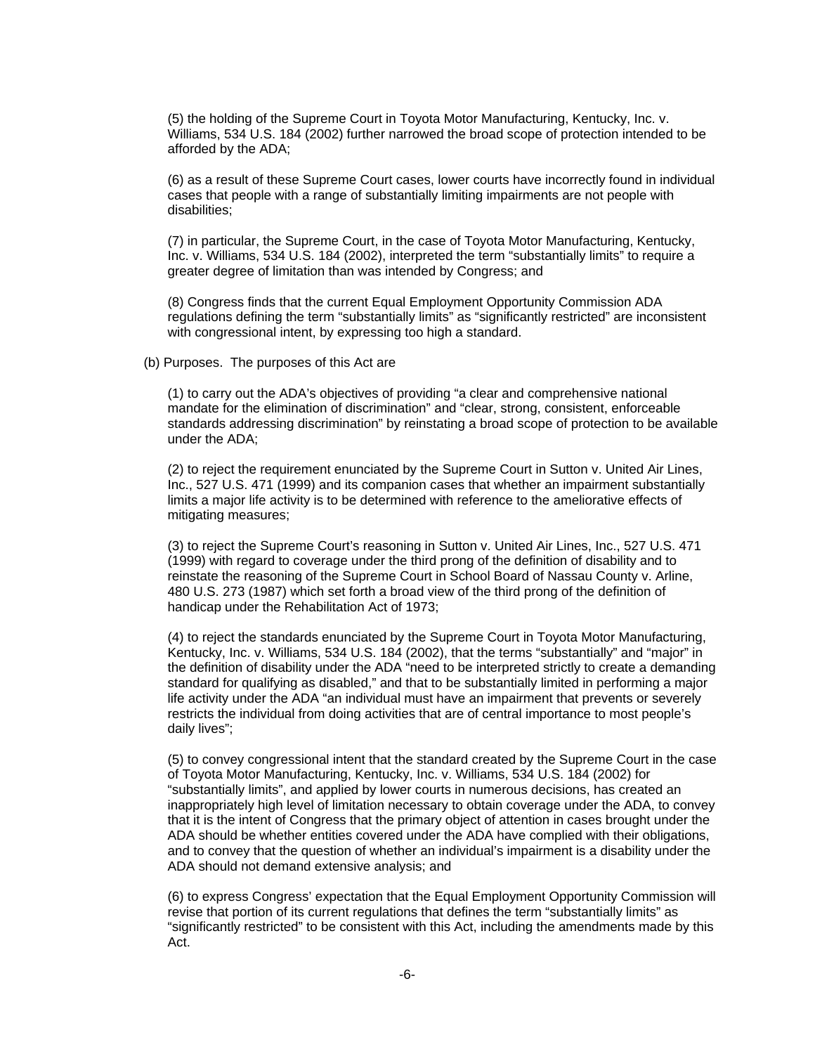(5) the holding of the Supreme Court in Toyota Motor Manufacturing, Kentucky, Inc. v. Williams, 534 U.S. 184 (2002) further narrowed the broad scope of protection intended to be afforded by the ADA;

(6) as a result of these Supreme Court cases, lower courts have incorrectly found in individual cases that people with a range of substantially limiting impairments are not people with disabilities;

(7) in particular, the Supreme Court, in the case of Toyota Motor Manufacturing, Kentucky, Inc. v. Williams, 534 U.S. 184 (2002), interpreted the term "substantially limits" to require a greater degree of limitation than was intended by Congress; and

(8) Congress finds that the current Equal Employment Opportunity Commission ADA regulations defining the term "substantially limits" as "significantly restricted" are inconsistent with congressional intent, by expressing too high a standard.

(b) Purposes. The purposes of this Act are

(1) to carry out the ADA's objectives of providing "a clear and comprehensive national mandate for the elimination of discrimination" and "clear, strong, consistent, enforceable standards addressing discrimination" by reinstating a broad scope of protection to be available under the ADA;

(2) to reject the requirement enunciated by the Supreme Court in Sutton v. United Air Lines, Inc., 527 U.S. 471 (1999) and its companion cases that whether an impairment substantially limits a major life activity is to be determined with reference to the ameliorative effects of mitigating measures;

(3) to reject the Supreme Court's reasoning in Sutton v. United Air Lines, Inc., 527 U.S. 471 (1999) with regard to coverage under the third prong of the definition of disability and to reinstate the reasoning of the Supreme Court in School Board of Nassau County v. Arline, 480 U.S. 273 (1987) which set forth a broad view of the third prong of the definition of handicap under the Rehabilitation Act of 1973;

(4) to reject the standards enunciated by the Supreme Court in Toyota Motor Manufacturing, Kentucky, Inc. v. Williams, 534 U.S. 184 (2002), that the terms "substantially" and "major" in the definition of disability under the ADA "need to be interpreted strictly to create a demanding standard for qualifying as disabled," and that to be substantially limited in performing a major life activity under the ADA "an individual must have an impairment that prevents or severely restricts the individual from doing activities that are of central importance to most people's daily lives";

(5) to convey congressional intent that the standard created by the Supreme Court in the case of Toyota Motor Manufacturing, Kentucky, Inc. v. Williams, 534 U.S. 184 (2002) for "substantially limits", and applied by lower courts in numerous decisions, has created an inappropriately high level of limitation necessary to obtain coverage under the ADA, to convey that it is the intent of Congress that the primary object of attention in cases brought under the ADA should be whether entities covered under the ADA have complied with their obligations, and to convey that the question of whether an individual's impairment is a disability under the ADA should not demand extensive analysis; and

(6) to express Congress' expectation that the Equal Employment Opportunity Commission will revise that portion of its current regulations that defines the term "substantially limits" as "significantly restricted" to be consistent with this Act, including the amendments made by this Act.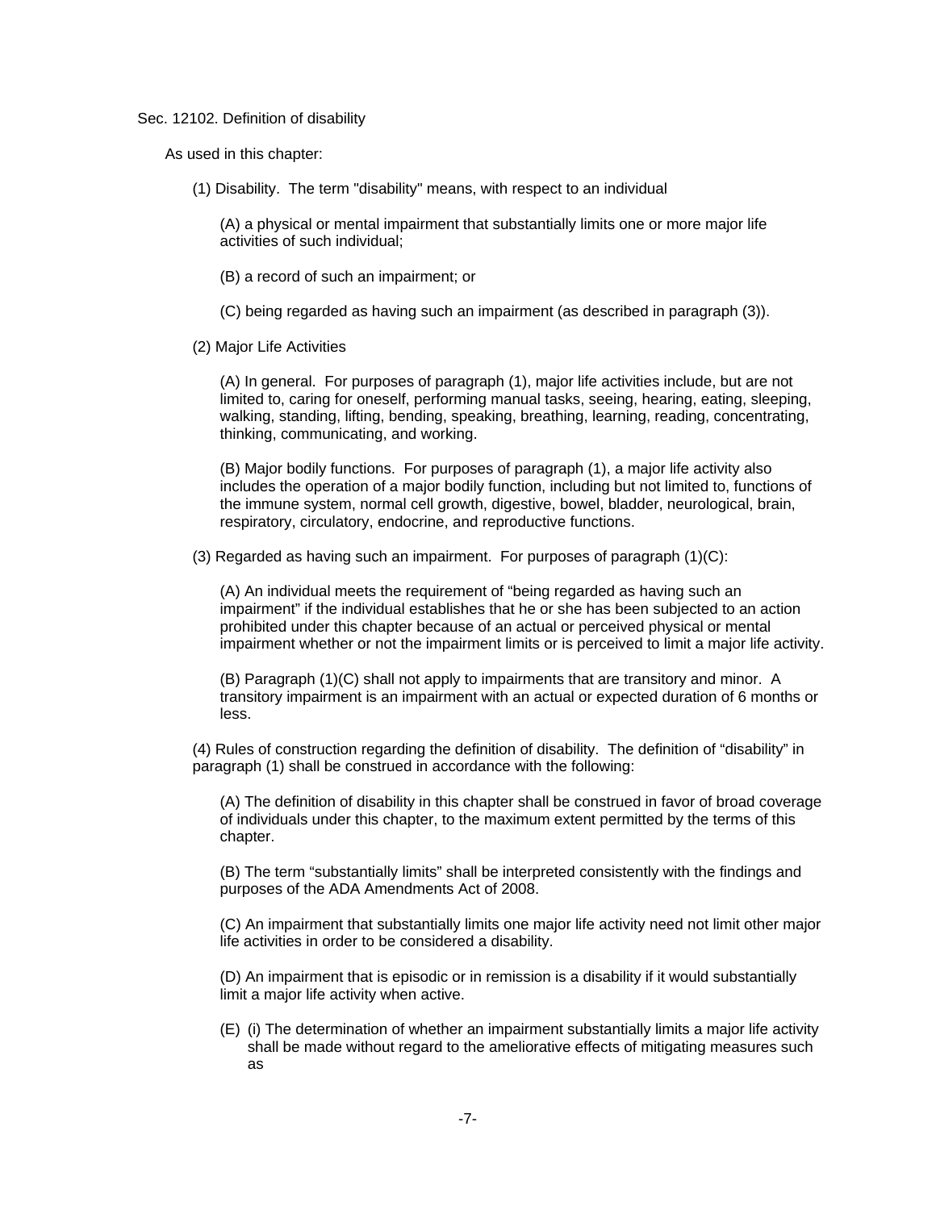Sec. 12102. Definition of disability

As used in this chapter:

(1) Disability. The term "disability" means, with respect to an individual

(A) a physical or mental impairment that substantially limits one or more major life activities of such individual;

(B) a record of such an impairment; or

(C) being regarded as having such an impairment (as described in paragraph (3)).

(2) Major Life Activities

(A) In general. For purposes of paragraph (1), major life activities include, but are not limited to, caring for oneself, performing manual tasks, seeing, hearing, eating, sleeping, walking, standing, lifting, bending, speaking, breathing, learning, reading, concentrating, thinking, communicating, and working.

(B) Major bodily functions. For purposes of paragraph (1), a major life activity also includes the operation of a major bodily function, including but not limited to, functions of the immune system, normal cell growth, digestive, bowel, bladder, neurological, brain, respiratory, circulatory, endocrine, and reproductive functions.

(3) Regarded as having such an impairment. For purposes of paragraph (1)(C):

(A) An individual meets the requirement of "being regarded as having such an impairment" if the individual establishes that he or she has been subjected to an action prohibited under this chapter because of an actual or perceived physical or mental impairment whether or not the impairment limits or is perceived to limit a major life activity.

(B) Paragraph (1)(C) shall not apply to impairments that are transitory and minor. A transitory impairment is an impairment with an actual or expected duration of 6 months or less.

(4) Rules of construction regarding the definition of disability. The definition of "disability" in paragraph (1) shall be construed in accordance with the following:

(A) The definition of disability in this chapter shall be construed in favor of broad coverage of individuals under this chapter, to the maximum extent permitted by the terms of this chapter.

(B) The term "substantially limits" shall be interpreted consistently with the findings and purposes of the ADA Amendments Act of 2008.

(C) An impairment that substantially limits one major life activity need not limit other major life activities in order to be considered a disability.

(D) An impairment that is episodic or in remission is a disability if it would substantially limit a major life activity when active.

(E) (i) The determination of whether an impairment substantially limits a major life activity shall be made without regard to the ameliorative effects of mitigating measures such as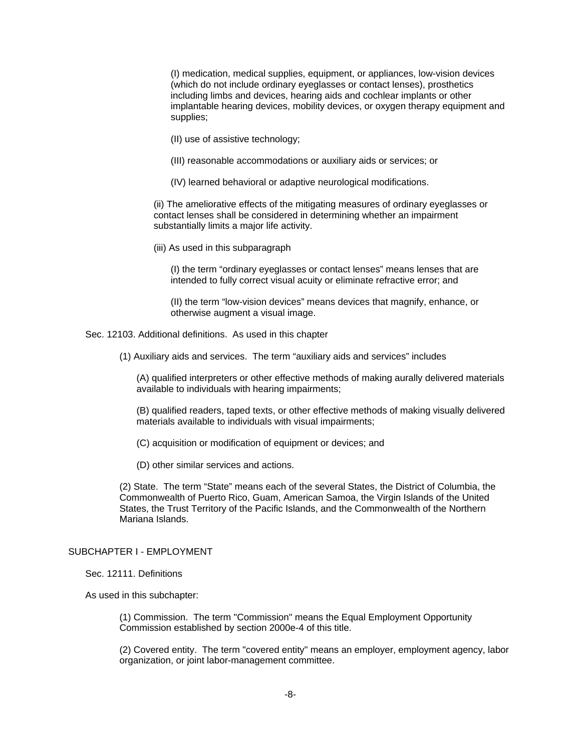(I) medication, medical supplies, equipment, or appliances, low-vision devices (which do not include ordinary eyeglasses or contact lenses), prosthetics including limbs and devices, hearing aids and cochlear implants or other implantable hearing devices, mobility devices, or oxygen therapy equipment and supplies;

(II) use of assistive technology;

(III) reasonable accommodations or auxiliary aids or services; or

(IV) learned behavioral or adaptive neurological modifications.

(ii) The ameliorative effects of the mitigating measures of ordinary eyeglasses or contact lenses shall be considered in determining whether an impairment substantially limits a major life activity.

(iii) As used in this subparagraph

(I) the term “ordinary eyeglasses or contact lenses” means lenses that are intended to fully correct visual acuity or eliminate refractive error; and

(II) the term “low-vision devices” means devices that magnify, enhance, or otherwise augment a visual image.

Sec. 12103. Additional definitions. As used in this chapter

(1) Auxiliary aids and services. The term “auxiliary aids and services” includes

(A) qualified interpreters or other effective methods of making aurally delivered materials available to individuals with hearing impairments;

(B) qualified readers, taped texts, or other effective methods of making visually delivered materials available to individuals with visual impairments;

(C) acquisition or modification of equipment or devices; and

(D) other similar services and actions.

(2) State. The term “State” means each of the several States, the District of Columbia, the Commonwealth of Puerto Rico, Guam, American Samoa, the Virgin Islands of the United States, the Trust Territory of the Pacific Islands, and the Commonwealth of the Northern Mariana Islands.

## SUBCHAPTER I - EMPLOYMENT

Sec. 12111. Definitions

As used in this subchapter:

(1) Commission. The term "Commission" means the Equal Employment Opportunity Commission established by section 2000e-4 of this title.

(2) Covered entity. The term "covered entity" means an employer, employment agency, labor organization, or joint labor-management committee.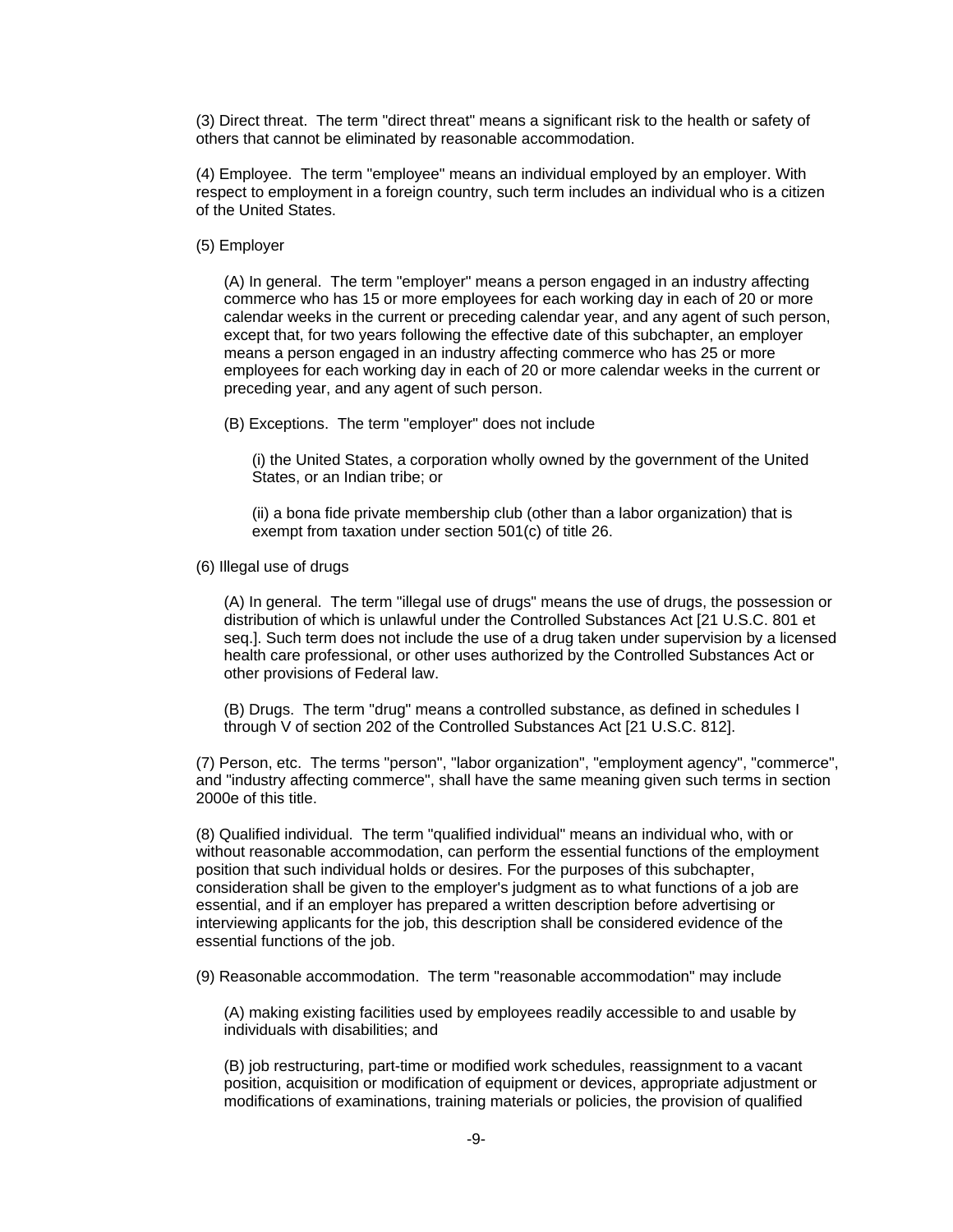(3) Direct threat. The term "direct threat" means a significant risk to the health or safety of others that cannot be eliminated by reasonable accommodation.

(4) Employee. The term "employee" means an individual employed by an employer. With respect to employment in a foreign country, such term includes an individual who is a citizen of the United States.

(5) Employer

(A) In general. The term "employer" means a person engaged in an industry affecting commerce who has 15 or more employees for each working day in each of 20 or more calendar weeks in the current or preceding calendar year, and any agent of such person, except that, for two years following the effective date of this subchapter, an employer means a person engaged in an industry affecting commerce who has 25 or more employees for each working day in each of 20 or more calendar weeks in the current or preceding year, and any agent of such person.

(B) Exceptions. The term "employer" does not include

(i) the United States, a corporation wholly owned by the government of the United States, or an Indian tribe; or

(ii) a bona fide private membership club (other than a labor organization) that is exempt from taxation under section 501(c) of title 26.

(6) Illegal use of drugs

(A) In general. The term "illegal use of drugs" means the use of drugs, the possession or distribution of which is unlawful under the Controlled Substances Act [21 U.S.C. 801 et seq.]. Such term does not include the use of a drug taken under supervision by a licensed health care professional, or other uses authorized by the Controlled Substances Act or other provisions of Federal law.

(B) Drugs. The term "drug" means a controlled substance, as defined in schedules I through V of section 202 of the Controlled Substances Act [21 U.S.C. 812].

(7) Person, etc. The terms "person", "labor organization", "employment agency", "commerce", and "industry affecting commerce", shall have the same meaning given such terms in section 2000e of this title.

(8) Qualified individual. The term "qualified individual" means an individual who, with or without reasonable accommodation, can perform the essential functions of the employment position that such individual holds or desires. For the purposes of this subchapter, consideration shall be given to the employer's judgment as to what functions of a job are essential, and if an employer has prepared a written description before advertising or interviewing applicants for the job, this description shall be considered evidence of the essential functions of the job.

(9) Reasonable accommodation. The term "reasonable accommodation" may include

(A) making existing facilities used by employees readily accessible to and usable by individuals with disabilities; and

(B) job restructuring, part-time or modified work schedules, reassignment to a vacant position, acquisition or modification of equipment or devices, appropriate adjustment or modifications of examinations, training materials or policies, the provision of qualified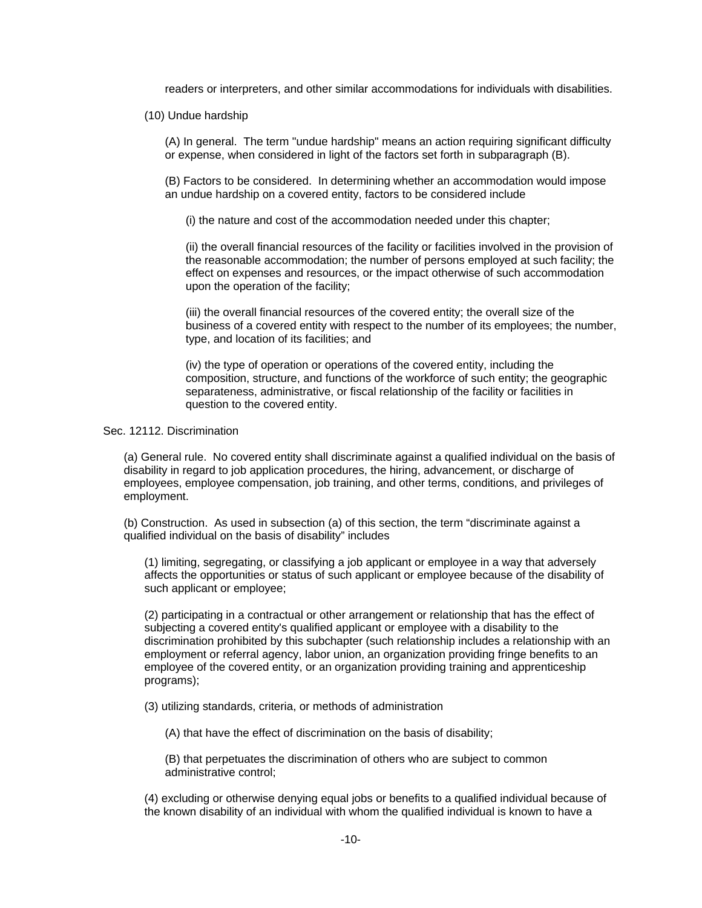readers or interpreters, and other similar accommodations for individuals with disabilities.

(10) Undue hardship

(A) In general. The term "undue hardship" means an action requiring significant difficulty or expense, when considered in light of the factors set forth in subparagraph (B).

(B) Factors to be considered. In determining whether an accommodation would impose an undue hardship on a covered entity, factors to be considered include

(i) the nature and cost of the accommodation needed under this chapter;

(ii) the overall financial resources of the facility or facilities involved in the provision of the reasonable accommodation; the number of persons employed at such facility; the effect on expenses and resources, or the impact otherwise of such accommodation upon the operation of the facility;

(iii) the overall financial resources of the covered entity; the overall size of the business of a covered entity with respect to the number of its employees; the number, type, and location of its facilities; and

(iv) the type of operation or operations of the covered entity, including the composition, structure, and functions of the workforce of such entity; the geographic separateness, administrative, or fiscal relationship of the facility or facilities in question to the covered entity.

Sec. 12112. Discrimination

(a) General rule. No covered entity shall discriminate against a qualified individual on the basis of disability in regard to job application procedures, the hiring, advancement, or discharge of employees, employee compensation, job training, and other terms, conditions, and privileges of employment.

(b) Construction. As used in subsection (a) of this section, the term "discriminate against a qualified individual on the basis of disability" includes

(1) limiting, segregating, or classifying a job applicant or employee in a way that adversely affects the opportunities or status of such applicant or employee because of the disability of such applicant or employee;

(2) participating in a contractual or other arrangement or relationship that has the effect of subjecting a covered entity's qualified applicant or employee with a disability to the discrimination prohibited by this subchapter (such relationship includes a relationship with an employment or referral agency, labor union, an organization providing fringe benefits to an employee of the covered entity, or an organization providing training and apprenticeship programs);

(3) utilizing standards, criteria, or methods of administration

(A) that have the effect of discrimination on the basis of disability;

(B) that perpetuates the discrimination of others who are subject to common administrative control;

(4) excluding or otherwise denying equal jobs or benefits to a qualified individual because of the known disability of an individual with whom the qualified individual is known to have a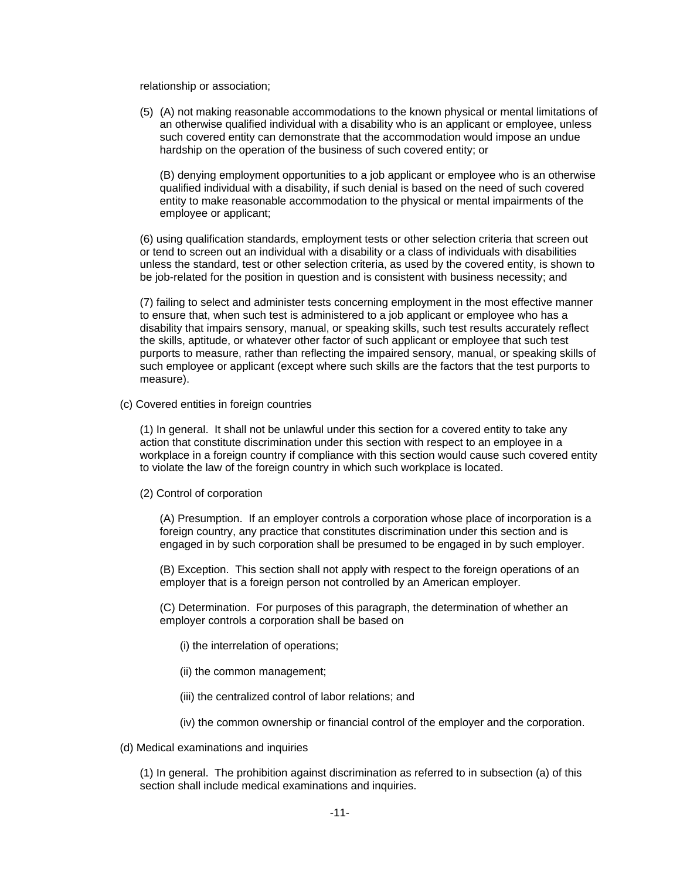relationship or association;

(5) (A) not making reasonable accommodations to the known physical or mental limitations of an otherwise qualified individual with a disability who is an applicant or employee, unless such covered entity can demonstrate that the accommodation would impose an undue hardship on the operation of the business of such covered entity; or

(B) denying employment opportunities to a job applicant or employee who is an otherwise qualified individual with a disability, if such denial is based on the need of such covered entity to make reasonable accommodation to the physical or mental impairments of the employee or applicant;

(6) using qualification standards, employment tests or other selection criteria that screen out or tend to screen out an individual with a disability or a class of individuals with disabilities unless the standard, test or other selection criteria, as used by the covered entity, is shown to be job-related for the position in question and is consistent with business necessity; and

(7) failing to select and administer tests concerning employment in the most effective manner to ensure that, when such test is administered to a job applicant or employee who has a disability that impairs sensory, manual, or speaking skills, such test results accurately reflect the skills, aptitude, or whatever other factor of such applicant or employee that such test purports to measure, rather than reflecting the impaired sensory, manual, or speaking skills of such employee or applicant (except where such skills are the factors that the test purports to measure).

(c) Covered entities in foreign countries

(1) In general. It shall not be unlawful under this section for a covered entity to take any action that constitute discrimination under this section with respect to an employee in a workplace in a foreign country if compliance with this section would cause such covered entity to violate the law of the foreign country in which such workplace is located.

(2) Control of corporation

(A) Presumption. If an employer controls a corporation whose place of incorporation is a foreign country, any practice that constitutes discrimination under this section and is engaged in by such corporation shall be presumed to be engaged in by such employer.

(B) Exception. This section shall not apply with respect to the foreign operations of an employer that is a foreign person not controlled by an American employer.

(C) Determination. For purposes of this paragraph, the determination of whether an employer controls a corporation shall be based on

(i) the interrelation of operations;

(ii) the common management;

(iii) the centralized control of labor relations; and

(iv) the common ownership or financial control of the employer and the corporation.

(d) Medical examinations and inquiries

(1) In general. The prohibition against discrimination as referred to in subsection (a) of this section shall include medical examinations and inquiries.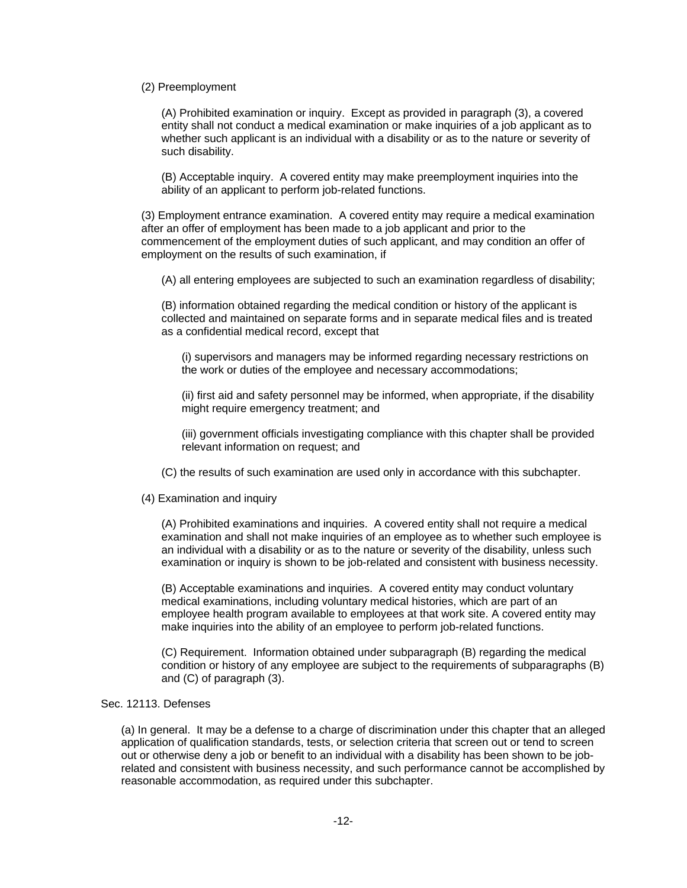(2) Preemployment

(A) Prohibited examination or inquiry. Except as provided in paragraph (3), a covered entity shall not conduct a medical examination or make inquiries of a job applicant as to whether such applicant is an individual with a disability or as to the nature or severity of such disability.

(B) Acceptable inquiry. A covered entity may make preemployment inquiries into the ability of an applicant to perform job-related functions.

(3) Employment entrance examination. A covered entity may require a medical examination after an offer of employment has been made to a job applicant and prior to the commencement of the employment duties of such applicant, and may condition an offer of employment on the results of such examination, if

(A) all entering employees are subjected to such an examination regardless of disability;

(B) information obtained regarding the medical condition or history of the applicant is collected and maintained on separate forms and in separate medical files and is treated as a confidential medical record, except that

(i) supervisors and managers may be informed regarding necessary restrictions on the work or duties of the employee and necessary accommodations;

(ii) first aid and safety personnel may be informed, when appropriate, if the disability might require emergency treatment; and

(iii) government officials investigating compliance with this chapter shall be provided relevant information on request; and

(C) the results of such examination are used only in accordance with this subchapter.

(4) Examination and inquiry

(A) Prohibited examinations and inquiries. A covered entity shall not require a medical examination and shall not make inquiries of an employee as to whether such employee is an individual with a disability or as to the nature or severity of the disability, unless such examination or inquiry is shown to be job-related and consistent with business necessity.

(B) Acceptable examinations and inquiries. A covered entity may conduct voluntary medical examinations, including voluntary medical histories, which are part of an employee health program available to employees at that work site. A covered entity may make inquiries into the ability of an employee to perform job-related functions.

(C) Requirement. Information obtained under subparagraph (B) regarding the medical condition or history of any employee are subject to the requirements of subparagraphs (B) and (C) of paragraph (3).

Sec. 12113. Defenses

(a) In general. It may be a defense to a charge of discrimination under this chapter that an alleged application of qualification standards, tests, or selection criteria that screen out or tend to screen out or otherwise deny a job or benefit to an individual with a disability has been shown to be job-related and consistent with business necessity, and such performance cannot be accomplished by reasonable accommodation, as required under this subchapter.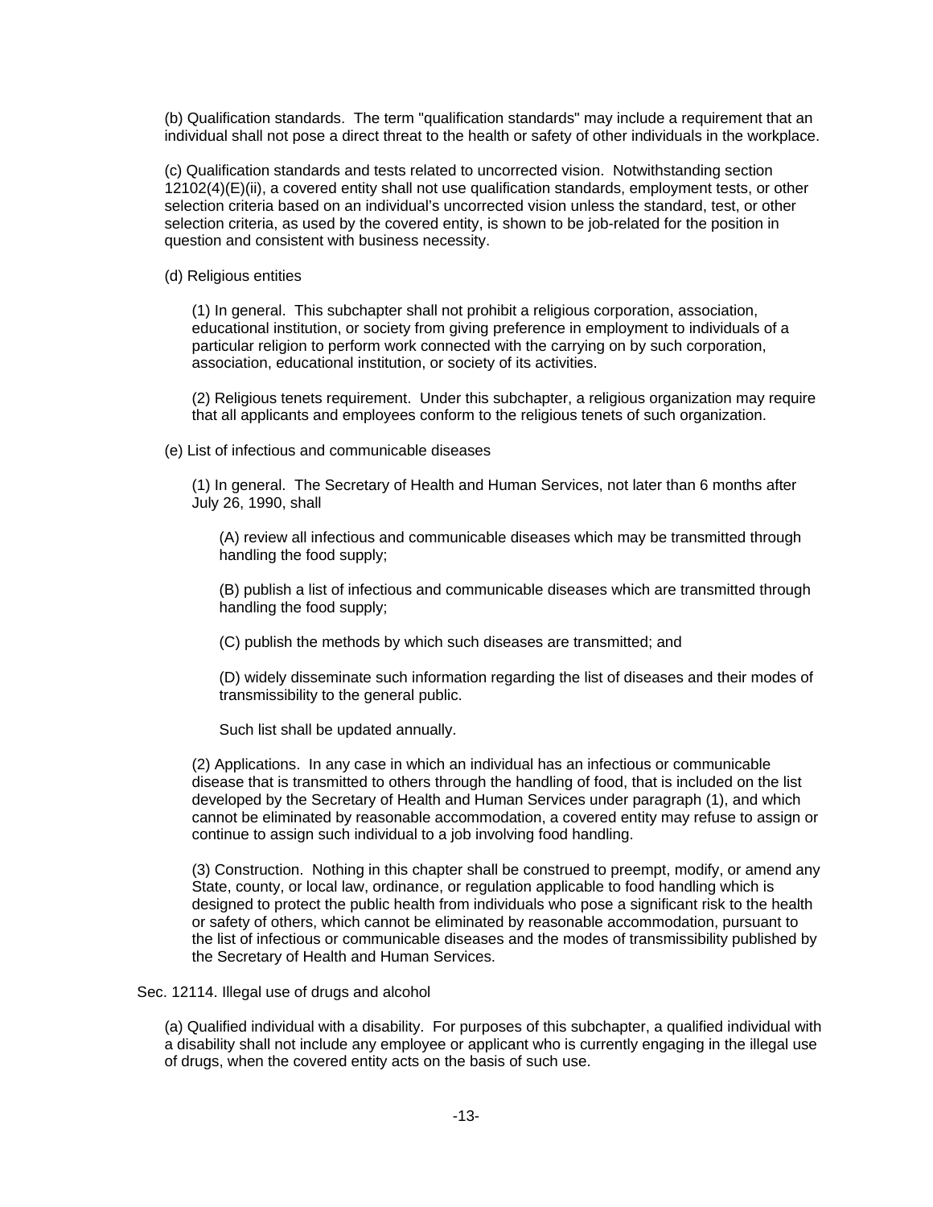(b) Qualification standards. The term "qualification standards" may include a requirement that an individual shall not pose a direct threat to the health or safety of other individuals in the workplace.

(c) Qualification standards and tests related to uncorrected vision. Notwithstanding section 12102(4)(E)(ii), a covered entity shall not use qualification standards, employment tests, or other selection criteria based on an individual's uncorrected vision unless the standard, test, or other selection criteria, as used by the covered entity, is shown to be job-related for the position in question and consistent with business necessity.

(d) Religious entities

(1) In general. This subchapter shall not prohibit a religious corporation, association, educational institution, or society from giving preference in employment to individuals of a particular religion to perform work connected with the carrying on by such corporation, association, educational institution, or society of its activities.

(2) Religious tenets requirement. Under this subchapter, a religious organization may require that all applicants and employees conform to the religious tenets of such organization.

(e) List of infectious and communicable diseases

(1) In general. The Secretary of Health and Human Services, not later than 6 months after July 26, 1990, shall

(A) review all infectious and communicable diseases which may be transmitted through handling the food supply;

(B) publish a list of infectious and communicable diseases which are transmitted through handling the food supply;

(C) publish the methods by which such diseases are transmitted; and

(D) widely disseminate such information regarding the list of diseases and their modes of transmissibility to the general public.

Such list shall be updated annually.

(2) Applications. In any case in which an individual has an infectious or communicable disease that is transmitted to others through the handling of food, that is included on the list developed by the Secretary of Health and Human Services under paragraph (1), and which cannot be eliminated by reasonable accommodation, a covered entity may refuse to assign or continue to assign such individual to a job involving food handling.

(3) Construction. Nothing in this chapter shall be construed to preempt, modify, or amend any State, county, or local law, ordinance, or regulation applicable to food handling which is designed to protect the public health from individuals who pose a significant risk to the health or safety of others, which cannot be eliminated by reasonable accommodation, pursuant to the list of infectious or communicable diseases and the modes of transmissibility published by the Secretary of Health and Human Services.

Sec. 12114. Illegal use of drugs and alcohol

(a) Qualified individual with a disability. For purposes of this subchapter, a qualified individual with a disability shall not include any employee or applicant who is currently engaging in the illegal use of drugs, when the covered entity acts on the basis of such use.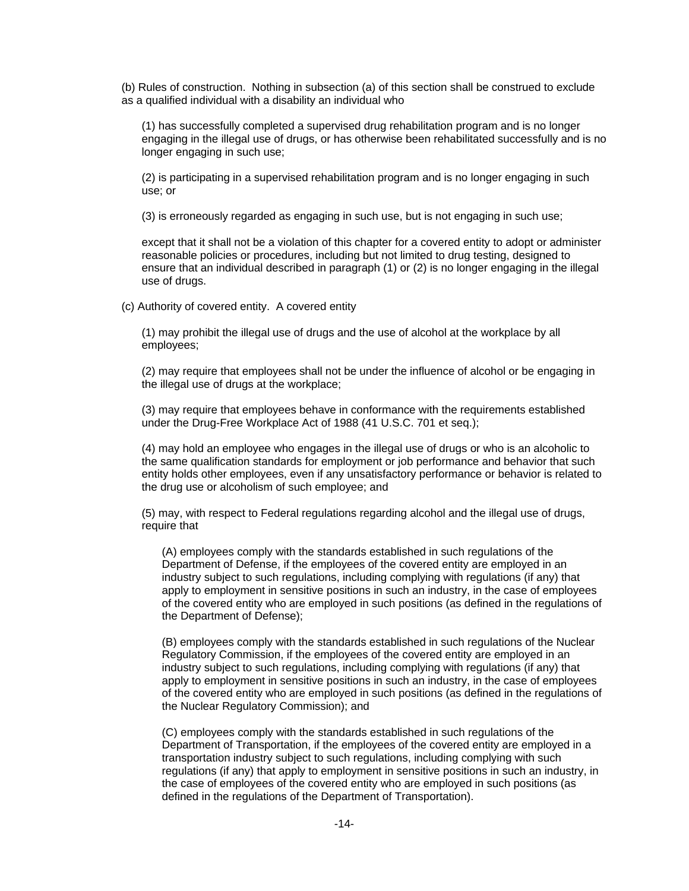(b) Rules of construction. Nothing in subsection (a) of this section shall be construed to exclude as a qualified individual with a disability an individual who

(1) has successfully completed a supervised drug rehabilitation program and is no longer engaging in the illegal use of drugs, or has otherwise been rehabilitated successfully and is no longer engaging in such use;

(2) is participating in a supervised rehabilitation program and is no longer engaging in such use; or

(3) is erroneously regarded as engaging in such use, but is not engaging in such use;

except that it shall not be a violation of this chapter for a covered entity to adopt or administer reasonable policies or procedures, including but not limited to drug testing, designed to ensure that an individual described in paragraph (1) or (2) is no longer engaging in the illegal use of drugs.

(c) Authority of covered entity. A covered entity

(1) may prohibit the illegal use of drugs and the use of alcohol at the workplace by all employees;

(2) may require that employees shall not be under the influence of alcohol or be engaging in the illegal use of drugs at the workplace;

(3) may require that employees behave in conformance with the requirements established under the Drug-Free Workplace Act of 1988 (41 U.S.C. 701 et seq.);

(4) may hold an employee who engages in the illegal use of drugs or who is an alcoholic to the same qualification standards for employment or job performance and behavior that such entity holds other employees, even if any unsatisfactory performance or behavior is related to the drug use or alcoholism of such employee; and

(5) may, with respect to Federal regulations regarding alcohol and the illegal use of drugs, require that

(A) employees comply with the standards established in such regulations of the Department of Defense, if the employees of the covered entity are employed in an industry subject to such regulations, including complying with regulations (if any) that apply to employment in sensitive positions in such an industry, in the case of employees of the covered entity who are employed in such positions (as defined in the regulations of the Department of Defense);

(B) employees comply with the standards established in such regulations of the Nuclear Regulatory Commission, if the employees of the covered entity are employed in an industry subject to such regulations, including complying with regulations (if any) that apply to employment in sensitive positions in such an industry, in the case of employees of the covered entity who are employed in such positions (as defined in the regulations of the Nuclear Regulatory Commission); and

(C) employees comply with the standards established in such regulations of the Department of Transportation, if the employees of the covered entity are employed in a transportation industry subject to such regulations, including complying with such regulations (if any) that apply to employment in sensitive positions in such an industry, in the case of employees of the covered entity who are employed in such positions (as defined in the regulations of the Department of Transportation).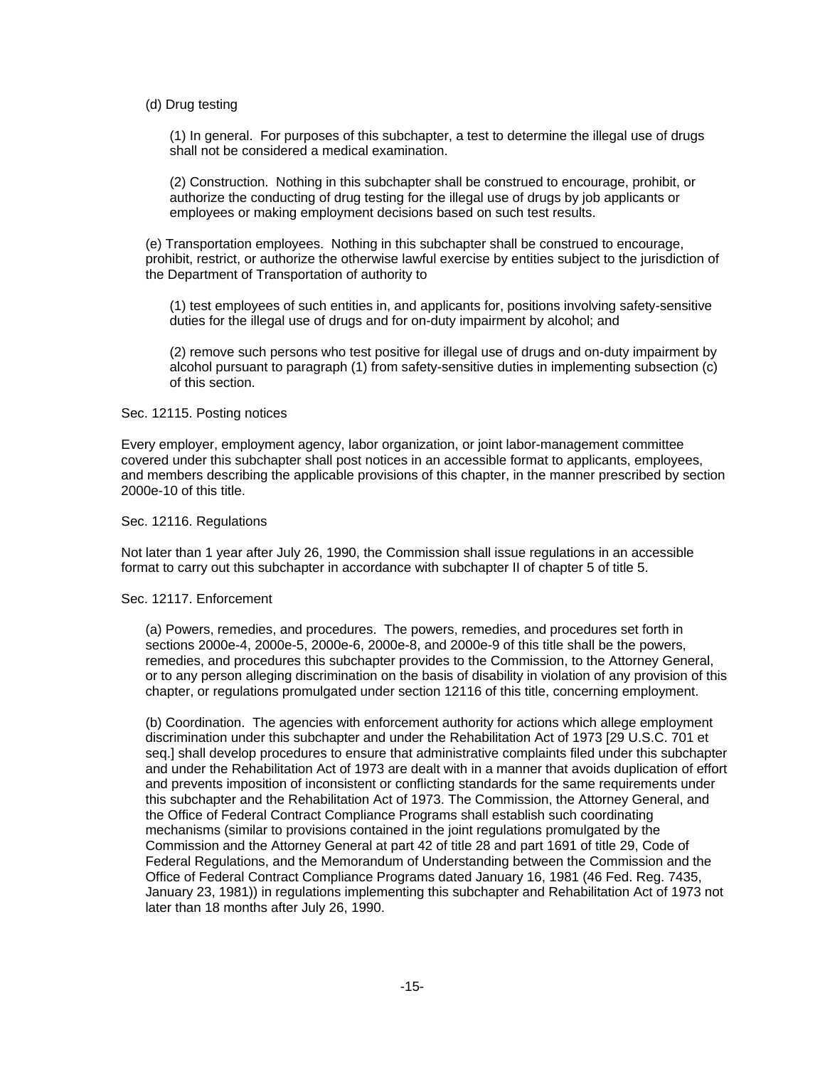(d) Drug testing

(1) In general. For purposes of this subchapter, a test to determine the illegal use of drugs shall not be considered a medical examination.

(2) Construction. Nothing in this subchapter shall be construed to encourage, prohibit, or authorize the conducting of drug testing for the illegal use of drugs by job applicants or employees or making employment decisions based on such test results.

(e) Transportation employees. Nothing in this subchapter shall be construed to encourage, prohibit, restrict, or authorize the otherwise lawful exercise by entities subject to the jurisdiction of the Department of Transportation of authority to

(1) test employees of such entities in, and applicants for, positions involving safety-sensitive duties for the illegal use of drugs and for on-duty impairment by alcohol; and

(2) remove such persons who test positive for illegal use of drugs and on-duty impairment by alcohol pursuant to paragraph (1) from safety-sensitive duties in implementing subsection (c) of this section.

Sec. 12115. Posting notices

Every employer, employment agency, labor organization, or joint labor-management committee covered under this subchapter shall post notices in an accessible format to applicants, employees, and members describing the applicable provisions of this chapter, in the manner prescribed by section 2000e-10 of this title.

Sec. 12116. Regulations

Not later than 1 year after July 26, 1990, the Commission shall issue regulations in an accessible format to carry out this subchapter in accordance with subchapter II of chapter 5 of title 5.

Sec. 12117. Enforcement

(a) Powers, remedies, and procedures. The powers, remedies, and procedures set forth in sections 2000e-4, 2000e-5, 2000e-6, 2000e-8, and 2000e-9 of this title shall be the powers, remedies, and procedures this subchapter provides to the Commission, to the Attorney General, or to any person alleging discrimination on the basis of disability in violation of any provision of this chapter, or regulations promulgated under section 12116 of this title, concerning employment.

(b) Coordination. The agencies with enforcement authority for actions which allege employment discrimination under this subchapter and under the Rehabilitation Act of 1973 [29 U.S.C. 701 et seq.] shall develop procedures to ensure that administrative complaints filed under this subchapter and under the Rehabilitation Act of 1973 are dealt with in a manner that avoids duplication of effort and prevents imposition of inconsistent or conflicting standards for the same requirements under this subchapter and the Rehabilitation Act of 1973. The Commission, the Attorney General, and the Office of Federal Contract Compliance Programs shall establish such coordinating mechanisms (similar to provisions contained in the joint regulations promulgated by the Commission and the Attorney General at part 42 of title 28 and part 1691 of title 29, Code of Federal Regulations, and the Memorandum of Understanding between the Commission and the Office of Federal Contract Compliance Programs dated January 16, 1981 (46 Fed. Reg. 7435, January 23, 1981)) in regulations implementing this subchapter and Rehabilitation Act of 1973 not later than 18 months after July 26, 1990.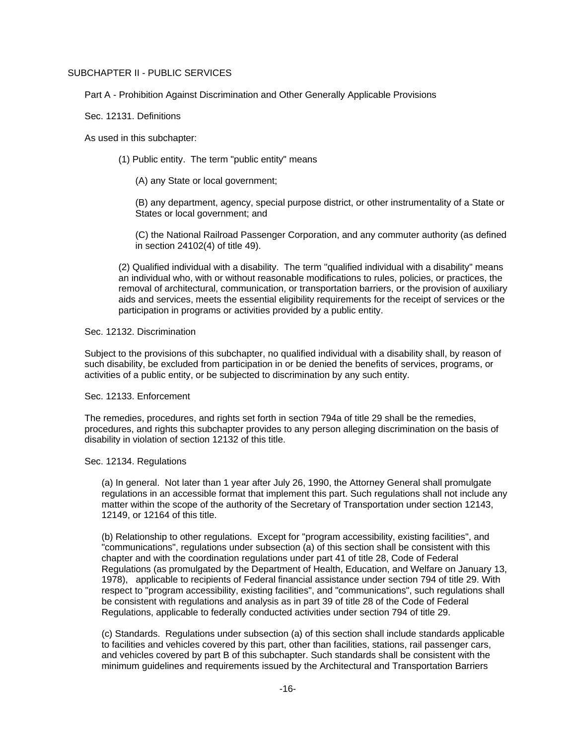## SUBCHAPTER II - PUBLIC SERVICES

### Part A - Prohibition Against Discrimination and Other Generally Applicable Provisions

#### Sec. 12131. Definitions

As used in this subchapter:

(1) Public entity. The term "public entity" means

(A) any State or local government;

(B) any department, agency, special purpose district, or other instrumentality of a State or States or local government; and

(C) the National Railroad Passenger Corporation, and any commuter authority (as defined in section 24102(4) of title 49).

(2) Qualified individual with a disability. The term "qualified individual with a disability" means an individual who, with or without reasonable modifications to rules, policies, or practices, the removal of architectural, communication, or transportation barriers, or the provision of auxiliary aids and services, meets the essential eligibility requirements for the receipt of services or the participation in programs or activities provided by a public entity.

#### Sec. 12132. Discrimination

Subject to the provisions of this subchapter, no qualified individual with a disability shall, by reason of such disability, be excluded from participation in or be denied the benefits of services, programs, or activities of a public entity, or be subjected to discrimination by any such entity.

#### Sec. 12133. Enforcement

The remedies, procedures, and rights set forth in section 794a of title 29 shall be the remedies, procedures, and rights this subchapter provides to any person alleging discrimination on the basis of disability in violation of section 12132 of this title.

#### Sec. 12134. Regulations

(a) In general. Not later than 1 year after July 26, 1990, the Attorney General shall promulgate regulations in an accessible format that implement this part. Such regulations shall not include any matter within the scope of the authority of the Secretary of Transportation under section 12143, 12149, or 12164 of this title.

(b) Relationship to other regulations. Except for "program accessibility, existing facilities", and "communications", regulations under subsection (a) of this section shall be consistent with this chapter and with the coordination regulations under part 41 of title 28, Code of Federal Regulations (as promulgated by the Department of Health, Education, and Welfare on January 13, 1978), applicable to recipients of Federal financial assistance under section 794 of title 29. With respect to "program accessibility, existing facilities", and "communications", such regulations shall be consistent with regulations and analysis as in part 39 of title 28 of the Code of Federal Regulations, applicable to federally conducted activities under section 794 of title 29.

(c) Standards. Regulations under subsection (a) of this section shall include standards applicable to facilities and vehicles covered by this part, other than facilities, stations, rail passenger cars, and vehicles covered by part B of this subchapter. Such standards shall be consistent with the minimum guidelines and requirements issued by the Architectural and Transportation Barriers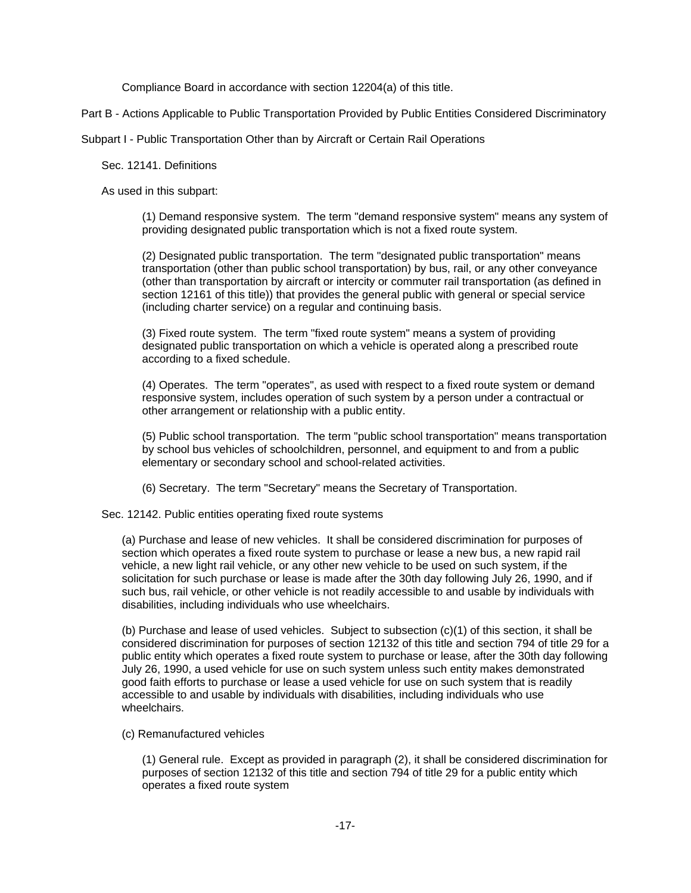Compliance Board in accordance with section 12204(a) of this title.

## Part B - Actions Applicable to Public Transportation Provided by Public Entities Considered Discriminatory

### Subpart I - Public Transportation Other than by Aircraft or Certain Rail Operations

#### Sec. 12141. Definitions

As used in this subpart:

(1) Demand responsive system. The term "demand responsive system" means any system of providing designated public transportation which is not a fixed route system.

(2) Designated public transportation. The term "designated public transportation" means transportation (other than public school transportation) by bus, rail, or any other conveyance (other than transportation by aircraft or intercity or commuter rail transportation (as defined in section 12161 of this title)) that provides the general public with general or special service (including charter service) on a regular and continuing basis.

(3) Fixed route system. The term "fixed route system" means a system of providing designated public transportation on which a vehicle is operated along a prescribed route according to a fixed schedule.

(4) Operates. The term "operates", as used with respect to a fixed route system or demand responsive system, includes operation of such system by a person under a contractual or other arrangement or relationship with a public entity.

(5) Public school transportation. The term "public school transportation" means transportation by school bus vehicles of schoolchildren, personnel, and equipment to and from a public elementary or secondary school and school-related activities.

(6) Secretary. The term "Secretary" means the Secretary of Transportation.

#### Sec. 12142. Public entities operating fixed route systems

(a) Purchase and lease of new vehicles. It shall be considered discrimination for purposes of section which operates a fixed route system to purchase or lease a new bus, a new rapid rail vehicle, a new light rail vehicle, or any other new vehicle to be used on such system, if the solicitation for such purchase or lease is made after the 30th day following July 26, 1990, and if such bus, rail vehicle, or other vehicle is not readily accessible to and usable by individuals with disabilities, including individuals who use wheelchairs.

(b) Purchase and lease of used vehicles. Subject to subsection (c)(1) of this section, it shall be considered discrimination for purposes of section 12132 of this title and section 794 of title 29 for a public entity which operates a fixed route system to purchase or lease, after the 30th day following July 26, 1990, a used vehicle for use on such system unless such entity makes demonstrated good faith efforts to purchase or lease a used vehicle for use on such system that is readily accessible to and usable by individuals with disabilities, including individuals who use wheelchairs.

(c) Remanufactured vehicles

(1) General rule. Except as provided in paragraph (2), it shall be considered discrimination for purposes of section 12132 of this title and section 794 of title 29 for a public entity which operates a fixed route system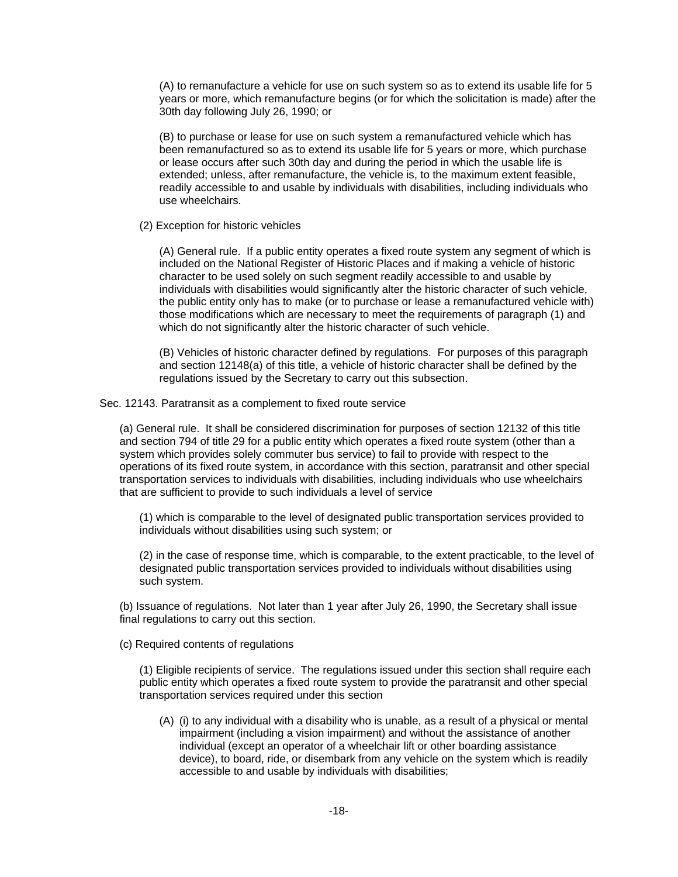(A) to remanufacture a vehicle for use on such system so as to extend its usable life for 5 years or more, which remanufacture begins (or for which the solicitation is made) after the 30th day following July 26, 1990; or

(B) to purchase or lease for use on such system a remanufactured vehicle which has been remanufactured so as to extend its usable life for 5 years or more, which purchase or lease occurs after such 30th day and during the period in which the usable life is extended; unless, after remanufacture, the vehicle is, to the maximum extent feasible, readily accessible to and usable by individuals with disabilities, including individuals who use wheelchairs.

(2) Exception for historic vehicles

(A) General rule. If a public entity operates a fixed route system any segment of which is included on the National Register of Historic Places and if making a vehicle of historic character to be used solely on such segment readily accessible to and usable by individuals with disabilities would significantly alter the historic character of such vehicle, the public entity only has to make (or to purchase or lease a remanufactured vehicle with) those modifications which are necessary to meet the requirements of paragraph (1) and which do not significantly alter the historic character of such vehicle.

(B) Vehicles of historic character defined by regulations. For purposes of this paragraph and section 12148(a) of this title, a vehicle of historic character shall be defined by the regulations issued by the Secretary to carry out this subsection.

Sec. 12143. Paratransit as a complement to fixed route service

(a) General rule. It shall be considered discrimination for purposes of section 12132 of this title and section 794 of title 29 for a public entity which operates a fixed route system (other than a system which provides solely commuter bus service) to fail to provide with respect to the operations of its fixed route system, in accordance with this section, paratransit and other special transportation services to individuals with disabilities, including individuals who use wheelchairs that are sufficient to provide to such individuals a level of service

(1) which is comparable to the level of designated public transportation services provided to individuals without disabilities using such system; or

(2) in the case of response time, which is comparable, to the extent practicable, to the level of designated public transportation services provided to individuals without disabilities using such system.

(b) Issuance of regulations. Not later than 1 year after July 26, 1990, the Secretary shall issue final regulations to carry out this section.

(c) Required contents of regulations

(1) Eligible recipients of service. The regulations issued under this section shall require each public entity which operates a fixed route system to provide the paratransit and other special transportation services required under this section

(A) (i) to any individual with a disability who is unable, as a result of a physical or mental impairment (including a vision impairment) and without the assistance of another individual (except an operator of a wheelchair lift or other boarding assistance device), to board, ride, or disembark from any vehicle on the system which is readily accessible to and usable by individuals with disabilities;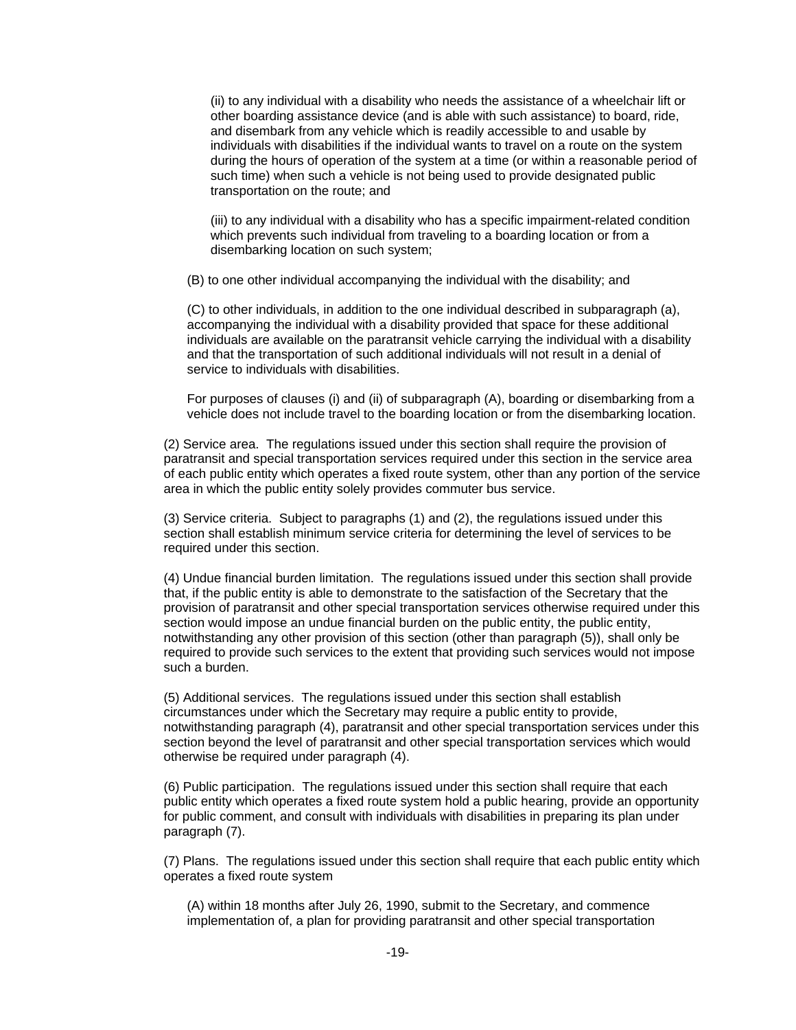(ii) to any individual with a disability who needs the assistance of a wheelchair lift or other boarding assistance device (and is able with such assistance) to board, ride, and disembark from any vehicle which is readily accessible to and usable by individuals with disabilities if the individual wants to travel on a route on the system during the hours of operation of the system at a time (or within a reasonable period of such time) when such a vehicle is not being used to provide designated public transportation on the route; and

(iii) to any individual with a disability who has a specific impairment-related condition which prevents such individual from traveling to a boarding location or from a disembarking location on such system;

(B) to one other individual accompanying the individual with the disability; and

(C) to other individuals, in addition to the one individual described in subparagraph (a), accompanying the individual with a disability provided that space for these additional individuals are available on the paratransit vehicle carrying the individual with a disability and that the transportation of such additional individuals will not result in a denial of service to individuals with disabilities.

For purposes of clauses (i) and (ii) of subparagraph (A), boarding or disembarking from a vehicle does not include travel to the boarding location or from the disembarking location.

(2) Service area. The regulations issued under this section shall require the provision of paratransit and special transportation services required under this section in the service area of each public entity which operates a fixed route system, other than any portion of the service area in which the public entity solely provides commuter bus service.

(3) Service criteria. Subject to paragraphs (1) and (2), the regulations issued under this section shall establish minimum service criteria for determining the level of services to be required under this section.

(4) Undue financial burden limitation. The regulations issued under this section shall provide that, if the public entity is able to demonstrate to the satisfaction of the Secretary that the provision of paratransit and other special transportation services otherwise required under this section would impose an undue financial burden on the public entity, the public entity, notwithstanding any other provision of this section (other than paragraph (5)), shall only be required to provide such services to the extent that providing such services would not impose such a burden.

(5) Additional services. The regulations issued under this section shall establish circumstances under which the Secretary may require a public entity to provide, notwithstanding paragraph (4), paratransit and other special transportation services under this section beyond the level of paratransit and other special transportation services which would otherwise be required under paragraph (4).

(6) Public participation. The regulations issued under this section shall require that each public entity which operates a fixed route system hold a public hearing, provide an opportunity for public comment, and consult with individuals with disabilities in preparing its plan under paragraph (7).

(7) Plans. The regulations issued under this section shall require that each public entity which operates a fixed route system

(A) within 18 months after July 26, 1990, submit to the Secretary, and commence implementation of, a plan for providing paratransit and other special transportation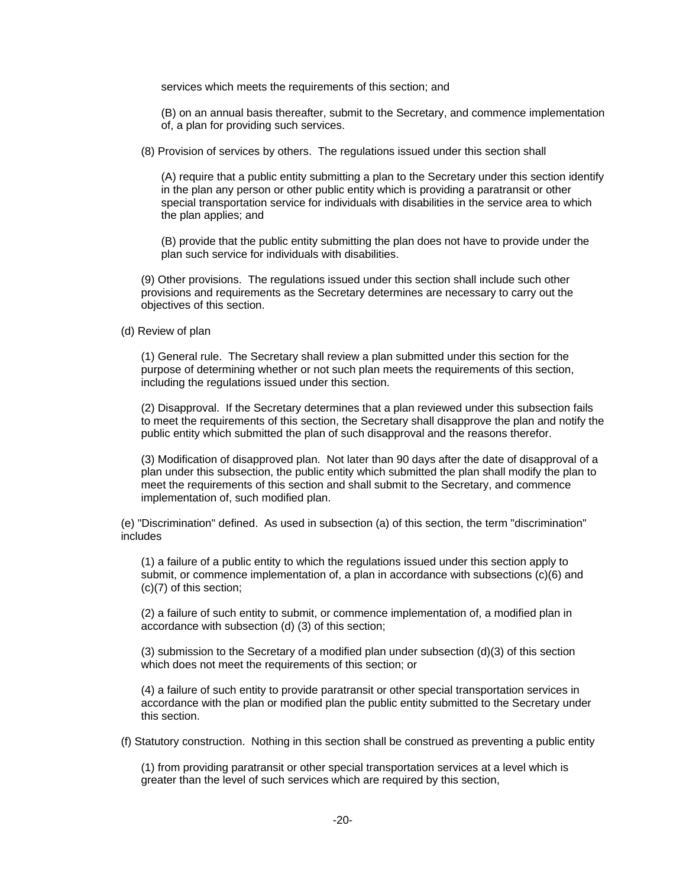services which meets the requirements of this section; and

(B) on an annual basis thereafter, submit to the Secretary, and commence implementation of, a plan for providing such services.

(8) Provision of services by others. The regulations issued under this section shall

(A) require that a public entity submitting a plan to the Secretary under this section identify in the plan any person or other public entity which is providing a paratransit or other special transportation service for individuals with disabilities in the service area to which the plan applies; and

(B) provide that the public entity submitting the plan does not have to provide under the plan such service for individuals with disabilities.

(9) Other provisions. The regulations issued under this section shall include such other provisions and requirements as the Secretary determines are necessary to carry out the objectives of this section.

(d) Review of plan

(1) General rule. The Secretary shall review a plan submitted under this section for the purpose of determining whether or not such plan meets the requirements of this section, including the regulations issued under this section.

(2) Disapproval. If the Secretary determines that a plan reviewed under this subsection fails to meet the requirements of this section, the Secretary shall disapprove the plan and notify the public entity which submitted the plan of such disapproval and the reasons therefor.

(3) Modification of disapproved plan. Not later than 90 days after the date of disapproval of a plan under this subsection, the public entity which submitted the plan shall modify the plan to meet the requirements of this section and shall submit to the Secretary, and commence implementation of, such modified plan.

(e) "Discrimination" defined. As used in subsection (a) of this section, the term "discrimination" includes

(1) a failure of a public entity to which the regulations issued under this section apply to submit, or commence implementation of, a plan in accordance with subsections (c)(6) and (c)(7) of this section;

(2) a failure of such entity to submit, or commence implementation of, a modified plan in accordance with subsection (d) (3) of this section;

(3) submission to the Secretary of a modified plan under subsection (d)(3) of this section which does not meet the requirements of this section; or

(4) a failure of such entity to provide paratransit or other special transportation services in accordance with the plan or modified plan the public entity submitted to the Secretary under this section.

(f) Statutory construction. Nothing in this section shall be construed as preventing a public entity

(1) from providing paratransit or other special transportation services at a level which is greater than the level of such services which are required by this section,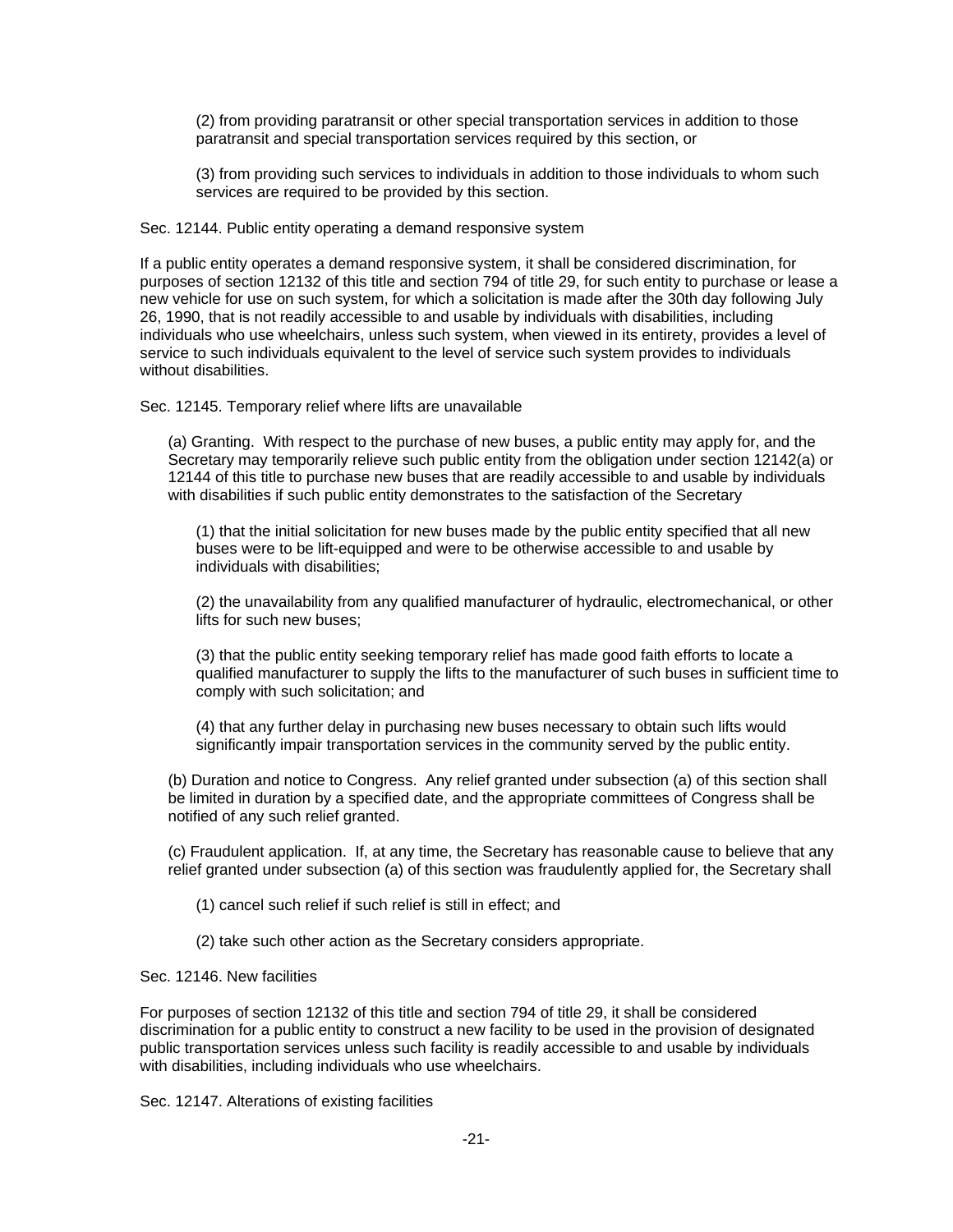(2) from providing paratransit or other special transportation services in addition to those paratransit and special transportation services required by this section, or

(3) from providing such services to individuals in addition to those individuals to whom such services are required to be provided by this section.

Sec. 12144. Public entity operating a demand responsive system

If a public entity operates a demand responsive system, it shall be considered discrimination, for purposes of section 12132 of this title and section 794 of title 29, for such entity to purchase or lease a new vehicle for use on such system, for which a solicitation is made after the 30th day following July 26, 1990, that is not readily accessible to and usable by individuals with disabilities, including individuals who use wheelchairs, unless such system, when viewed in its entirety, provides a level of service to such individuals equivalent to the level of service such system provides to individuals without disabilities.

Sec. 12145. Temporary relief where lifts are unavailable

(a) Granting. With respect to the purchase of new buses, a public entity may apply for, and the Secretary may temporarily relieve such public entity from the obligation under section 12142(a) or 12144 of this title to purchase new buses that are readily accessible to and usable by individuals with disabilities if such public entity demonstrates to the satisfaction of the Secretary

(1) that the initial solicitation for new buses made by the public entity specified that all new buses were to be lift-equipped and were to be otherwise accessible to and usable by individuals with disabilities;

(2) the unavailability from any qualified manufacturer of hydraulic, electromechanical, or other lifts for such new buses;

(3) that the public entity seeking temporary relief has made good faith efforts to locate a qualified manufacturer to supply the lifts to the manufacturer of such buses in sufficient time to comply with such solicitation; and

(4) that any further delay in purchasing new buses necessary to obtain such lifts would significantly impair transportation services in the community served by the public entity.

(b) Duration and notice to Congress. Any relief granted under subsection (a) of this section shall be limited in duration by a specified date, and the appropriate committees of Congress shall be notified of any such relief granted.

(c) Fraudulent application. If, at any time, the Secretary has reasonable cause to believe that any relief granted under subsection (a) of this section was fraudulently applied for, the Secretary shall

(1) cancel such relief if such relief is still in effect; and

(2) take such other action as the Secretary considers appropriate.

Sec. 12146. New facilities

For purposes of section 12132 of this title and section 794 of title 29, it shall be considered discrimination for a public entity to construct a new facility to be used in the provision of designated public transportation services unless such facility is readily accessible to and usable by individuals with disabilities, including individuals who use wheelchairs.

Sec. 12147. Alterations of existing facilities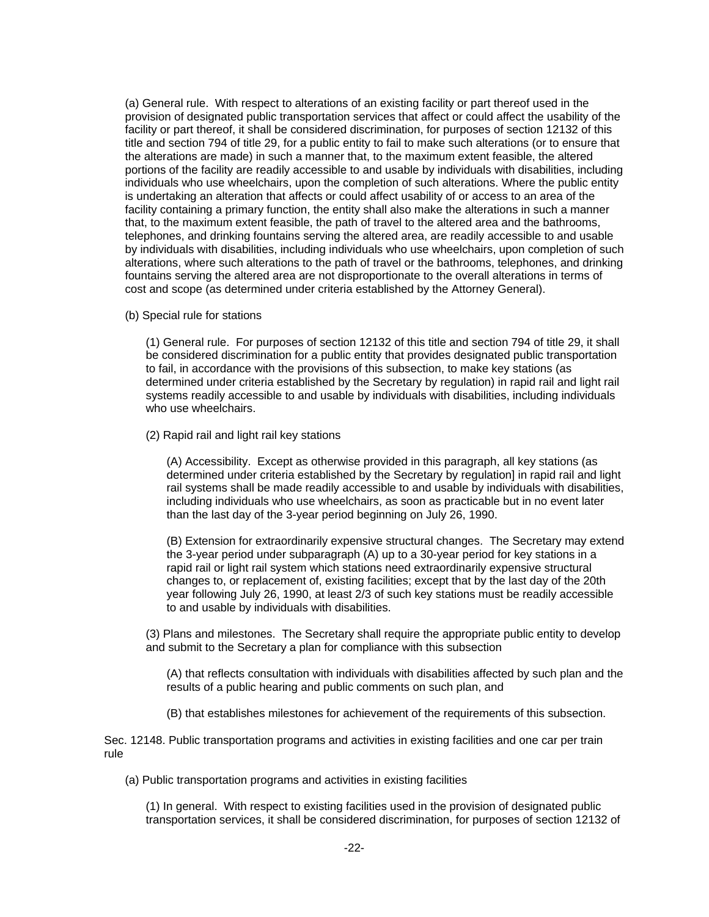(a) General rule. With respect to alterations of an existing facility or part thereof used in the provision of designated public transportation services that affect or could affect the usability of the facility or part thereof, it shall be considered discrimination, for purposes of section 12132 of this title and section 794 of title 29, for a public entity to fail to make such alterations (or to ensure that the alterations are made) in such a manner that, to the maximum extent feasible, the altered portions of the facility are readily accessible to and usable by individuals with disabilities, including individuals who use wheelchairs, upon the completion of such alterations. Where the public entity is undertaking an alteration that affects or could affect usability of or access to an area of the facility containing a primary function, the entity shall also make the alterations in such a manner that, to the maximum extent feasible, the path of travel to the altered area and the bathrooms, telephones, and drinking fountains serving the altered area, are readily accessible to and usable by individuals with disabilities, including individuals who use wheelchairs, upon completion of such alterations, where such alterations to the path of travel or the bathrooms, telephones, and drinking fountains serving the altered area are not disproportionate to the overall alterations in terms of cost and scope (as determined under criteria established by the Attorney General).

(b) Special rule for stations

(1) General rule. For purposes of section 12132 of this title and section 794 of title 29, it shall be considered discrimination for a public entity that provides designated public transportation to fail, in accordance with the provisions of this subsection, to make key stations (as determined under criteria established by the Secretary by regulation) in rapid rail and light rail systems readily accessible to and usable by individuals with disabilities, including individuals who use wheelchairs.

(2) Rapid rail and light rail key stations

(A) Accessibility. Except as otherwise provided in this paragraph, all key stations (as determined under criteria established by the Secretary by regulation] in rapid rail and light rail systems shall be made readily accessible to and usable by individuals with disabilities, including individuals who use wheelchairs, as soon as practicable but in no event later than the last day of the 3-year period beginning on July 26, 1990.

(B) Extension for extraordinarily expensive structural changes. The Secretary may extend the 3-year period under subparagraph (A) up to a 30-year period for key stations in a rapid rail or light rail system which stations need extraordinarily expensive structural changes to, or replacement of, existing facilities; except that by the last day of the 20th year following July 26, 1990, at least 2/3 of such key stations must be readily accessible to and usable by individuals with disabilities.

(3) Plans and milestones. The Secretary shall require the appropriate public entity to develop and submit to the Secretary a plan for compliance with this subsection

(A) that reflects consultation with individuals with disabilities affected by such plan and the results of a public hearing and public comments on such plan, and

(B) that establishes milestones for achievement of the requirements of this subsection.

Sec. 12148. Public transportation programs and activities in existing facilities and one car per train rule

(a) Public transportation programs and activities in existing facilities

(1) In general. With respect to existing facilities used in the provision of designated public transportation services, it shall be considered discrimination, for purposes of section 12132 of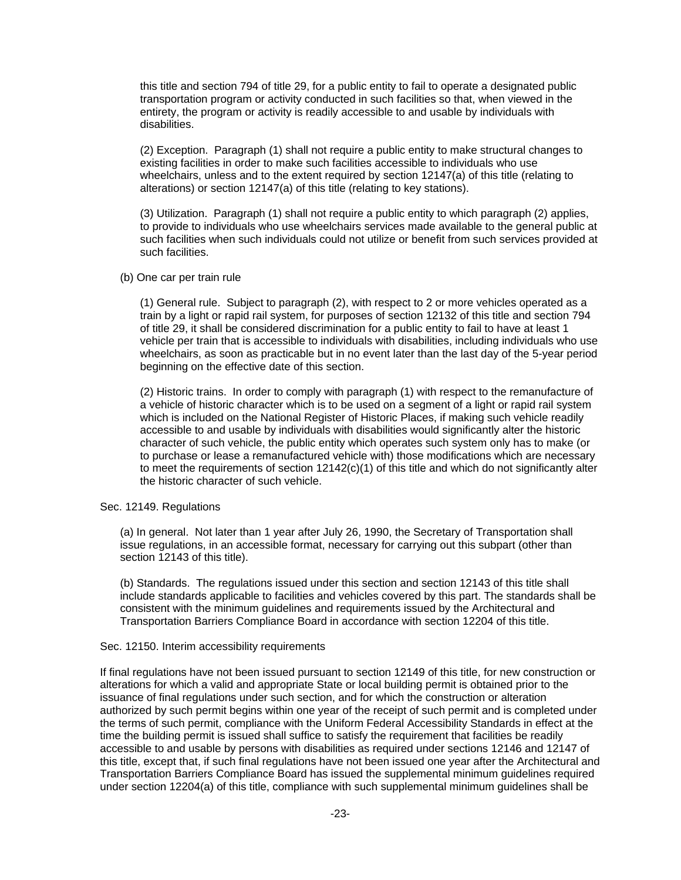this title and section 794 of title 29, for a public entity to fail to operate a designated public transportation program or activity conducted in such facilities so that, when viewed in the entirety, the program or activity is readily accessible to and usable by individuals with disabilities.

(2) Exception. Paragraph (1) shall not require a public entity to make structural changes to existing facilities in order to make such facilities accessible to individuals who use wheelchairs, unless and to the extent required by section 12147(a) of this title (relating to alterations) or section 12147(a) of this title (relating to key stations).

(3) Utilization. Paragraph (1) shall not require a public entity to which paragraph (2) applies, to provide to individuals who use wheelchairs services made available to the general public at such facilities when such individuals could not utilize or benefit from such services provided at such facilities.

(b) One car per train rule

(1) General rule. Subject to paragraph (2), with respect to 2 or more vehicles operated as a train by a light or rapid rail system, for purposes of section 12132 of this title and section 794 of title 29, it shall be considered discrimination for a public entity to fail to have at least 1 vehicle per train that is accessible to individuals with disabilities, including individuals who use wheelchairs, as soon as practicable but in no event later than the last day of the 5-year period beginning on the effective date of this section.

(2) Historic trains. In order to comply with paragraph (1) with respect to the remanufacture of a vehicle of historic character which is to be used on a segment of a light or rapid rail system which is included on the National Register of Historic Places, if making such vehicle readily accessible to and usable by individuals with disabilities would significantly alter the historic character of such vehicle, the public entity which operates such system only has to make (or to purchase or lease a remanufactured vehicle with) those modifications which are necessary to meet the requirements of section 12142(c)(1) of this title and which do not significantly alter the historic character of such vehicle.

Sec. 12149. Regulations

(a) In general. Not later than 1 year after July 26, 1990, the Secretary of Transportation shall issue regulations, in an accessible format, necessary for carrying out this subpart (other than section 12143 of this title).

(b) Standards. The regulations issued under this section and section 12143 of this title shall include standards applicable to facilities and vehicles covered by this part. The standards shall be consistent with the minimum guidelines and requirements issued by the Architectural and Transportation Barriers Compliance Board in accordance with section 12204 of this title.

Sec. 12150. Interim accessibility requirements

If final regulations have not been issued pursuant to section 12149 of this title, for new construction or alterations for which a valid and appropriate State or local building permit is obtained prior to the issuance of final regulations under such section, and for which the construction or alteration authorized by such permit begins within one year of the receipt of such permit and is completed under the terms of such permit, compliance with the Uniform Federal Accessibility Standards in effect at the time the building permit is issued shall suffice to satisfy the requirement that facilities be readily accessible to and usable by persons with disabilities as required under sections 12146 and 12147 of this title, except that, if such final regulations have not been issued one year after the Architectural and Transportation Barriers Compliance Board has issued the supplemental minimum guidelines required under section 12204(a) of this title, compliance with such supplemental minimum guidelines shall be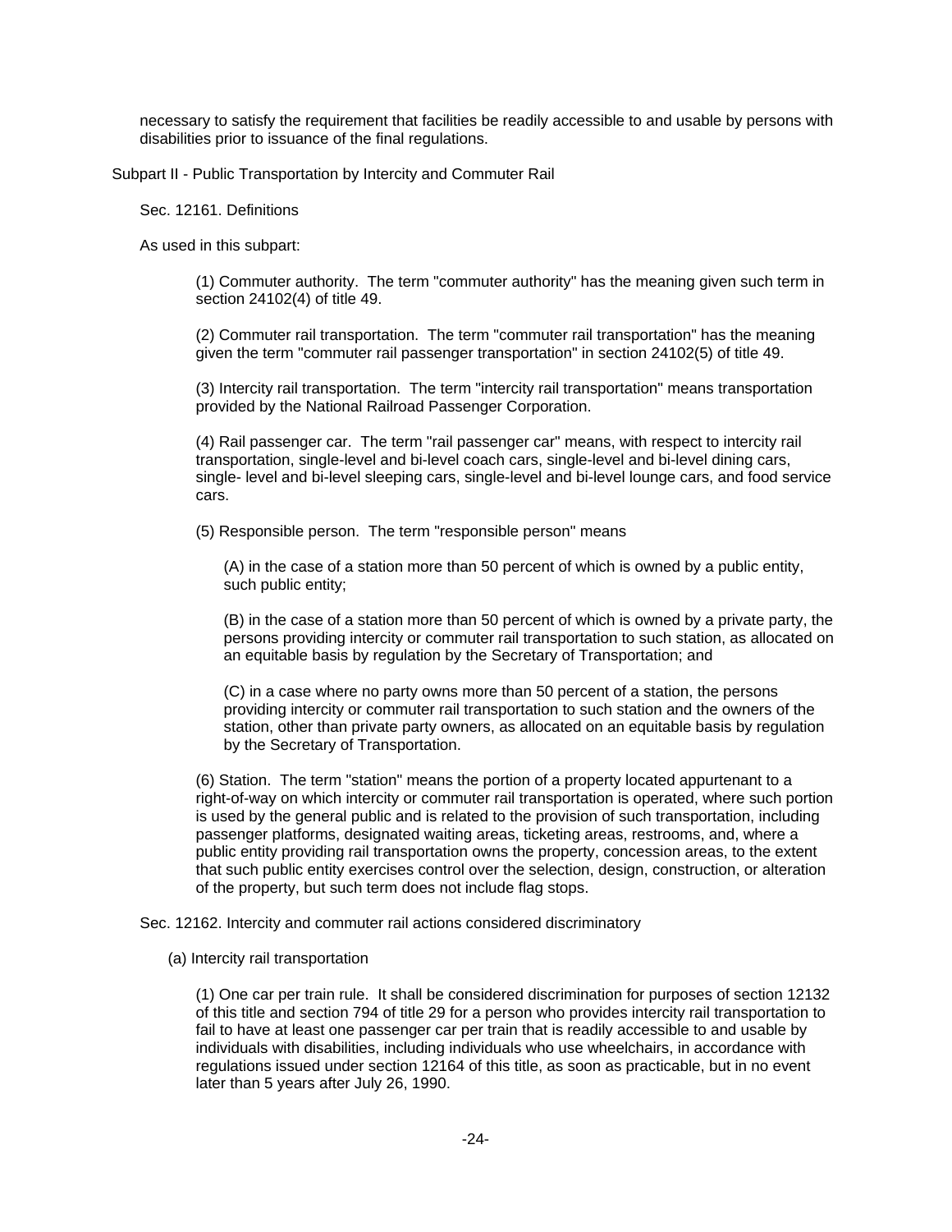necessary to satisfy the requirement that facilities be readily accessible to and usable by persons with disabilities prior to issuance of the final regulations.

## Subpart II - Public Transportation by Intercity and Commuter Rail

### Sec. 12161. Definitions

As used in this subpart:

(1) Commuter authority. The term "commuter authority" has the meaning given such term in section 24102(4) of title 49.

(2) Commuter rail transportation. The term "commuter rail transportation" has the meaning given the term "commuter rail passenger transportation" in section 24102(5) of title 49.

(3) Intercity rail transportation. The term "intercity rail transportation" means transportation provided by the National Railroad Passenger Corporation.

(4) Rail passenger car. The term "rail passenger car" means, with respect to intercity rail transportation, single-level and bi-level coach cars, single-level and bi-level dining cars, single- level and bi-level sleeping cars, single-level and bi-level lounge cars, and food service cars.

(5) Responsible person. The term "responsible person" means

(A) in the case of a station more than 50 percent of which is owned by a public entity, such public entity;

(B) in the case of a station more than 50 percent of which is owned by a private party, the persons providing intercity or commuter rail transportation to such station, as allocated on an equitable basis by regulation by the Secretary of Transportation; and

(C) in a case where no party owns more than 50 percent of a station, the persons providing intercity or commuter rail transportation to such station and the owners of the station, other than private party owners, as allocated on an equitable basis by regulation by the Secretary of Transportation.

(6) Station. The term "station" means the portion of a property located appurtenant to a right-of-way on which intercity or commuter rail transportation is operated, where such portion is used by the general public and is related to the provision of such transportation, including passenger platforms, designated waiting areas, ticketing areas, restrooms, and, where a public entity providing rail transportation owns the property, concession areas, to the extent that such public entity exercises control over the selection, design, construction, or alteration of the property, but such term does not include flag stops.

### Sec. 12162. Intercity and commuter rail actions considered discriminatory

(a) Intercity rail transportation

(1) One car per train rule. It shall be considered discrimination for purposes of section 12132 of this title and section 794 of title 29 for a person who provides intercity rail transportation to fail to have at least one passenger car per train that is readily accessible to and usable by individuals with disabilities, including individuals who use wheelchairs, in accordance with regulations issued under section 12164 of this title, as soon as practicable, but in no event later than 5 years after July 26, 1990.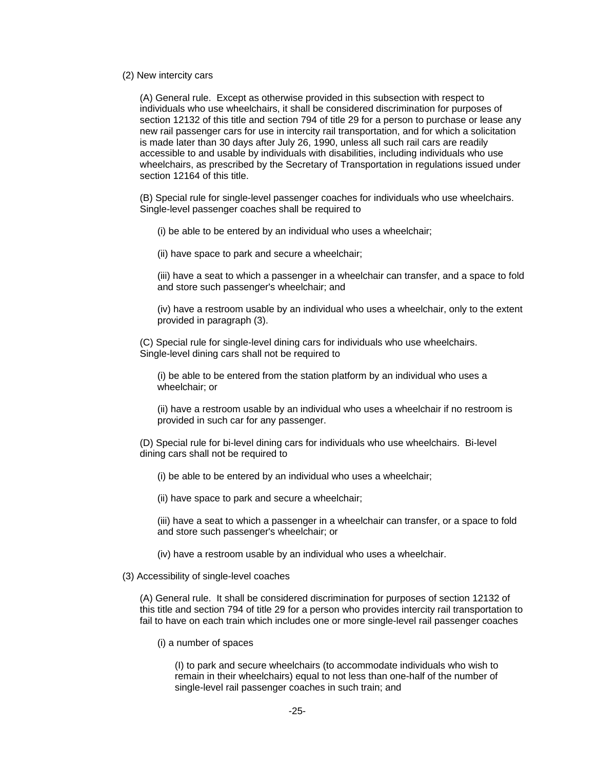(2) New intercity cars

(A) General rule. Except as otherwise provided in this subsection with respect to individuals who use wheelchairs, it shall be considered discrimination for purposes of section 12132 of this title and section 794 of title 29 for a person to purchase or lease any new rail passenger cars for use in intercity rail transportation, and for which a solicitation is made later than 30 days after July 26, 1990, unless all such rail cars are readily accessible to and usable by individuals with disabilities, including individuals who use wheelchairs, as prescribed by the Secretary of Transportation in regulations issued under section 12164 of this title.

(B) Special rule for single-level passenger coaches for individuals who use wheelchairs. Single-level passenger coaches shall be required to

(i) be able to be entered by an individual who uses a wheelchair;

(ii) have space to park and secure a wheelchair;

(iii) have a seat to which a passenger in a wheelchair can transfer, and a space to fold and store such passenger's wheelchair; and

(iv) have a restroom usable by an individual who uses a wheelchair, only to the extent provided in paragraph (3).

(C) Special rule for single-level dining cars for individuals who use wheelchairs. Single-level dining cars shall not be required to

(i) be able to be entered from the station platform by an individual who uses a wheelchair; or

(ii) have a restroom usable by an individual who uses a wheelchair if no restroom is provided in such car for any passenger.

(D) Special rule for bi-level dining cars for individuals who use wheelchairs. Bi-level dining cars shall not be required to

(i) be able to be entered by an individual who uses a wheelchair;

(ii) have space to park and secure a wheelchair;

(iii) have a seat to which a passenger in a wheelchair can transfer, or a space to fold and store such passenger's wheelchair; or

(iv) have a restroom usable by an individual who uses a wheelchair.

(3) Accessibility of single-level coaches

(A) General rule. It shall be considered discrimination for purposes of section 12132 of this title and section 794 of title 29 for a person who provides intercity rail transportation to fail to have on each train which includes one or more single-level rail passenger coaches

(i) a number of spaces

(I) to park and secure wheelchairs (to accommodate individuals who wish to remain in their wheelchairs) equal to not less than one-half of the number of single-level rail passenger coaches in such train; and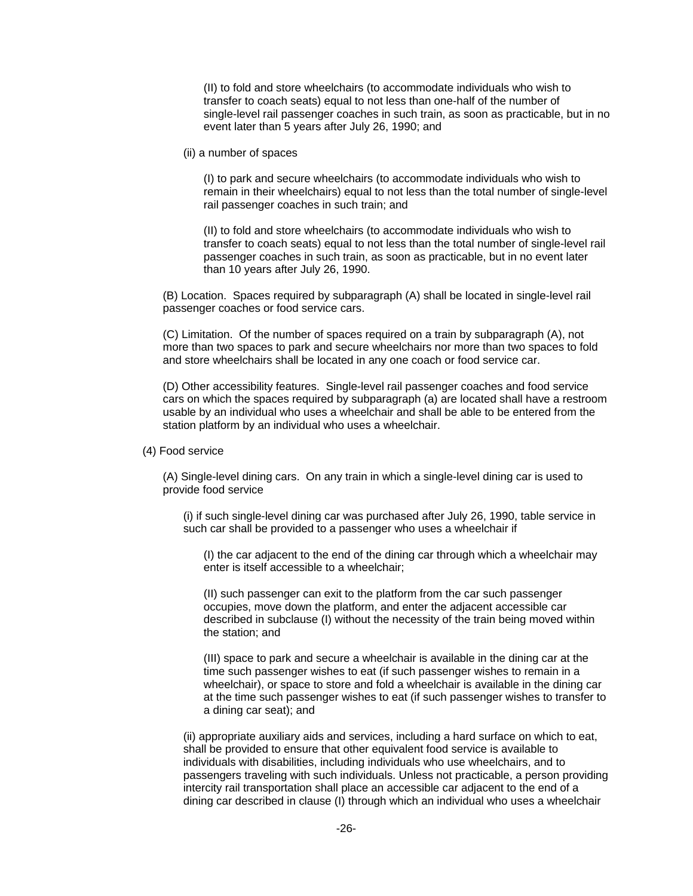(II) to fold and store wheelchairs (to accommodate individuals who wish to transfer to coach seats) equal to not less than one-half of the number of single-level rail passenger coaches in such train, as soon as practicable, but in no event later than 5 years after July 26, 1990; and

(ii) a number of spaces

(I) to park and secure wheelchairs (to accommodate individuals who wish to remain in their wheelchairs) equal to not less than the total number of single-level rail passenger coaches in such train; and

(II) to fold and store wheelchairs (to accommodate individuals who wish to transfer to coach seats) equal to not less than the total number of single-level rail passenger coaches in such train, as soon as practicable, but in no event later than 10 years after July 26, 1990.

(B) Location. Spaces required by subparagraph (A) shall be located in single-level rail passenger coaches or food service cars.

(C) Limitation. Of the number of spaces required on a train by subparagraph (A), not more than two spaces to park and secure wheelchairs nor more than two spaces to fold and store wheelchairs shall be located in any one coach or food service car.

(D) Other accessibility features. Single-level rail passenger coaches and food service cars on which the spaces required by subparagraph (a) are located shall have a restroom usable by an individual who uses a wheelchair and shall be able to be entered from the station platform by an individual who uses a wheelchair.

(4) Food service

(A) Single-level dining cars. On any train in which a single-level dining car is used to provide food service

(i) if such single-level dining car was purchased after July 26, 1990, table service in such car shall be provided to a passenger who uses a wheelchair if

(I) the car adjacent to the end of the dining car through which a wheelchair may enter is itself accessible to a wheelchair;

(II) such passenger can exit to the platform from the car such passenger occupies, move down the platform, and enter the adjacent accessible car described in subclause (I) without the necessity of the train being moved within the station; and

(III) space to park and secure a wheelchair is available in the dining car at the time such passenger wishes to eat (if such passenger wishes to remain in a wheelchair), or space to store and fold a wheelchair is available in the dining car at the time such passenger wishes to eat (if such passenger wishes to transfer to a dining car seat); and

(ii) appropriate auxiliary aids and services, including a hard surface on which to eat, shall be provided to ensure that other equivalent food service is available to individuals with disabilities, including individuals who use wheelchairs, and to passengers traveling with such individuals. Unless not practicable, a person providing intercity rail transportation shall place an accessible car adjacent to the end of a dining car described in clause (I) through which an individual who uses a wheelchair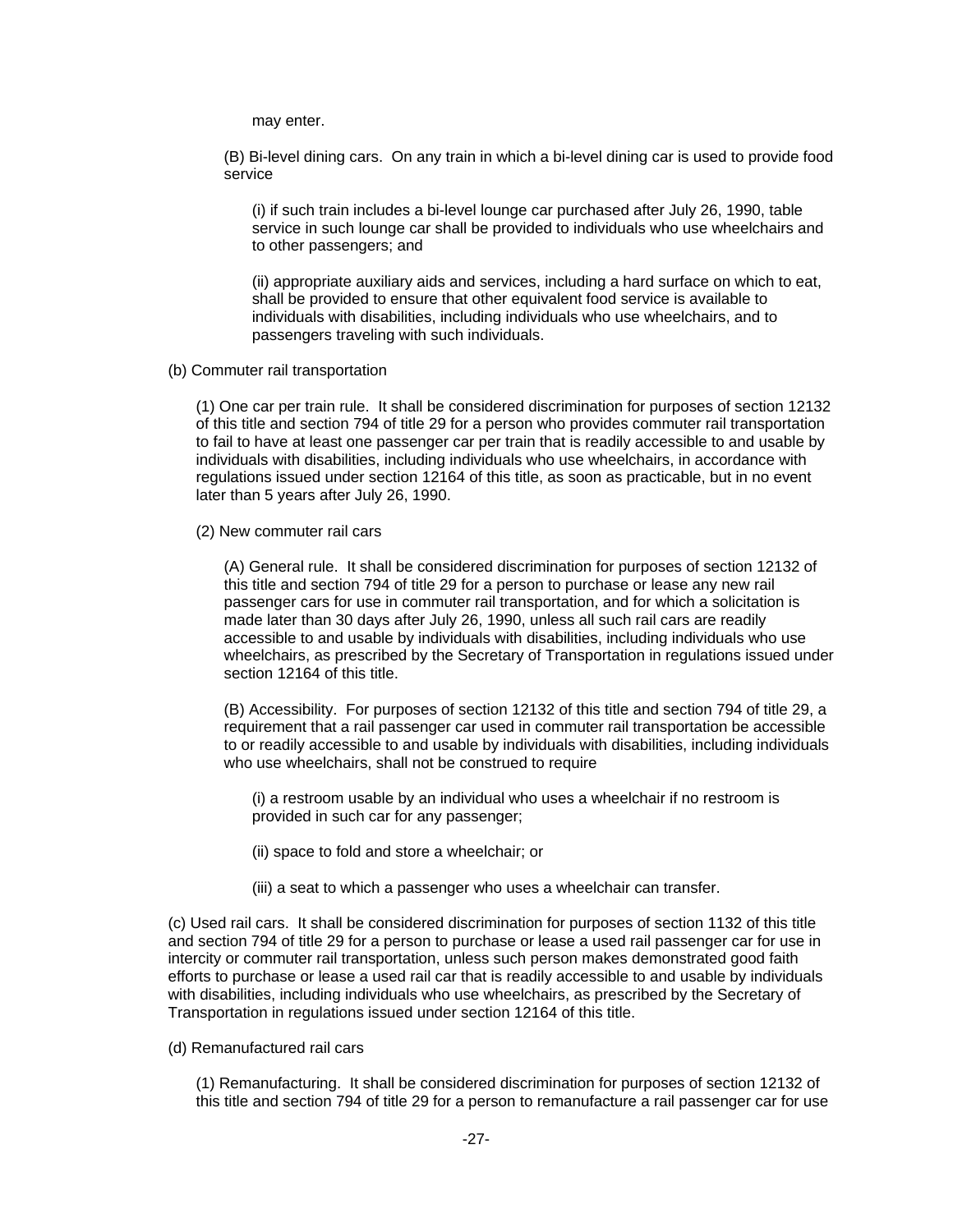may enter.

(B) Bi-level dining cars. On any train in which a bi-level dining car is used to provide food service

(i) if such train includes a bi-level lounge car purchased after July 26, 1990, table service in such lounge car shall be provided to individuals who use wheelchairs and to other passengers; and

(ii) appropriate auxiliary aids and services, including a hard surface on which to eat, shall be provided to ensure that other equivalent food service is available to individuals with disabilities, including individuals who use wheelchairs, and to passengers traveling with such individuals.

(b) Commuter rail transportation

(1) One car per train rule. It shall be considered discrimination for purposes of section 12132 of this title and section 794 of title 29 for a person who provides commuter rail transportation to fail to have at least one passenger car per train that is readily accessible to and usable by individuals with disabilities, including individuals who use wheelchairs, in accordance with regulations issued under section 12164 of this title, as soon as practicable, but in no event later than 5 years after July 26, 1990.

(2) New commuter rail cars

(A) General rule. It shall be considered discrimination for purposes of section 12132 of this title and section 794 of title 29 for a person to purchase or lease any new rail passenger cars for use in commuter rail transportation, and for which a solicitation is made later than 30 days after July 26, 1990, unless all such rail cars are readily accessible to and usable by individuals with disabilities, including individuals who use wheelchairs, as prescribed by the Secretary of Transportation in regulations issued under section 12164 of this title.

(B) Accessibility. For purposes of section 12132 of this title and section 794 of title 29, a requirement that a rail passenger car used in commuter rail transportation be accessible to or readily accessible to and usable by individuals with disabilities, including individuals who use wheelchairs, shall not be construed to require

(i) a restroom usable by an individual who uses a wheelchair if no restroom is provided in such car for any passenger;

(ii) space to fold and store a wheelchair; or

(iii) a seat to which a passenger who uses a wheelchair can transfer.

(c) Used rail cars. It shall be considered discrimination for purposes of section 1132 of this title and section 794 of title 29 for a person to purchase or lease a used rail passenger car for use in intercity or commuter rail transportation, unless such person makes demonstrated good faith efforts to purchase or lease a used rail car that is readily accessible to and usable by individuals with disabilities, including individuals who use wheelchairs, as prescribed by the Secretary of Transportation in regulations issued under section 12164 of this title.

(d) Remanufactured rail cars

(1) Remanufacturing. It shall be considered discrimination for purposes of section 12132 of this title and section 794 of title 29 for a person to remanufacture a rail passenger car for use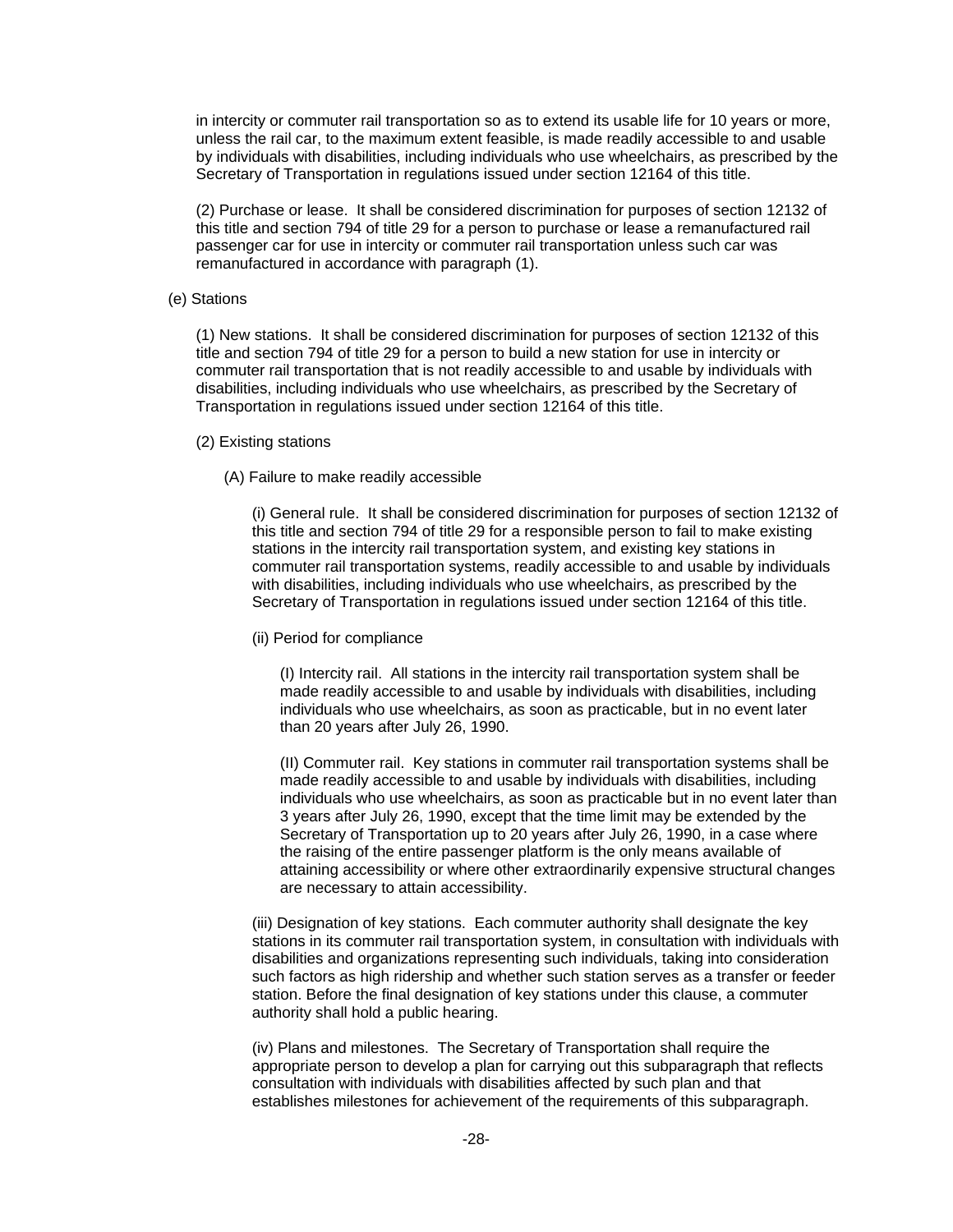in intercity or commuter rail transportation so as to extend its usable life for 10 years or more, unless the rail car, to the maximum extent feasible, is made readily accessible to and usable by individuals with disabilities, including individuals who use wheelchairs, as prescribed by the Secretary of Transportation in regulations issued under section 12164 of this title.

(2) Purchase or lease. It shall be considered discrimination for purposes of section 12132 of this title and section 794 of title 29 for a person to purchase or lease a remanufactured rail passenger car for use in intercity or commuter rail transportation unless such car was remanufactured in accordance with paragraph (1).

(e) Stations

(1) New stations. It shall be considered discrimination for purposes of section 12132 of this title and section 794 of title 29 for a person to build a new station for use in intercity or commuter rail transportation that is not readily accessible to and usable by individuals with disabilities, including individuals who use wheelchairs, as prescribed by the Secretary of Transportation in regulations issued under section 12164 of this title.

(2) Existing stations

(A) Failure to make readily accessible

(i) General rule. It shall be considered discrimination for purposes of section 12132 of this title and section 794 of title 29 for a responsible person to fail to make existing stations in the intercity rail transportation system, and existing key stations in commuter rail transportation systems, readily accessible to and usable by individuals with disabilities, including individuals who use wheelchairs, as prescribed by the Secretary of Transportation in regulations issued under section 12164 of this title.

(ii) Period for compliance

(I) Intercity rail. All stations in the intercity rail transportation system shall be made readily accessible to and usable by individuals with disabilities, including individuals who use wheelchairs, as soon as practicable, but in no event later than 20 years after July 26, 1990.

(II) Commuter rail. Key stations in commuter rail transportation systems shall be made readily accessible to and usable by individuals with disabilities, including individuals who use wheelchairs, as soon as practicable but in no event later than 3 years after July 26, 1990, except that the time limit may be extended by the Secretary of Transportation up to 20 years after July 26, 1990, in a case where the raising of the entire passenger platform is the only means available of attaining accessibility or where other extraordinarily expensive structural changes are necessary to attain accessibility.

(iii) Designation of key stations. Each commuter authority shall designate the key stations in its commuter rail transportation system, in consultation with individuals with disabilities and organizations representing such individuals, taking into consideration such factors as high ridership and whether such station serves as a transfer or feeder station. Before the final designation of key stations under this clause, a commuter authority shall hold a public hearing.

(iv) Plans and milestones. The Secretary of Transportation shall require the appropriate person to develop a plan for carrying out this subparagraph that reflects consultation with individuals with disabilities affected by such plan and that establishes milestones for achievement of the requirements of this subparagraph.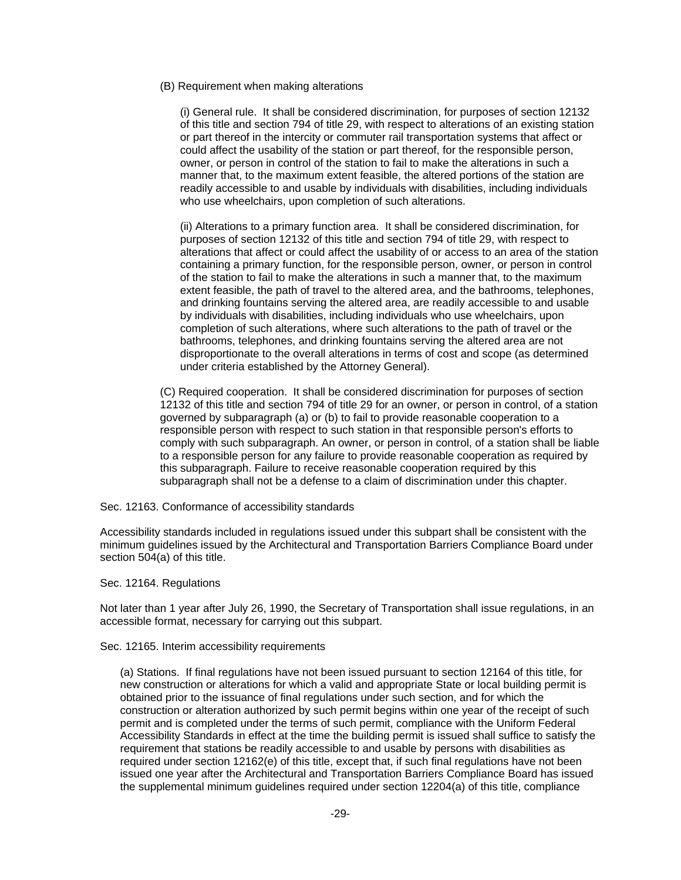(B) Requirement when making alterations

(i) General rule. It shall be considered discrimination, for purposes of section 12132 of this title and section 794 of title 29, with respect to alterations of an existing station or part thereof in the intercity or commuter rail transportation systems that affect or could affect the usability of the station or part thereof, for the responsible person, owner, or person in control of the station to fail to make the alterations in such a manner that, to the maximum extent feasible, the altered portions of the station are readily accessible to and usable by individuals with disabilities, including individuals who use wheelchairs, upon completion of such alterations.

(ii) Alterations to a primary function area. It shall be considered discrimination, for purposes of section 12132 of this title and section 794 of title 29, with respect to alterations that affect or could affect the usability of or access to an area of the station containing a primary function, for the responsible person, owner, or person in control of the station to fail to make the alterations in such a manner that, to the maximum extent feasible, the path of travel to the altered area, and the bathrooms, telephones, and drinking fountains serving the altered area, are readily accessible to and usable by individuals with disabilities, including individuals who use wheelchairs, upon completion of such alterations, where such alterations to the path of travel or the bathrooms, telephones, and drinking fountains serving the altered area are not disproportionate to the overall alterations in terms of cost and scope (as determined under criteria established by the Attorney General).

(C) Required cooperation. It shall be considered discrimination for purposes of section 12132 of this title and section 794 of title 29 for an owner, or person in control, of a station governed by subparagraph (a) or (b) to fail to provide reasonable cooperation to a responsible person with respect to such station in that responsible person's efforts to comply with such subparagraph. An owner, or person in control, of a station shall be liable to a responsible person for any failure to provide reasonable cooperation as required by this subparagraph. Failure to receive reasonable cooperation required by this subparagraph shall not be a defense to a claim of discrimination under this chapter.

Sec. 12163. Conformance of accessibility standards

Accessibility standards included in regulations issued under this subpart shall be consistent with the minimum guidelines issued by the Architectural and Transportation Barriers Compliance Board under section 504(a) of this title.

Sec. 12164. Regulations

Not later than 1 year after July 26, 1990, the Secretary of Transportation shall issue regulations, in an accessible format, necessary for carrying out this subpart.

Sec. 12165. Interim accessibility requirements

(a) Stations. If final regulations have not been issued pursuant to section 12164 of this title, for new construction or alterations for which a valid and appropriate State or local building permit is obtained prior to the issuance of final regulations under such section, and for which the construction or alteration authorized by such permit begins within one year of the receipt of such permit and is completed under the terms of such permit, compliance with the Uniform Federal Accessibility Standards in effect at the time the building permit is issued shall suffice to satisfy the requirement that stations be readily accessible to and usable by persons with disabilities as required under section 12162(e) of this title, except that, if such final regulations have not been issued one year after the Architectural and Transportation Barriers Compliance Board has issued the supplemental minimum guidelines required under section 12204(a) of this title, compliance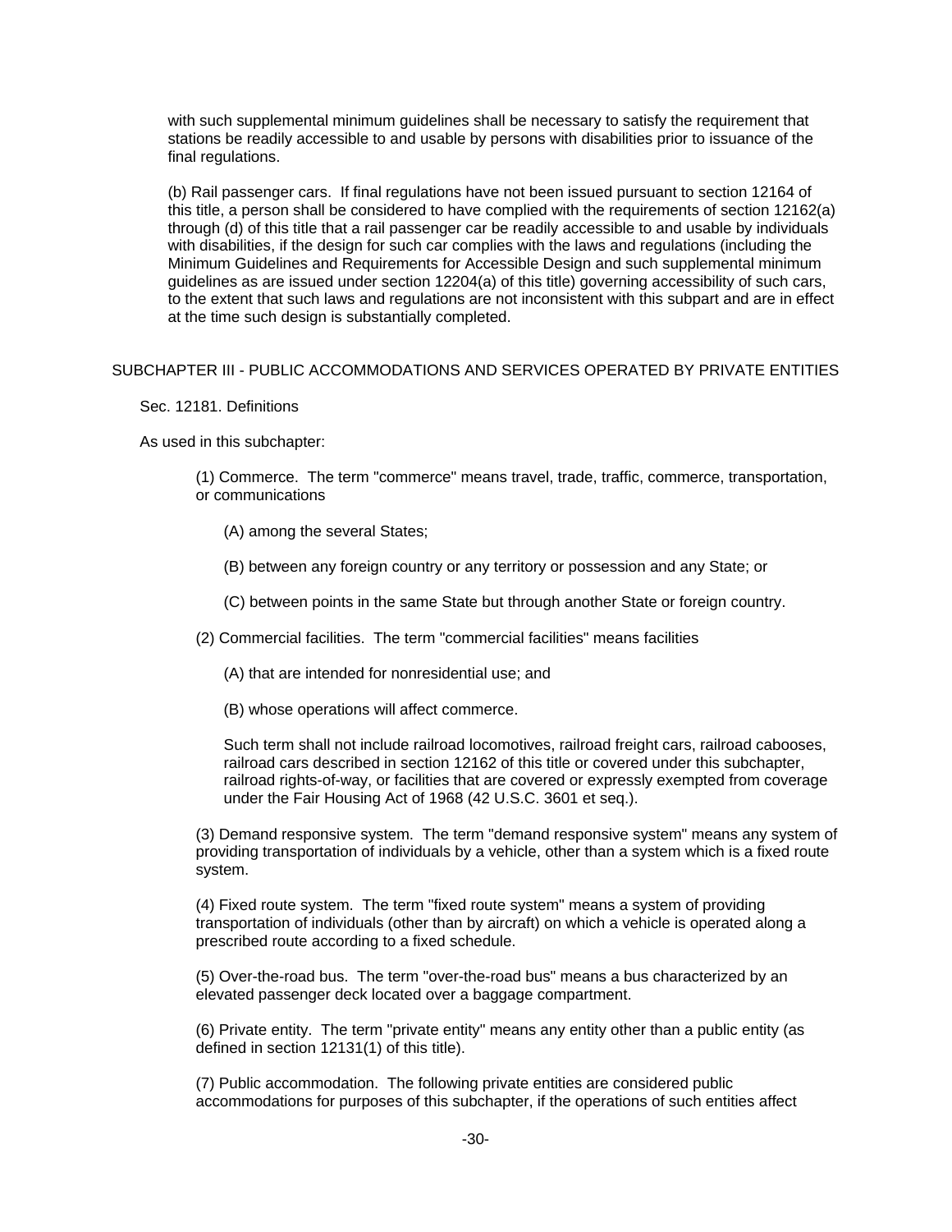with such supplemental minimum guidelines shall be necessary to satisfy the requirement that stations be readily accessible to and usable by persons with disabilities prior to issuance of the final regulations.

(b) Rail passenger cars. If final regulations have not been issued pursuant to section 12164 of this title, a person shall be considered to have complied with the requirements of section 12162(a) through (d) of this title that a rail passenger car be readily accessible to and usable by individuals with disabilities, if the design for such car complies with the laws and regulations (including the Minimum Guidelines and Requirements for Accessible Design and such supplemental minimum guidelines as are issued under section 12204(a) of this title) governing accessibility of such cars, to the extent that such laws and regulations are not inconsistent with this subpart and are in effect at the time such design is substantially completed.

## SUBCHAPTER III - PUBLIC ACCOMMODATIONS AND SERVICES OPERATED BY PRIVATE ENTITIES

### Sec. 12181. Definitions

As used in this subchapter:

(1) Commerce. The term "commerce" means travel, trade, traffic, commerce, transportation, or communications

(A) among the several States;

(B) between any foreign country or any territory or possession and any State; or

(C) between points in the same State but through another State or foreign country.

(2) Commercial facilities. The term "commercial facilities" means facilities

(A) that are intended for nonresidential use; and

(B) whose operations will affect commerce.

Such term shall not include railroad locomotives, railroad freight cars, railroad cabooses, railroad cars described in section 12162 of this title or covered under this subchapter, railroad rights-of-way, or facilities that are covered or expressly exempted from coverage under the Fair Housing Act of 1968 (42 U.S.C. 3601 et seq.).

(3) Demand responsive system. The term "demand responsive system" means any system of providing transportation of individuals by a vehicle, other than a system which is a fixed route system.

(4) Fixed route system. The term "fixed route system" means a system of providing transportation of individuals (other than by aircraft) on which a vehicle is operated along a prescribed route according to a fixed schedule.

(5) Over-the-road bus. The term "over-the-road bus" means a bus characterized by an elevated passenger deck located over a baggage compartment.

(6) Private entity. The term "private entity" means any entity other than a public entity (as defined in section 12131(1) of this title).

(7) Public accommodation. The following private entities are considered public accommodations for purposes of this subchapter, if the operations of such entities affect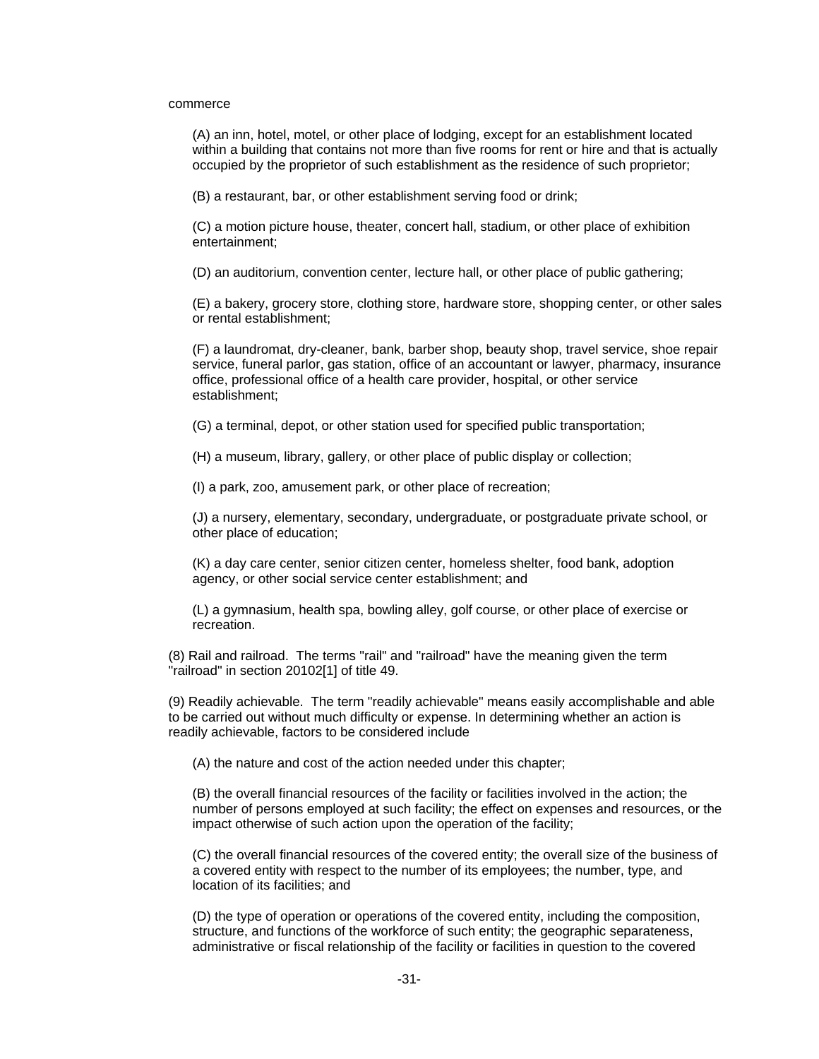commerce

(A) an inn, hotel, motel, or other place of lodging, except for an establishment located within a building that contains not more than five rooms for rent or hire and that is actually occupied by the proprietor of such establishment as the residence of such proprietor;

(B) a restaurant, bar, or other establishment serving food or drink;

(C) a motion picture house, theater, concert hall, stadium, or other place of exhibition entertainment;

(D) an auditorium, convention center, lecture hall, or other place of public gathering;

(E) a bakery, grocery store, clothing store, hardware store, shopping center, or other sales or rental establishment;

(F) a laundromat, dry-cleaner, bank, barber shop, beauty shop, travel service, shoe repair service, funeral parlor, gas station, office of an accountant or lawyer, pharmacy, insurance office, professional office of a health care provider, hospital, or other service establishment;

(G) a terminal, depot, or other station used for specified public transportation;

(H) a museum, library, gallery, or other place of public display or collection;

(I) a park, zoo, amusement park, or other place of recreation;

(J) a nursery, elementary, secondary, undergraduate, or postgraduate private school, or other place of education;

(K) a day care center, senior citizen center, homeless shelter, food bank, adoption agency, or other social service center establishment; and

(L) a gymnasium, health spa, bowling alley, golf course, or other place of exercise or recreation.

(8) Rail and railroad. The terms "rail" and "railroad" have the meaning given the term "railroad" in section 20102[1] of title 49.

(9) Readily achievable. The term "readily achievable" means easily accomplishable and able to be carried out without much difficulty or expense. In determining whether an action is readily achievable, factors to be considered include

(A) the nature and cost of the action needed under this chapter;

(B) the overall financial resources of the facility or facilities involved in the action; the number of persons employed at such facility; the effect on expenses and resources, or the impact otherwise of such action upon the operation of the facility;

(C) the overall financial resources of the covered entity; the overall size of the business of a covered entity with respect to the number of its employees; the number, type, and location of its facilities; and

(D) the type of operation or operations of the covered entity, including the composition, structure, and functions of the workforce of such entity; the geographic separateness, administrative or fiscal relationship of the facility or facilities in question to the covered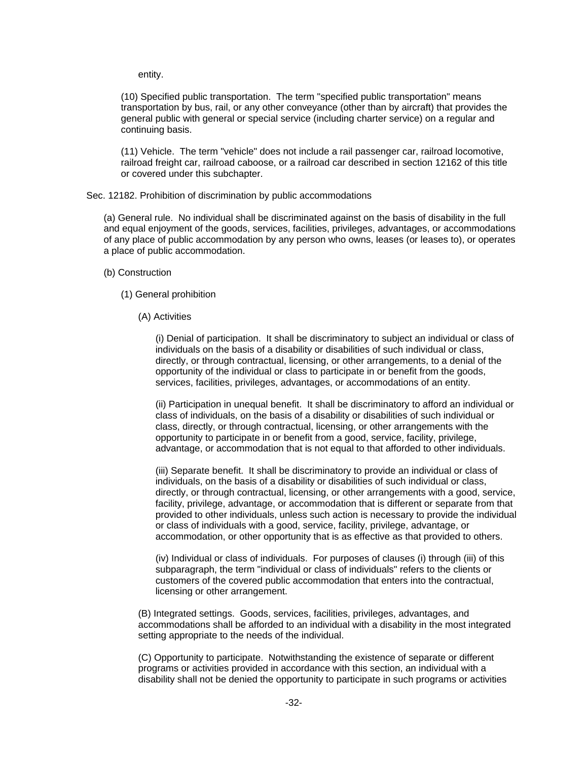entity.

(10) Specified public transportation. The term "specified public transportation" means transportation by bus, rail, or any other conveyance (other than by aircraft) that provides the general public with general or special service (including charter service) on a regular and continuing basis.

(11) Vehicle. The term "vehicle" does not include a rail passenger car, railroad locomotive, railroad freight car, railroad caboose, or a railroad car described in section 12162 of this title or covered under this subchapter.

Sec. 12182. Prohibition of discrimination by public accommodations

(a) General rule. No individual shall be discriminated against on the basis of disability in the full and equal enjoyment of the goods, services, facilities, privileges, advantages, or accommodations of any place of public accommodation by any person who owns, leases (or leases to), or operates a place of public accommodation.

(b) Construction

(1) General prohibition

(A) Activities

(i) Denial of participation. It shall be discriminatory to subject an individual or class of individuals on the basis of a disability or disabilities of such individual or class, directly, or through contractual, licensing, or other arrangements, to a denial of the opportunity of the individual or class to participate in or benefit from the goods, services, facilities, privileges, advantages, or accommodations of an entity.

(ii) Participation in unequal benefit. It shall be discriminatory to afford an individual or class of individuals, on the basis of a disability or disabilities of such individual or class, directly, or through contractual, licensing, or other arrangements with the opportunity to participate in or benefit from a good, service, facility, privilege, advantage, or accommodation that is not equal to that afforded to other individuals.

(iii) Separate benefit. It shall be discriminatory to provide an individual or class of individuals, on the basis of a disability or disabilities of such individual or class, directly, or through contractual, licensing, or other arrangements with a good, service, facility, privilege, advantage, or accommodation that is different or separate from that provided to other individuals, unless such action is necessary to provide the individual or class of individuals with a good, service, facility, privilege, advantage, or accommodation, or other opportunity that is as effective as that provided to others.

(iv) Individual or class of individuals. For purposes of clauses (i) through (iii) of this subparagraph, the term "individual or class of individuals" refers to the clients or customers of the covered public accommodation that enters into the contractual, licensing or other arrangement.

(B) Integrated settings. Goods, services, facilities, privileges, advantages, and accommodations shall be afforded to an individual with a disability in the most integrated setting appropriate to the needs of the individual.

(C) Opportunity to participate. Notwithstanding the existence of separate or different programs or activities provided in accordance with this section, an individual with a disability shall not be denied the opportunity to participate in such programs or activities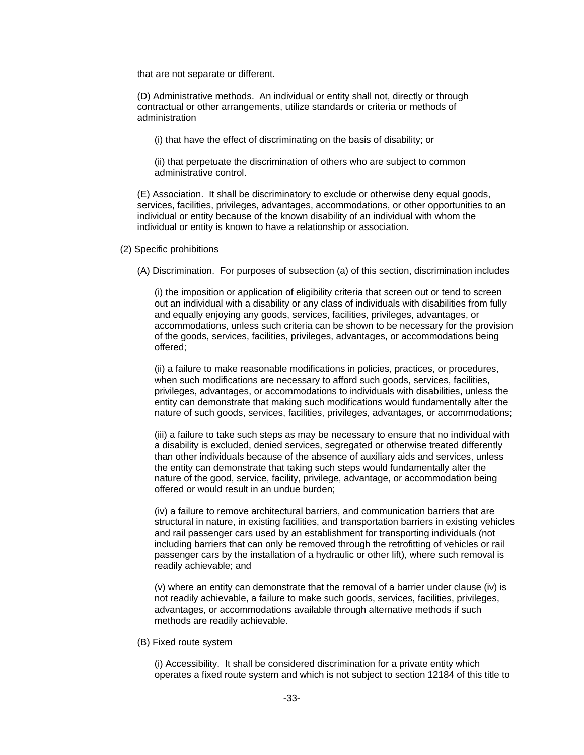that are not separate or different.

(D) Administrative methods. An individual or entity shall not, directly or through contractual or other arrangements, utilize standards or criteria or methods of administration

(i) that have the effect of discriminating on the basis of disability; or

(ii) that perpetuate the discrimination of others who are subject to common administrative control.

(E) Association. It shall be discriminatory to exclude or otherwise deny equal goods, services, facilities, privileges, advantages, accommodations, or other opportunities to an individual or entity because of the known disability of an individual with whom the individual or entity is known to have a relationship or association.

(2) Specific prohibitions

(A) Discrimination. For purposes of subsection (a) of this section, discrimination includes

(i) the imposition or application of eligibility criteria that screen out or tend to screen out an individual with a disability or any class of individuals with disabilities from fully and equally enjoying any goods, services, facilities, privileges, advantages, or accommodations, unless such criteria can be shown to be necessary for the provision of the goods, services, facilities, privileges, advantages, or accommodations being offered;

(ii) a failure to make reasonable modifications in policies, practices, or procedures, when such modifications are necessary to afford such goods, services, facilities, privileges, advantages, or accommodations to individuals with disabilities, unless the entity can demonstrate that making such modifications would fundamentally alter the nature of such goods, services, facilities, privileges, advantages, or accommodations;

(iii) a failure to take such steps as may be necessary to ensure that no individual with a disability is excluded, denied services, segregated or otherwise treated differently than other individuals because of the absence of auxiliary aids and services, unless the entity can demonstrate that taking such steps would fundamentally alter the nature of the good, service, facility, privilege, advantage, or accommodation being offered or would result in an undue burden;

(iv) a failure to remove architectural barriers, and communication barriers that are structural in nature, in existing facilities, and transportation barriers in existing vehicles and rail passenger cars used by an establishment for transporting individuals (not including barriers that can only be removed through the retrofitting of vehicles or rail passenger cars by the installation of a hydraulic or other lift), where such removal is readily achievable; and

(v) where an entity can demonstrate that the removal of a barrier under clause (iv) is not readily achievable, a failure to make such goods, services, facilities, privileges, advantages, or accommodations available through alternative methods if such methods are readily achievable.

(B) Fixed route system

(i) Accessibility. It shall be considered discrimination for a private entity which operates a fixed route system and which is not subject to section 12184 of this title to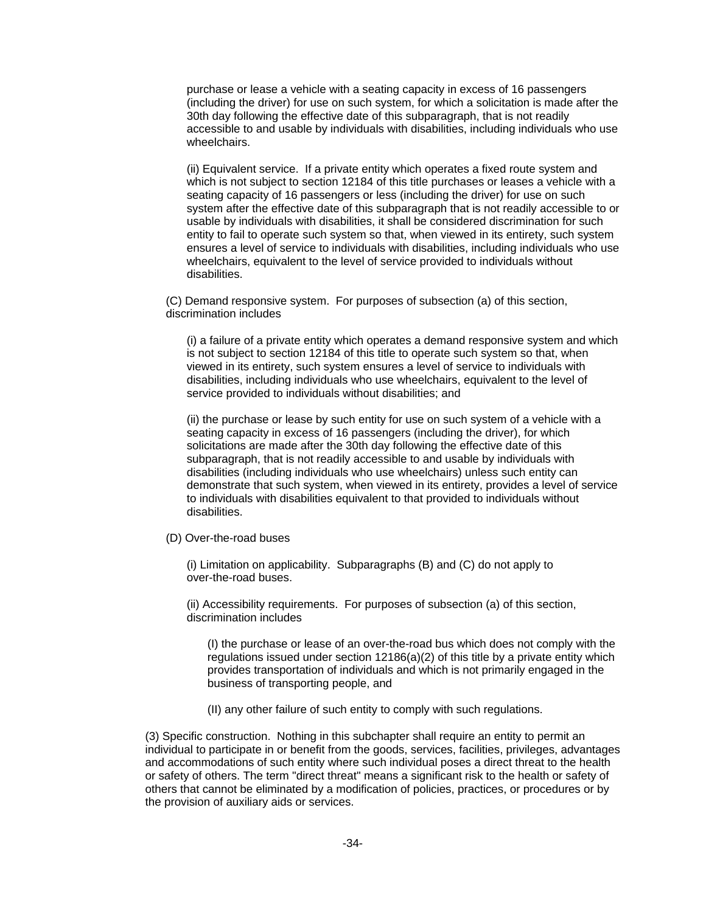purchase or lease a vehicle with a seating capacity in excess of 16 passengers (including the driver) for use on such system, for which a solicitation is made after the 30th day following the effective date of this subparagraph, that is not readily accessible to and usable by individuals with disabilities, including individuals who use wheelchairs.

(ii) Equivalent service. If a private entity which operates a fixed route system and which is not subject to section 12184 of this title purchases or leases a vehicle with a seating capacity of 16 passengers or less (including the driver) for use on such system after the effective date of this subparagraph that is not readily accessible to or usable by individuals with disabilities, it shall be considered discrimination for such entity to fail to operate such system so that, when viewed in its entirety, such system ensures a level of service to individuals with disabilities, including individuals who use wheelchairs, equivalent to the level of service provided to individuals without disabilities.

(C) Demand responsive system. For purposes of subsection (a) of this section, discrimination includes

(i) a failure of a private entity which operates a demand responsive system and which is not subject to section 12184 of this title to operate such system so that, when viewed in its entirety, such system ensures a level of service to individuals with disabilities, including individuals who use wheelchairs, equivalent to the level of service provided to individuals without disabilities; and

(ii) the purchase or lease by such entity for use on such system of a vehicle with a seating capacity in excess of 16 passengers (including the driver), for which solicitations are made after the 30th day following the effective date of this subparagraph, that is not readily accessible to and usable by individuals with disabilities (including individuals who use wheelchairs) unless such entity can demonstrate that such system, when viewed in its entirety, provides a level of service to individuals with disabilities equivalent to that provided to individuals without disabilities.

(D) Over-the-road buses

(i) Limitation on applicability. Subparagraphs (B) and (C) do not apply to over-the-road buses.

(ii) Accessibility requirements. For purposes of subsection (a) of this section, discrimination includes

(I) the purchase or lease of an over-the-road bus which does not comply with the regulations issued under section 12186(a)(2) of this title by a private entity which provides transportation of individuals and which is not primarily engaged in the business of transporting people, and

(II) any other failure of such entity to comply with such regulations.

(3) Specific construction. Nothing in this subchapter shall require an entity to permit an individual to participate in or benefit from the goods, services, facilities, privileges, advantages and accommodations of such entity where such individual poses a direct threat to the health or safety of others. The term "direct threat" means a significant risk to the health or safety of others that cannot be eliminated by a modification of policies, practices, or procedures or by the provision of auxiliary aids or services.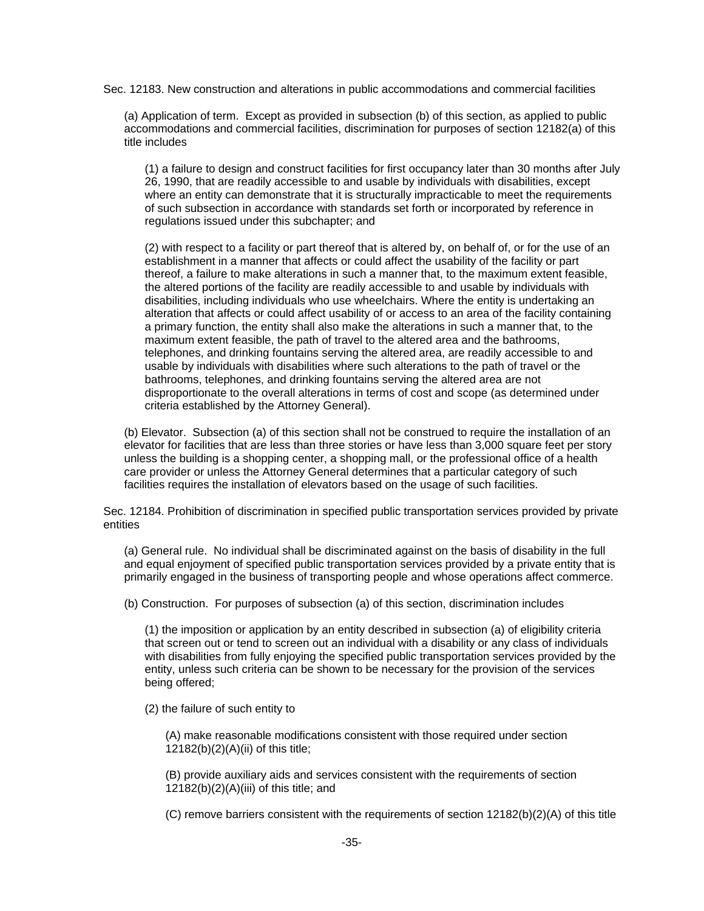Sec. 12183. New construction and alterations in public accommodations and commercial facilities

(a) Application of term. Except as provided in subsection (b) of this section, as applied to public accommodations and commercial facilities, discrimination for purposes of section 12182(a) of this title includes

(1) a failure to design and construct facilities for first occupancy later than 30 months after July 26, 1990, that are readily accessible to and usable by individuals with disabilities, except where an entity can demonstrate that it is structurally impracticable to meet the requirements of such subsection in accordance with standards set forth or incorporated by reference in regulations issued under this subchapter; and

(2) with respect to a facility or part thereof that is altered by, on behalf of, or for the use of an establishment in a manner that affects or could affect the usability of the facility or part thereof, a failure to make alterations in such a manner that, to the maximum extent feasible, the altered portions of the facility are readily accessible to and usable by individuals with disabilities, including individuals who use wheelchairs. Where the entity is undertaking an alteration that affects or could affect usability of or access to an area of the facility containing a primary function, the entity shall also make the alterations in such a manner that, to the maximum extent feasible, the path of travel to the altered area and the bathrooms, telephones, and drinking fountains serving the altered area, are readily accessible to and usable by individuals with disabilities where such alterations to the path of travel or the bathrooms, telephones, and drinking fountains serving the altered area are not disproportionate to the overall alterations in terms of cost and scope (as determined under criteria established by the Attorney General).

(b) Elevator. Subsection (a) of this section shall not be construed to require the installation of an elevator for facilities that are less than three stories or have less than 3,000 square feet per story unless the building is a shopping center, a shopping mall, or the professional office of a health care provider or unless the Attorney General determines that a particular category of such facilities requires the installation of elevators based on the usage of such facilities.

Sec. 12184. Prohibition of discrimination in specified public transportation services provided by private entities

(a) General rule. No individual shall be discriminated against on the basis of disability in the full and equal enjoyment of specified public transportation services provided by a private entity that is primarily engaged in the business of transporting people and whose operations affect commerce.

(b) Construction. For purposes of subsection (a) of this section, discrimination includes

(1) the imposition or application by an entity described in subsection (a) of eligibility criteria that screen out or tend to screen out an individual with a disability or any class of individuals with disabilities from fully enjoying the specified public transportation services provided by the entity, unless such criteria can be shown to be necessary for the provision of the services being offered;

(2) the failure of such entity to

(A) make reasonable modifications consistent with those required under section 12182(b)(2)(A)(ii) of this title;

(B) provide auxiliary aids and services consistent with the requirements of section 12182(b)(2)(A)(iii) of this title; and

(C) remove barriers consistent with the requirements of section 12182(b)(2)(A) of this title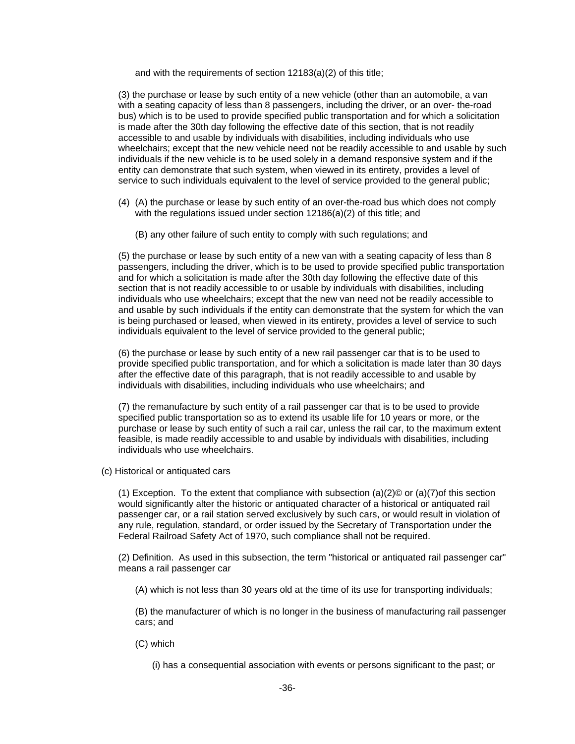and with the requirements of section 12183(a)(2) of this title;

(3) the purchase or lease by such entity of a new vehicle (other than an automobile, a van with a seating capacity of less than 8 passengers, including the driver, or an over- the-road bus) which is to be used to provide specified public transportation and for which a solicitation is made after the 30th day following the effective date of this section, that is not readily accessible to and usable by individuals with disabilities, including individuals who use wheelchairs; except that the new vehicle need not be readily accessible to and usable by such individuals if the new vehicle is to be used solely in a demand responsive system and if the entity can demonstrate that such system, when viewed in its entirety, provides a level of service to such individuals equivalent to the level of service provided to the general public;

(4) (A) the purchase or lease by such entity of an over-the-road bus which does not comply with the regulations issued under section 12186(a)(2) of this title; and

(B) any other failure of such entity to comply with such regulations; and

(5) the purchase or lease by such entity of a new van with a seating capacity of less than 8 passengers, including the driver, which is to be used to provide specified public transportation and for which a solicitation is made after the 30th day following the effective date of this section that is not readily accessible to or usable by individuals with disabilities, including individuals who use wheelchairs; except that the new van need not be readily accessible to and usable by such individuals if the entity can demonstrate that the system for which the van is being purchased or leased, when viewed in its entirety, provides a level of service to such individuals equivalent to the level of service provided to the general public;

(6) the purchase or lease by such entity of a new rail passenger car that is to be used to provide specified public transportation, and for which a solicitation is made later than 30 days after the effective date of this paragraph, that is not readily accessible to and usable by individuals with disabilities, including individuals who use wheelchairs; and

(7) the remanufacture by such entity of a rail passenger car that is to be used to provide specified public transportation so as to extend its usable life for 10 years or more, or the purchase or lease by such entity of such a rail car, unless the rail car, to the maximum extent feasible, is made readily accessible to and usable by individuals with disabilities, including individuals who use wheelchairs.

(c) Historical or antiquated cars

(1) Exception. To the extent that compliance with subsection (a)(2)© or (a)(7)of this section would significantly alter the historic or antiquated character of a historical or antiquated rail passenger car, or a rail station served exclusively by such cars, or would result in violation of any rule, regulation, standard, or order issued by the Secretary of Transportation under the Federal Railroad Safety Act of 1970, such compliance shall not be required.

(2) Definition. As used in this subsection, the term "historical or antiquated rail passenger car" means a rail passenger car

(A) which is not less than 30 years old at the time of its use for transporting individuals;

(B) the manufacturer of which is no longer in the business of manufacturing rail passenger cars; and

(C) which

(i) has a consequential association with events or persons significant to the past; or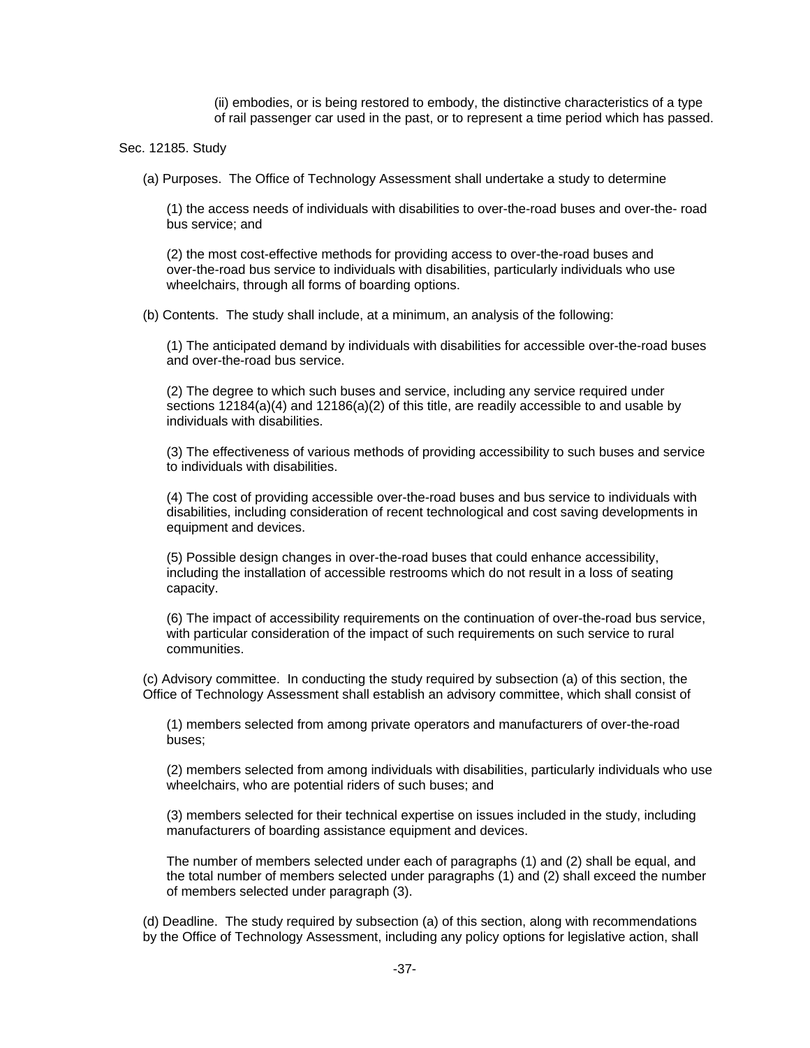(ii) embodies, or is being restored to embody, the distinctive characteristics of a type of rail passenger car used in the past, or to represent a time period which has passed.

Sec. 12185. Study

(a) Purposes. The Office of Technology Assessment shall undertake a study to determine

(1) the access needs of individuals with disabilities to over-the-road buses and over-the- road bus service; and

(2) the most cost-effective methods for providing access to over-the-road buses and over-the-road bus service to individuals with disabilities, particularly individuals who use wheelchairs, through all forms of boarding options.

(b) Contents. The study shall include, at a minimum, an analysis of the following:

(1) The anticipated demand by individuals with disabilities for accessible over-the-road buses and over-the-road bus service.

(2) The degree to which such buses and service, including any service required under sections 12184(a)(4) and 12186(a)(2) of this title, are readily accessible to and usable by individuals with disabilities.

(3) The effectiveness of various methods of providing accessibility to such buses and service to individuals with disabilities.

(4) The cost of providing accessible over-the-road buses and bus service to individuals with disabilities, including consideration of recent technological and cost saving developments in equipment and devices.

(5) Possible design changes in over-the-road buses that could enhance accessibility, including the installation of accessible restrooms which do not result in a loss of seating capacity.

(6) The impact of accessibility requirements on the continuation of over-the-road bus service, with particular consideration of the impact of such requirements on such service to rural communities.

(c) Advisory committee. In conducting the study required by subsection (a) of this section, the Office of Technology Assessment shall establish an advisory committee, which shall consist of

(1) members selected from among private operators and manufacturers of over-the-road buses;

(2) members selected from among individuals with disabilities, particularly individuals who use wheelchairs, who are potential riders of such buses; and

(3) members selected for their technical expertise on issues included in the study, including manufacturers of boarding assistance equipment and devices.

The number of members selected under each of paragraphs (1) and (2) shall be equal, and the total number of members selected under paragraphs (1) and (2) shall exceed the number of members selected under paragraph (3).

(d) Deadline. The study required by subsection (a) of this section, along with recommendations by the Office of Technology Assessment, including any policy options for legislative action, shall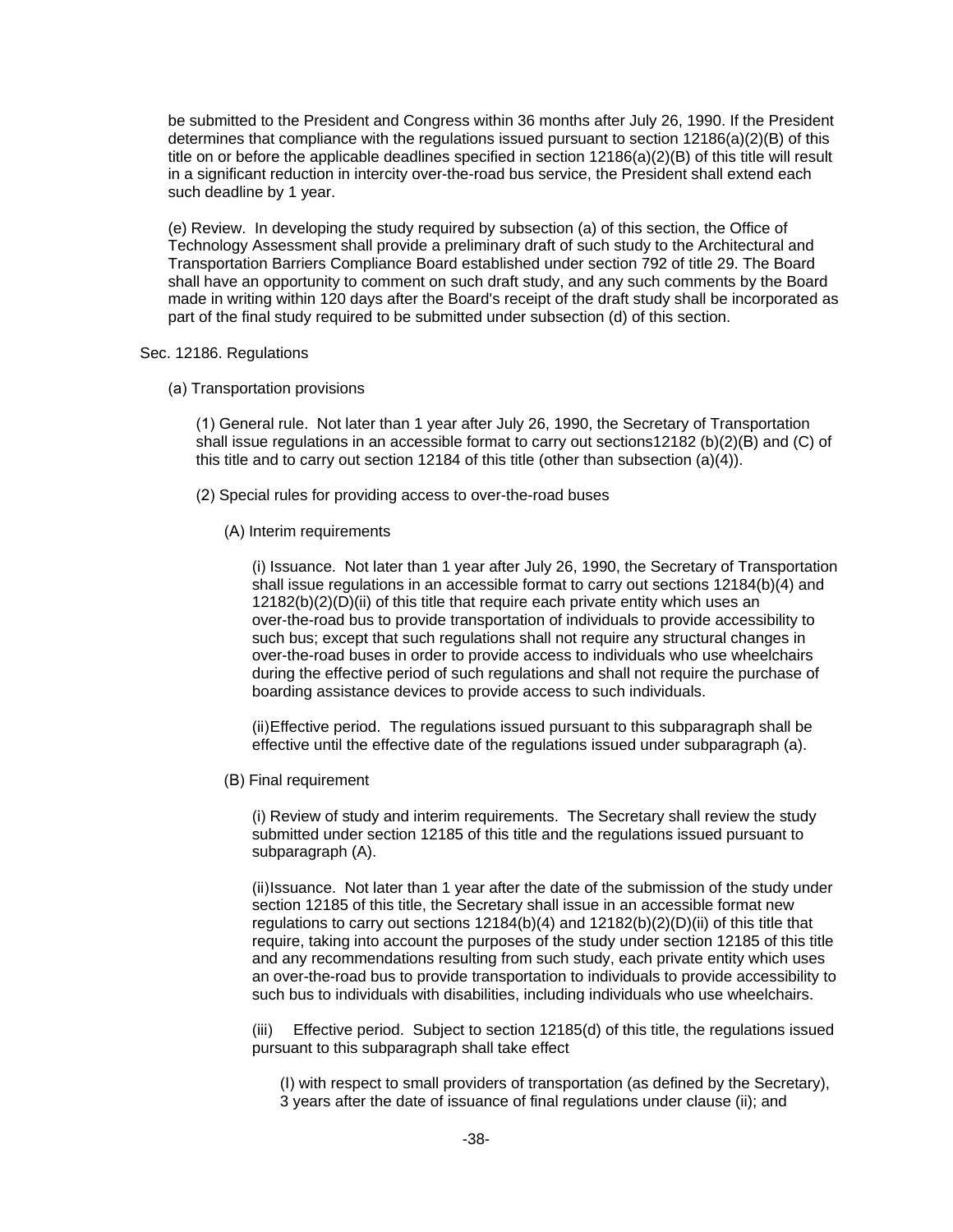be submitted to the President and Congress within 36 months after July 26, 1990. If the President determines that compliance with the regulations issued pursuant to section 12186(a)(2)(B) of this title on or before the applicable deadlines specified in section 12186(a)(2)(B) of this title will result in a significant reduction in intercity over-the-road bus service, the President shall extend each such deadline by 1 year.

(e) Review. In developing the study required by subsection (a) of this section, the Office of Technology Assessment shall provide a preliminary draft of such study to the Architectural and Transportation Barriers Compliance Board established under section 792 of title 29. The Board shall have an opportunity to comment on such draft study, and any such comments by the Board made in writing within 120 days after the Board's receipt of the draft study shall be incorporated as part of the final study required to be submitted under subsection (d) of this section.

Sec. 12186. Regulations

(a) Transportation provisions

(1) General rule. Not later than 1 year after July 26, 1990, the Secretary of Transportation shall issue regulations in an accessible format to carry out sections12182 (b)(2)(B) and (C) of this title and to carry out section 12184 of this title (other than subsection (a)(4)).

(2) Special rules for providing access to over-the-road buses

(A) Interim requirements

(i) Issuance. Not later than 1 year after July 26, 1990, the Secretary of Transportation shall issue regulations in an accessible format to carry out sections 12184(b)(4) and 12182(b)(2)(D)(ii) of this title that require each private entity which uses an over-the-road bus to provide transportation of individuals to provide accessibility to such bus; except that such regulations shall not require any structural changes in over-the-road buses in order to provide access to individuals who use wheelchairs during the effective period of such regulations and shall not require the purchase of boarding assistance devices to provide access to such individuals.

(ii)Effective period. The regulations issued pursuant to this subparagraph shall be effective until the effective date of the regulations issued under subparagraph (a).

(B) Final requirement

(i) Review of study and interim requirements. The Secretary shall review the study submitted under section 12185 of this title and the regulations issued pursuant to subparagraph (A).

(ii)Issuance. Not later than 1 year after the date of the submission of the study under section 12185 of this title, the Secretary shall issue in an accessible format new regulations to carry out sections 12184(b)(4) and 12182(b)(2)(D)(ii) of this title that require, taking into account the purposes of the study under section 12185 of this title and any recommendations resulting from such study, each private entity which uses an over-the-road bus to provide transportation to individuals to provide accessibility to such bus to individuals with disabilities, including individuals who use wheelchairs.

(iii) Effective period. Subject to section 12185(d) of this title, the regulations issued pursuant to this subparagraph shall take effect

(I) with respect to small providers of transportation (as defined by the Secretary), 3 years after the date of issuance of final regulations under clause (ii); and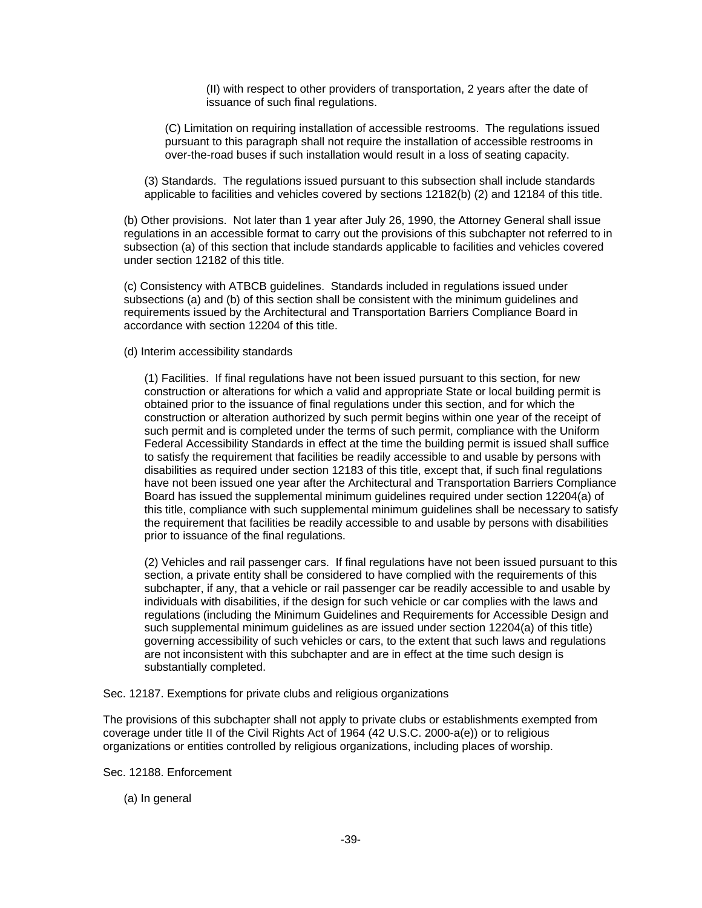(II) with respect to other providers of transportation, 2 years after the date of issuance of such final regulations.

(C) Limitation on requiring installation of accessible restrooms. The regulations issued pursuant to this paragraph shall not require the installation of accessible restrooms in over-the-road buses if such installation would result in a loss of seating capacity.

(3) Standards. The regulations issued pursuant to this subsection shall include standards applicable to facilities and vehicles covered by sections 12182(b) (2) and 12184 of this title.

(b) Other provisions. Not later than 1 year after July 26, 1990, the Attorney General shall issue regulations in an accessible format to carry out the provisions of this subchapter not referred to in subsection (a) of this section that include standards applicable to facilities and vehicles covered under section 12182 of this title.

(c) Consistency with ATBCB guidelines. Standards included in regulations issued under subsections (a) and (b) of this section shall be consistent with the minimum guidelines and requirements issued by the Architectural and Transportation Barriers Compliance Board in accordance with section 12204 of this title.

(d) Interim accessibility standards

(1) Facilities. If final regulations have not been issued pursuant to this section, for new construction or alterations for which a valid and appropriate State or local building permit is obtained prior to the issuance of final regulations under this section, and for which the construction or alteration authorized by such permit begins within one year of the receipt of such permit and is completed under the terms of such permit, compliance with the Uniform Federal Accessibility Standards in effect at the time the building permit is issued shall suffice to satisfy the requirement that facilities be readily accessible to and usable by persons with disabilities as required under section 12183 of this title, except that, if such final regulations have not been issued one year after the Architectural and Transportation Barriers Compliance Board has issued the supplemental minimum guidelines required under section 12204(a) of this title, compliance with such supplemental minimum guidelines shall be necessary to satisfy the requirement that facilities be readily accessible to and usable by persons with disabilities prior to issuance of the final regulations.

(2) Vehicles and rail passenger cars. If final regulations have not been issued pursuant to this section, a private entity shall be considered to have complied with the requirements of this subchapter, if any, that a vehicle or rail passenger car be readily accessible to and usable by individuals with disabilities, if the design for such vehicle or car complies with the laws and regulations (including the Minimum Guidelines and Requirements for Accessible Design and such supplemental minimum guidelines as are issued under section 12204(a) of this title) governing accessibility of such vehicles or cars, to the extent that such laws and regulations are not inconsistent with this subchapter and are in effect at the time such design is substantially completed.

Sec. 12187. Exemptions for private clubs and religious organizations

The provisions of this subchapter shall not apply to private clubs or establishments exempted from coverage under title II of the Civil Rights Act of 1964 (42 U.S.C. 2000-a(e)) or to religious organizations or entities controlled by religious organizations, including places of worship.

Sec. 12188. Enforcement

(a) In general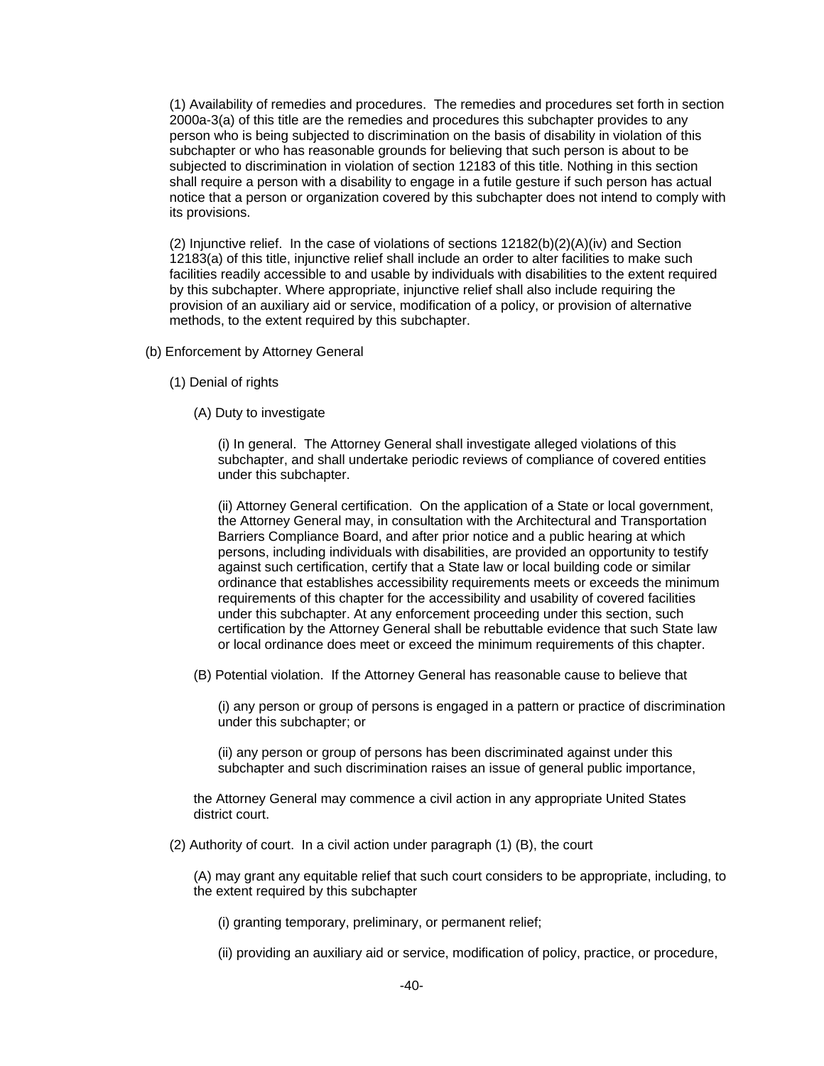(1) Availability of remedies and procedures. The remedies and procedures set forth in section 2000a-3(a) of this title are the remedies and procedures this subchapter provides to any person who is being subjected to discrimination on the basis of disability in violation of this subchapter or who has reasonable grounds for believing that such person is about to be subjected to discrimination in violation of section 12183 of this title. Nothing in this section shall require a person with a disability to engage in a futile gesture if such person has actual notice that a person or organization covered by this subchapter does not intend to comply with its provisions.

(2) Injunctive relief. In the case of violations of sections 12182(b)(2)(A)(iv) and Section 12183(a) of this title, injunctive relief shall include an order to alter facilities to make such facilities readily accessible to and usable by individuals with disabilities to the extent required by this subchapter. Where appropriate, injunctive relief shall also include requiring the provision of an auxiliary aid or service, modification of a policy, or provision of alternative methods, to the extent required by this subchapter.

(b) Enforcement by Attorney General

(1) Denial of rights

(A) Duty to investigate

(i) In general. The Attorney General shall investigate alleged violations of this subchapter, and shall undertake periodic reviews of compliance of covered entities under this subchapter.

(ii) Attorney General certification. On the application of a State or local government, the Attorney General may, in consultation with the Architectural and Transportation Barriers Compliance Board, and after prior notice and a public hearing at which persons, including individuals with disabilities, are provided an opportunity to testify against such certification, certify that a State law or local building code or similar ordinance that establishes accessibility requirements meets or exceeds the minimum requirements of this chapter for the accessibility and usability of covered facilities under this subchapter. At any enforcement proceeding under this section, such certification by the Attorney General shall be rebuttable evidence that such State law or local ordinance does meet or exceed the minimum requirements of this chapter.

(B) Potential violation. If the Attorney General has reasonable cause to believe that

(i) any person or group of persons is engaged in a pattern or practice of discrimination under this subchapter; or

(ii) any person or group of persons has been discriminated against under this subchapter and such discrimination raises an issue of general public importance,

the Attorney General may commence a civil action in any appropriate United States district court.

(2) Authority of court. In a civil action under paragraph (1) (B), the court

(A) may grant any equitable relief that such court considers to be appropriate, including, to the extent required by this subchapter

(i) granting temporary, preliminary, or permanent relief;

(ii) providing an auxiliary aid or service, modification of policy, practice, or procedure,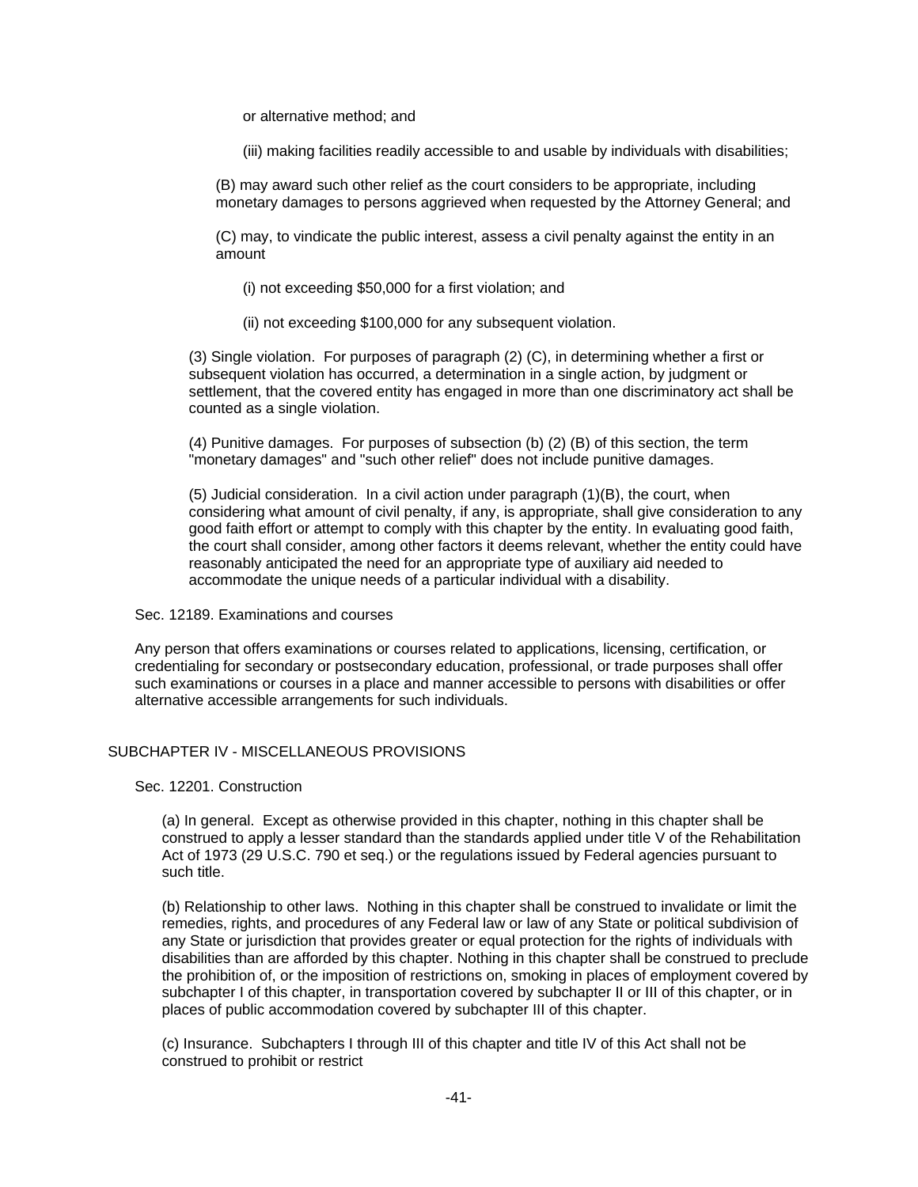or alternative method; and

(iii) making facilities readily accessible to and usable by individuals with disabilities;

(B) may award such other relief as the court considers to be appropriate, including monetary damages to persons aggrieved when requested by the Attorney General; and

(C) may, to vindicate the public interest, assess a civil penalty against the entity in an amount

(i) not exceeding $50,000 for a first violation; and

(ii) not exceeding $100,000 for any subsequent violation.

(3) Single violation. For purposes of paragraph (2) (C), in determining whether a first or subsequent violation has occurred, a determination in a single action, by judgment or settlement, that the covered entity has engaged in more than one discriminatory act shall be counted as a single violation.

(4) Punitive damages. For purposes of subsection (b) (2) (B) of this section, the term "monetary damages" and "such other relief" does not include punitive damages.

(5) Judicial consideration. In a civil action under paragraph (1)(B), the court, when considering what amount of civil penalty, if any, is appropriate, shall give consideration to any good faith effort or attempt to comply with this chapter by the entity. In evaluating good faith, the court shall consider, among other factors it deems relevant, whether the entity could have reasonably anticipated the need for an appropriate type of auxiliary aid needed to accommodate the unique needs of a particular individual with a disability.

Sec. 12189. Examinations and courses

Any person that offers examinations or courses related to applications, licensing, certification, or credentialing for secondary or postsecondary education, professional, or trade purposes shall offer such examinations or courses in a place and manner accessible to persons with disabilities or offer alternative accessible arrangements for such individuals.

## SUBCHAPTER IV - MISCELLANEOUS PROVISIONS

Sec. 12201. Construction

(a) In general. Except as otherwise provided in this chapter, nothing in this chapter shall be construed to apply a lesser standard than the standards applied under title V of the Rehabilitation Act of 1973 (29 U.S.C. 790 et seq.) or the regulations issued by Federal agencies pursuant to such title.

(b) Relationship to other laws. Nothing in this chapter shall be construed to invalidate or limit the remedies, rights, and procedures of any Federal law or law of any State or political subdivision of any State or jurisdiction that provides greater or equal protection for the rights of individuals with disabilities than are afforded by this chapter. Nothing in this chapter shall be construed to preclude the prohibition of, or the imposition of restrictions on, smoking in places of employment covered by subchapter I of this chapter, in transportation covered by subchapter II or III of this chapter, or in places of public accommodation covered by subchapter III of this chapter.

(c) Insurance. Subchapters I through III of this chapter and title IV of this Act shall not be construed to prohibit or restrict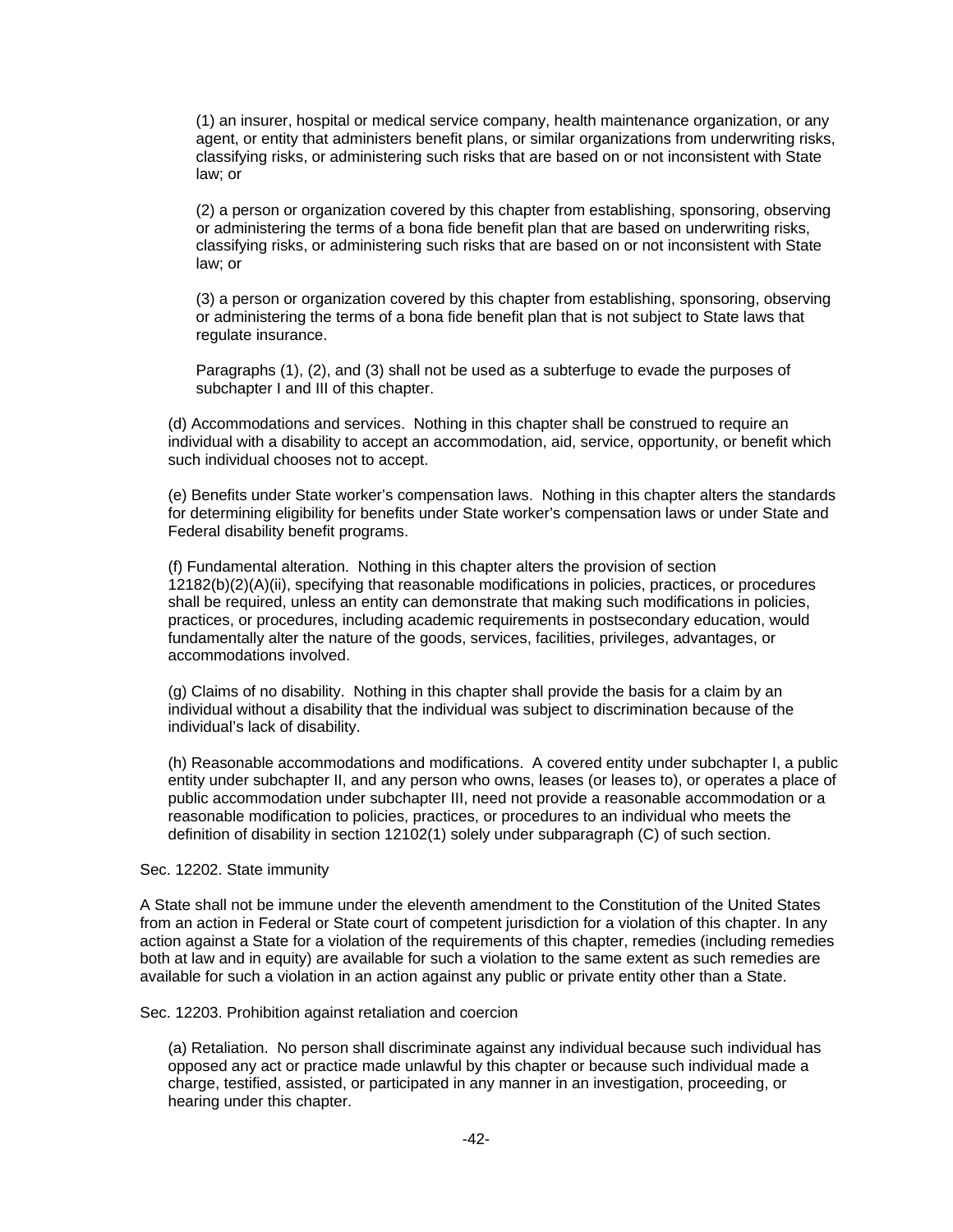(1) an insurer, hospital or medical service company, health maintenance organization, or any agent, or entity that administers benefit plans, or similar organizations from underwriting risks, classifying risks, or administering such risks that are based on or not inconsistent with State law; or

(2) a person or organization covered by this chapter from establishing, sponsoring, observing or administering the terms of a bona fide benefit plan that are based on underwriting risks, classifying risks, or administering such risks that are based on or not inconsistent with State law; or

(3) a person or organization covered by this chapter from establishing, sponsoring, observing or administering the terms of a bona fide benefit plan that is not subject to State laws that regulate insurance.

Paragraphs (1), (2), and (3) shall not be used as a subterfuge to evade the purposes of subchapter I and III of this chapter.

(d) Accommodations and services. Nothing in this chapter shall be construed to require an individual with a disability to accept an accommodation, aid, service, opportunity, or benefit which such individual chooses not to accept.

(e) Benefits under State worker's compensation laws. Nothing in this chapter alters the standards for determining eligibility for benefits under State worker's compensation laws or under State and Federal disability benefit programs.

(f) Fundamental alteration. Nothing in this chapter alters the provision of section 12182(b)(2)(A)(ii), specifying that reasonable modifications in policies, practices, or procedures shall be required, unless an entity can demonstrate that making such modifications in policies, practices, or procedures, including academic requirements in postsecondary education, would fundamentally alter the nature of the goods, services, facilities, privileges, advantages, or accommodations involved.

(g) Claims of no disability. Nothing in this chapter shall provide the basis for a claim by an individual without a disability that the individual was subject to discrimination because of the individual's lack of disability.

(h) Reasonable accommodations and modifications. A covered entity under subchapter I, a public entity under subchapter II, and any person who owns, leases (or leases to), or operates a place of public accommodation under subchapter III, need not provide a reasonable accommodation or a reasonable modification to policies, practices, or procedures to an individual who meets the definition of disability in section 12102(1) solely under subparagraph (C) of such section.

Sec. 12202. State immunity

A State shall not be immune under the eleventh amendment to the Constitution of the United States from an action in Federal or State court of competent jurisdiction for a violation of this chapter. In any action against a State for a violation of the requirements of this chapter, remedies (including remedies both at law and in equity) are available for such a violation to the same extent as such remedies are available for such a violation in an action against any public or private entity other than a State.

Sec. 12203. Prohibition against retaliation and coercion

(a) Retaliation. No person shall discriminate against any individual because such individual has opposed any act or practice made unlawful by this chapter or because such individual made a charge, testified, assisted, or participated in any manner in an investigation, proceeding, or hearing under this chapter.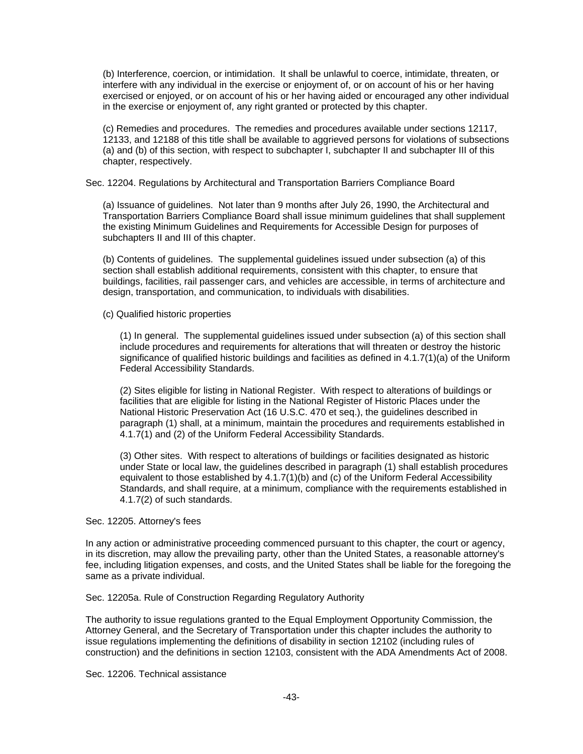(b) Interference, coercion, or intimidation. It shall be unlawful to coerce, intimidate, threaten, or interfere with any individual in the exercise or enjoyment of, or on account of his or her having exercised or enjoyed, or on account of his or her having aided or encouraged any other individual in the exercise or enjoyment of, any right granted or protected by this chapter.

(c) Remedies and procedures. The remedies and procedures available under sections 12117, 12133, and 12188 of this title shall be available to aggrieved persons for violations of subsections (a) and (b) of this section, with respect to subchapter I, subchapter II and subchapter III of this chapter, respectively.

Sec. 12204. Regulations by Architectural and Transportation Barriers Compliance Board

(a) Issuance of guidelines. Not later than 9 months after July 26, 1990, the Architectural and Transportation Barriers Compliance Board shall issue minimum guidelines that shall supplement the existing Minimum Guidelines and Requirements for Accessible Design for purposes of subchapters II and III of this chapter.

(b) Contents of guidelines. The supplemental guidelines issued under subsection (a) of this section shall establish additional requirements, consistent with this chapter, to ensure that buildings, facilities, rail passenger cars, and vehicles are accessible, in terms of architecture and design, transportation, and communication, to individuals with disabilities.

(c) Qualified historic properties

(1) In general. The supplemental guidelines issued under subsection (a) of this section shall include procedures and requirements for alterations that will threaten or destroy the historic significance of qualified historic buildings and facilities as defined in 4.1.7(1)(a) of the Uniform Federal Accessibility Standards.

(2) Sites eligible for listing in National Register. With respect to alterations of buildings or facilities that are eligible for listing in the National Register of Historic Places under the National Historic Preservation Act (16 U.S.C. 470 et seq.), the guidelines described in paragraph (1) shall, at a minimum, maintain the procedures and requirements established in 4.1.7(1) and (2) of the Uniform Federal Accessibility Standards.

(3) Other sites. With respect to alterations of buildings or facilities designated as historic under State or local law, the guidelines described in paragraph (1) shall establish procedures equivalent to those established by 4.1.7(1)(b) and (c) of the Uniform Federal Accessibility Standards, and shall require, at a minimum, compliance with the requirements established in 4.1.7(2) of such standards.

Sec. 12205. Attorney's fees

In any action or administrative proceeding commenced pursuant to this chapter, the court or agency, in its discretion, may allow the prevailing party, other than the United States, a reasonable attorney's fee, including litigation expenses, and costs, and the United States shall be liable for the foregoing the same as a private individual.

Sec. 12205a. Rule of Construction Regarding Regulatory Authority

The authority to issue regulations granted to the Equal Employment Opportunity Commission, the Attorney General, and the Secretary of Transportation under this chapter includes the authority to issue regulations implementing the definitions of disability in section 12102 (including rules of construction) and the definitions in section 12103, consistent with the ADA Amendments Act of 2008.

Sec. 12206. Technical assistance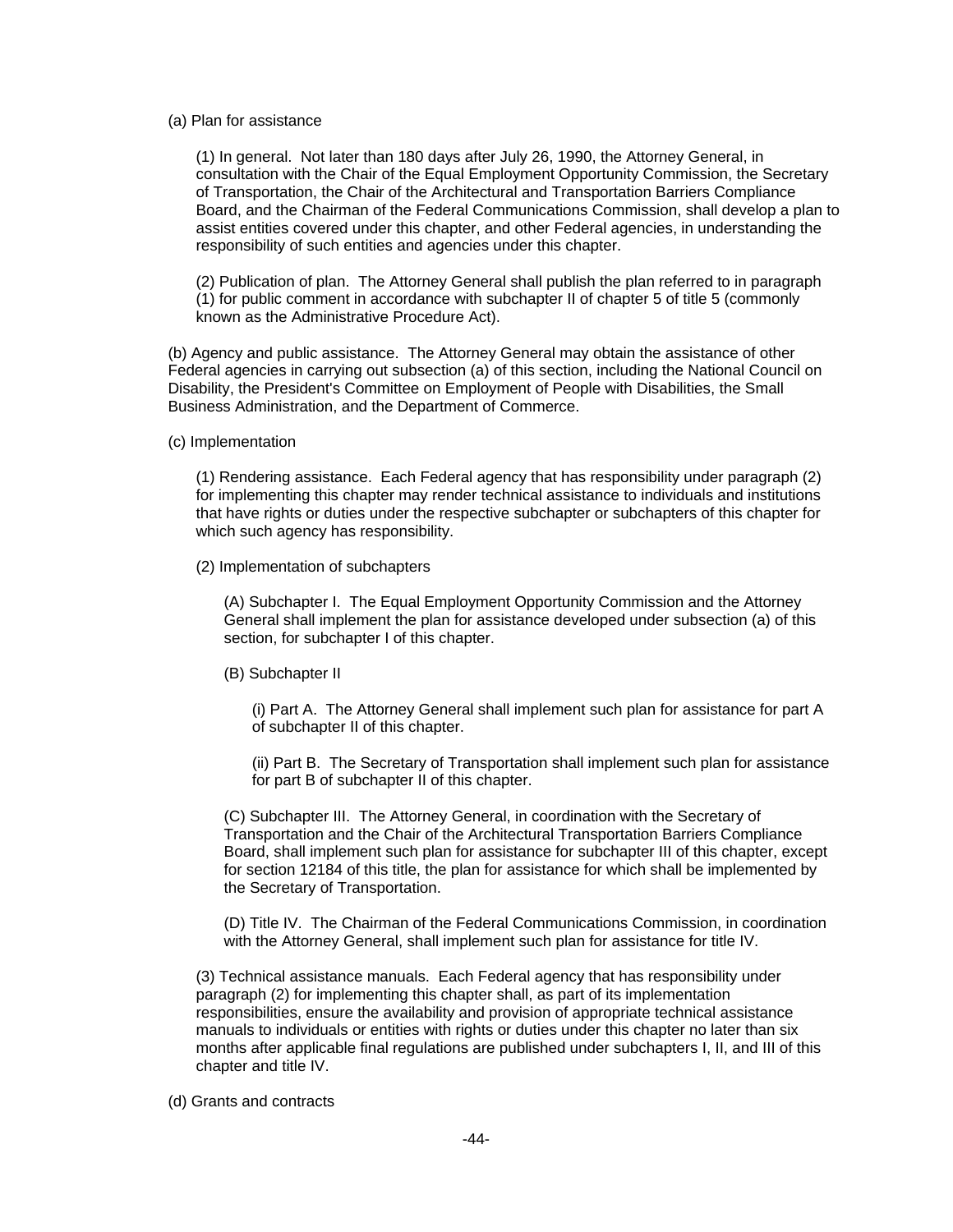(a) Plan for assistance

(1) In general. Not later than 180 days after July 26, 1990, the Attorney General, in consultation with the Chair of the Equal Employment Opportunity Commission, the Secretary of Transportation, the Chair of the Architectural and Transportation Barriers Compliance Board, and the Chairman of the Federal Communications Commission, shall develop a plan to assist entities covered under this chapter, and other Federal agencies, in understanding the responsibility of such entities and agencies under this chapter.

(2) Publication of plan. The Attorney General shall publish the plan referred to in paragraph (1) for public comment in accordance with subchapter II of chapter 5 of title 5 (commonly known as the Administrative Procedure Act).

(b) Agency and public assistance. The Attorney General may obtain the assistance of other Federal agencies in carrying out subsection (a) of this section, including the National Council on Disability, the President's Committee on Employment of People with Disabilities, the Small Business Administration, and the Department of Commerce.

(c) Implementation

(1) Rendering assistance. Each Federal agency that has responsibility under paragraph (2) for implementing this chapter may render technical assistance to individuals and institutions that have rights or duties under the respective subchapter or subchapters of this chapter for which such agency has responsibility.

(2) Implementation of subchapters

(A) Subchapter I. The Equal Employment Opportunity Commission and the Attorney General shall implement the plan for assistance developed under subsection (a) of this section, for subchapter I of this chapter.

(B) Subchapter II

(i) Part A. The Attorney General shall implement such plan for assistance for part A of subchapter II of this chapter.

(ii) Part B. The Secretary of Transportation shall implement such plan for assistance for part B of subchapter II of this chapter.

(C) Subchapter III. The Attorney General, in coordination with the Secretary of Transportation and the Chair of the Architectural Transportation Barriers Compliance Board, shall implement such plan for assistance for subchapter III of this chapter, except for section 12184 of this title, the plan for assistance for which shall be implemented by the Secretary of Transportation.

(D) Title IV. The Chairman of the Federal Communications Commission, in coordination with the Attorney General, shall implement such plan for assistance for title IV.

(3) Technical assistance manuals. Each Federal agency that has responsibility under paragraph (2) for implementing this chapter shall, as part of its implementation responsibilities, ensure the availability and provision of appropriate technical assistance manuals to individuals or entities with rights or duties under this chapter no later than six months after applicable final regulations are published under subchapters I, II, and III of this chapter and title IV.

(d) Grants and contracts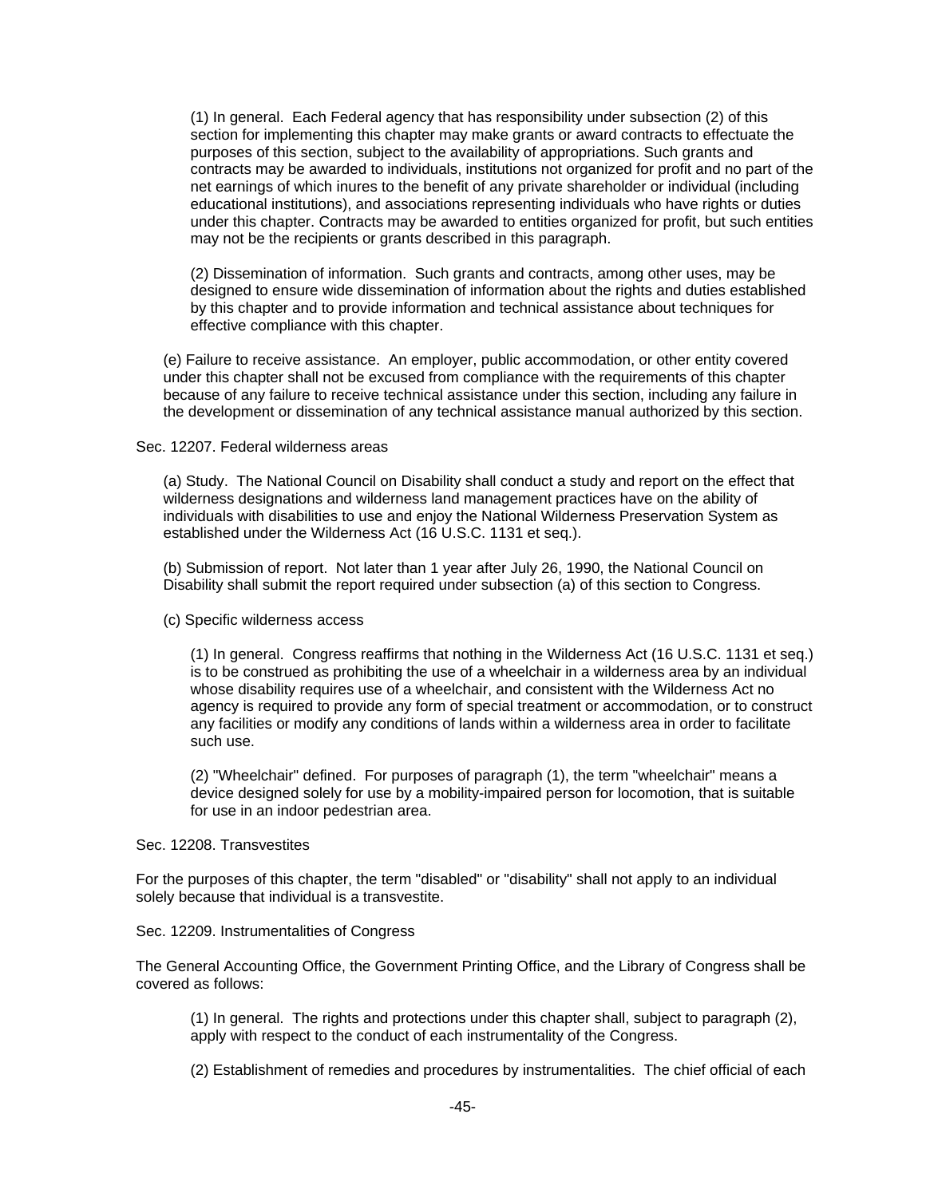(1) In general. Each Federal agency that has responsibility under subsection (2) of this section for implementing this chapter may make grants or award contracts to effectuate the purposes of this section, subject to the availability of appropriations. Such grants and contracts may be awarded to individuals, institutions not organized for profit and no part of the net earnings of which inures to the benefit of any private shareholder or individual (including educational institutions), and associations representing individuals who have rights or duties under this chapter. Contracts may be awarded to entities organized for profit, but such entities may not be the recipients or grants described in this paragraph.

(2) Dissemination of information. Such grants and contracts, among other uses, may be designed to ensure wide dissemination of information about the rights and duties established by this chapter and to provide information and technical assistance about techniques for effective compliance with this chapter.

(e) Failure to receive assistance. An employer, public accommodation, or other entity covered under this chapter shall not be excused from compliance with the requirements of this chapter because of any failure to receive technical assistance under this section, including any failure in the development or dissemination of any technical assistance manual authorized by this section.

Sec. 12207. Federal wilderness areas

(a) Study. The National Council on Disability shall conduct a study and report on the effect that wilderness designations and wilderness land management practices have on the ability of individuals with disabilities to use and enjoy the National Wilderness Preservation System as established under the Wilderness Act (16 U.S.C. 1131 et seq.).

(b) Submission of report. Not later than 1 year after July 26, 1990, the National Council on Disability shall submit the report required under subsection (a) of this section to Congress.

(c) Specific wilderness access

(1) In general. Congress reaffirms that nothing in the Wilderness Act (16 U.S.C. 1131 et seq.) is to be construed as prohibiting the use of a wheelchair in a wilderness area by an individual whose disability requires use of a wheelchair, and consistent with the Wilderness Act no agency is required to provide any form of special treatment or accommodation, or to construct any facilities or modify any conditions of lands within a wilderness area in order to facilitate such use.

(2) "Wheelchair" defined. For purposes of paragraph (1), the term "wheelchair" means a device designed solely for use by a mobility-impaired person for locomotion, that is suitable for use in an indoor pedestrian area.

Sec. 12208. Transvestites

For the purposes of this chapter, the term "disabled" or "disability" shall not apply to an individual solely because that individual is a transvestite.

Sec. 12209. Instrumentalities of Congress

The General Accounting Office, the Government Printing Office, and the Library of Congress shall be covered as follows:

(1) In general. The rights and protections under this chapter shall, subject to paragraph (2), apply with respect to the conduct of each instrumentality of the Congress.

(2) Establishment of remedies and procedures by instrumentalities. The chief official of each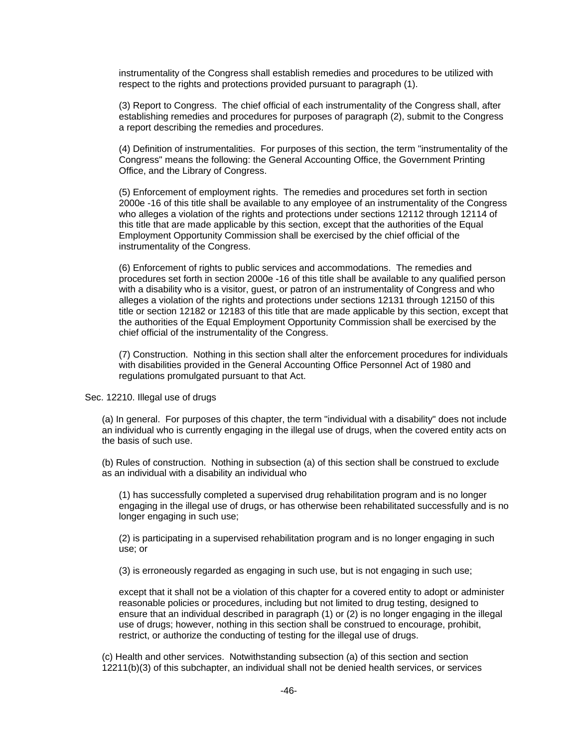instrumentality of the Congress shall establish remedies and procedures to be utilized with respect to the rights and protections provided pursuant to paragraph (1).

(3) Report to Congress. The chief official of each instrumentality of the Congress shall, after establishing remedies and procedures for purposes of paragraph (2), submit to the Congress a report describing the remedies and procedures.

(4) Definition of instrumentalities. For purposes of this section, the term "instrumentality of the Congress" means the following: the General Accounting Office, the Government Printing Office, and the Library of Congress.

(5) Enforcement of employment rights. The remedies and procedures set forth in section 2000e -16 of this title shall be available to any employee of an instrumentality of the Congress who alleges a violation of the rights and protections under sections 12112 through 12114 of this title that are made applicable by this section, except that the authorities of the Equal Employment Opportunity Commission shall be exercised by the chief official of the instrumentality of the Congress.

(6) Enforcement of rights to public services and accommodations. The remedies and procedures set forth in section 2000e -16 of this title shall be available to any qualified person with a disability who is a visitor, guest, or patron of an instrumentality of Congress and who alleges a violation of the rights and protections under sections 12131 through 12150 of this title or section 12182 or 12183 of this title that are made applicable by this section, except that the authorities of the Equal Employment Opportunity Commission shall be exercised by the chief official of the instrumentality of the Congress.

(7) Construction. Nothing in this section shall alter the enforcement procedures for individuals with disabilities provided in the General Accounting Office Personnel Act of 1980 and regulations promulgated pursuant to that Act.

Sec. 12210. Illegal use of drugs

(a) In general. For purposes of this chapter, the term "individual with a disability" does not include an individual who is currently engaging in the illegal use of drugs, when the covered entity acts on the basis of such use.

(b) Rules of construction. Nothing in subsection (a) of this section shall be construed to exclude as an individual with a disability an individual who

(1) has successfully completed a supervised drug rehabilitation program and is no longer engaging in the illegal use of drugs, or has otherwise been rehabilitated successfully and is no longer engaging in such use;

(2) is participating in a supervised rehabilitation program and is no longer engaging in such use; or

(3) is erroneously regarded as engaging in such use, but is not engaging in such use;

except that it shall not be a violation of this chapter for a covered entity to adopt or administer reasonable policies or procedures, including but not limited to drug testing, designed to ensure that an individual described in paragraph (1) or (2) is no longer engaging in the illegal use of drugs; however, nothing in this section shall be construed to encourage, prohibit, restrict, or authorize the conducting of testing for the illegal use of drugs.

(c) Health and other services. Notwithstanding subsection (a) of this section and section 12211(b)(3) of this subchapter, an individual shall not be denied health services, or services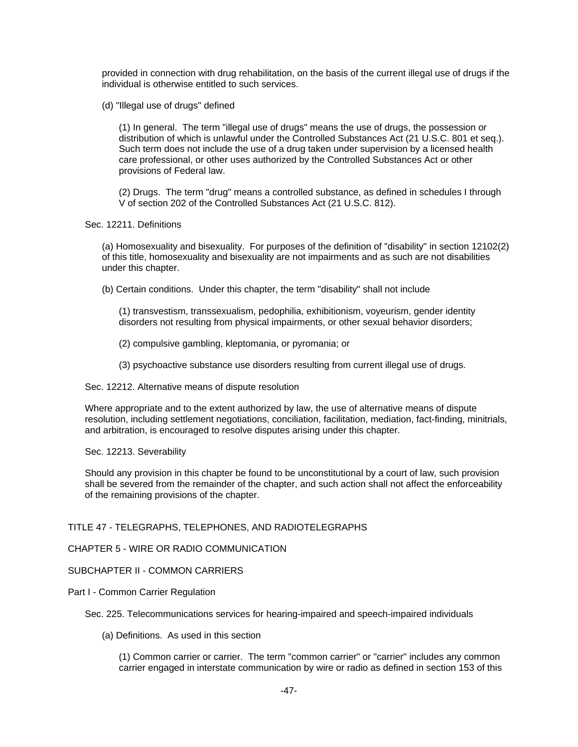provided in connection with drug rehabilitation, on the basis of the current illegal use of drugs if the individual is otherwise entitled to such services.

(d) "Illegal use of drugs" defined

(1) In general. The term "illegal use of drugs" means the use of drugs, the possession or distribution of which is unlawful under the Controlled Substances Act (21 U.S.C. 801 et seq.). Such term does not include the use of a drug taken under supervision by a licensed health care professional, or other uses authorized by the Controlled Substances Act or other provisions of Federal law.

(2) Drugs. The term "drug" means a controlled substance, as defined in schedules I through V of section 202 of the Controlled Substances Act (21 U.S.C. 812).

Sec. 12211. Definitions

(a) Homosexuality and bisexuality. For purposes of the definition of "disability" in section 12102(2) of this title, homosexuality and bisexuality are not impairments and as such are not disabilities under this chapter.

(b) Certain conditions. Under this chapter, the term "disability" shall not include

(1) transvestism, transsexualism, pedophilia, exhibitionism, voyeurism, gender identity disorders not resulting from physical impairments, or other sexual behavior disorders;

(2) compulsive gambling, kleptomania, or pyromania; or

(3) psychoactive substance use disorders resulting from current illegal use of drugs.

Sec. 12212. Alternative means of dispute resolution

Where appropriate and to the extent authorized by law, the use of alternative means of dispute resolution, including settlement negotiations, conciliation, facilitation, mediation, fact-finding, minitrials, and arbitration, is encouraged to resolve disputes arising under this chapter.

Sec. 12213. Severability

Should any provision in this chapter be found to be unconstitutional by a court of law, such provision shall be severed from the remainder of the chapter, and such action shall not affect the enforceability of the remaining provisions of the chapter.

TITLE 47 - TELEGRAPHS, TELEPHONES, AND RADIOTELEGRAPHS

CHAPTER 5 - WIRE OR RADIO COMMUNICATION

SUBCHAPTER II - COMMON CARRIERS

Part I - Common Carrier Regulation

Sec. 225. Telecommunications services for hearing-impaired and speech-impaired individuals

(a) Definitions. As used in this section

(1) Common carrier or carrier. The term "common carrier" or "carrier" includes any common carrier engaged in interstate communication by wire or radio as defined in section 153 of this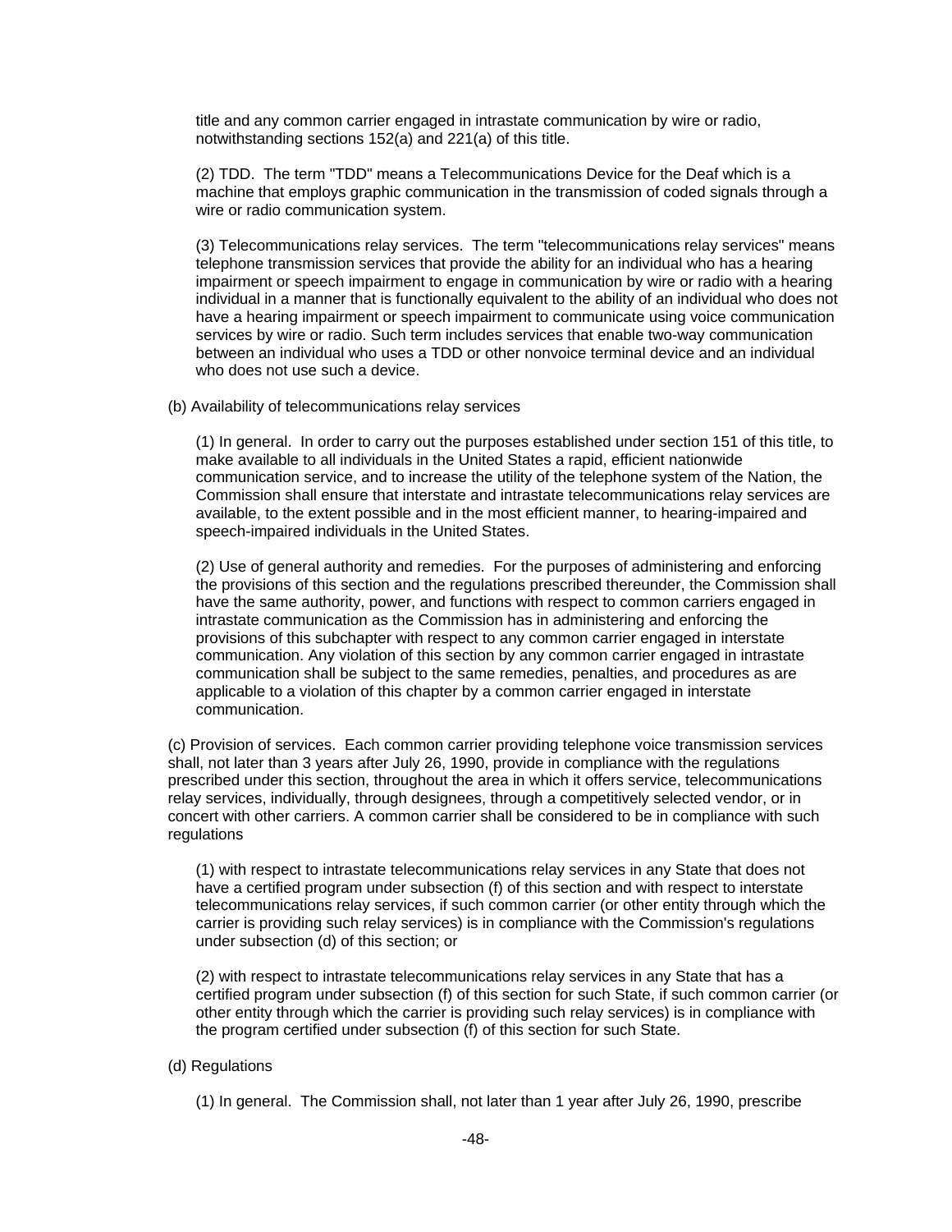title and any common carrier engaged in intrastate communication by wire or radio, notwithstanding sections 152(a) and 221(a) of this title.

(2) TDD. The term "TDD" means a Telecommunications Device for the Deaf which is a machine that employs graphic communication in the transmission of coded signals through a wire or radio communication system.

(3) Telecommunications relay services. The term "telecommunications relay services" means telephone transmission services that provide the ability for an individual who has a hearing impairment or speech impairment to engage in communication by wire or radio with a hearing individual in a manner that is functionally equivalent to the ability of an individual who does not have a hearing impairment or speech impairment to communicate using voice communication services by wire or radio. Such term includes services that enable two-way communication between an individual who uses a TDD or other nonvoice terminal device and an individual who does not use such a device.

(b) Availability of telecommunications relay services

(1) In general. In order to carry out the purposes established under section 151 of this title, to make available to all individuals in the United States a rapid, efficient nationwide communication service, and to increase the utility of the telephone system of the Nation, the Commission shall ensure that interstate and intrastate telecommunications relay services are available, to the extent possible and in the most efficient manner, to hearing-impaired and speech-impaired individuals in the United States.

(2) Use of general authority and remedies. For the purposes of administering and enforcing the provisions of this section and the regulations prescribed thereunder, the Commission shall have the same authority, power, and functions with respect to common carriers engaged in intrastate communication as the Commission has in administering and enforcing the provisions of this subchapter with respect to any common carrier engaged in interstate communication. Any violation of this section by any common carrier engaged in intrastate communication shall be subject to the same remedies, penalties, and procedures as are applicable to a violation of this chapter by a common carrier engaged in interstate communication.

(c) Provision of services. Each common carrier providing telephone voice transmission services shall, not later than 3 years after July 26, 1990, provide in compliance with the regulations prescribed under this section, throughout the area in which it offers service, telecommunications relay services, individually, through designees, through a competitively selected vendor, or in concert with other carriers. A common carrier shall be considered to be in compliance with such regulations

(1) with respect to intrastate telecommunications relay services in any State that does not have a certified program under subsection (f) of this section and with respect to interstate telecommunications relay services, if such common carrier (or other entity through which the carrier is providing such relay services) is in compliance with the Commission's regulations under subsection (d) of this section; or

(2) with respect to intrastate telecommunications relay services in any State that has a certified program under subsection (f) of this section for such State, if such common carrier (or other entity through which the carrier is providing such relay services) is in compliance with the program certified under subsection (f) of this section for such State.

(d) Regulations

(1) In general. The Commission shall, not later than 1 year after July 26, 1990, prescribe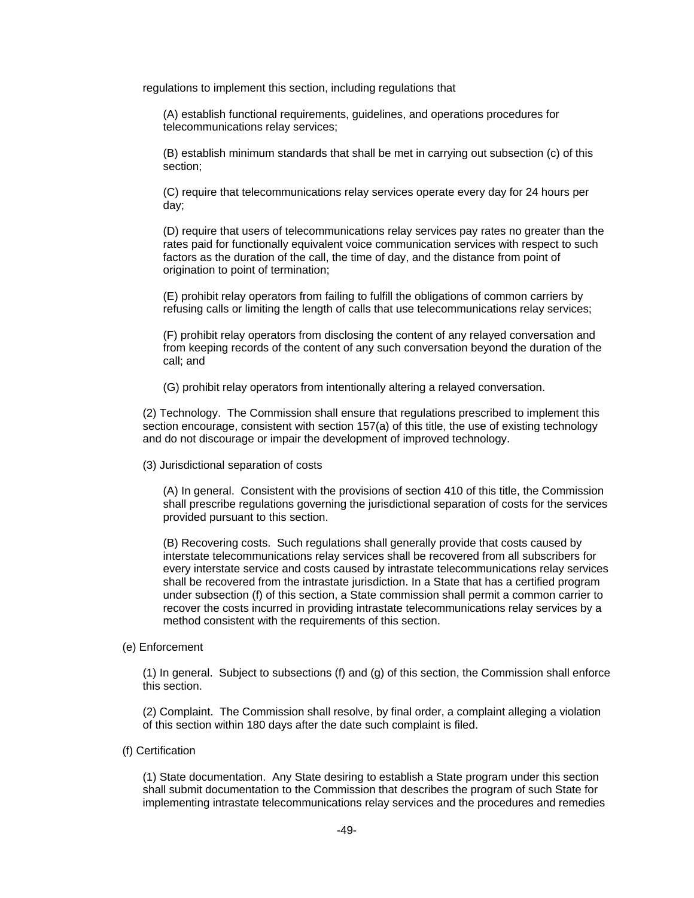regulations to implement this section, including regulations that

(A) establish functional requirements, guidelines, and operations procedures for telecommunications relay services;

(B) establish minimum standards that shall be met in carrying out subsection (c) of this section;

(C) require that telecommunications relay services operate every day for 24 hours per day;

(D) require that users of telecommunications relay services pay rates no greater than the rates paid for functionally equivalent voice communication services with respect to such factors as the duration of the call, the time of day, and the distance from point of origination to point of termination;

(E) prohibit relay operators from failing to fulfill the obligations of common carriers by refusing calls or limiting the length of calls that use telecommunications relay services;

(F) prohibit relay operators from disclosing the content of any relayed conversation and from keeping records of the content of any such conversation beyond the duration of the call; and

(G) prohibit relay operators from intentionally altering a relayed conversation.

(2) Technology. The Commission shall ensure that regulations prescribed to implement this section encourage, consistent with section 157(a) of this title, the use of existing technology and do not discourage or impair the development of improved technology.

(3) Jurisdictional separation of costs

(A) In general. Consistent with the provisions of section 410 of this title, the Commission shall prescribe regulations governing the jurisdictional separation of costs for the services provided pursuant to this section.

(B) Recovering costs. Such regulations shall generally provide that costs caused by interstate telecommunications relay services shall be recovered from all subscribers for every interstate service and costs caused by intrastate telecommunications relay services shall be recovered from the intrastate jurisdiction. In a State that has a certified program under subsection (f) of this section, a State commission shall permit a common carrier to recover the costs incurred in providing intrastate telecommunications relay services by a method consistent with the requirements of this section.

(e) Enforcement

(1) In general. Subject to subsections (f) and (g) of this section, the Commission shall enforce this section.

(2) Complaint. The Commission shall resolve, by final order, a complaint alleging a violation of this section within 180 days after the date such complaint is filed.

(f) Certification

(1) State documentation. Any State desiring to establish a State program under this section shall submit documentation to the Commission that describes the program of such State for implementing intrastate telecommunications relay services and the procedures and remedies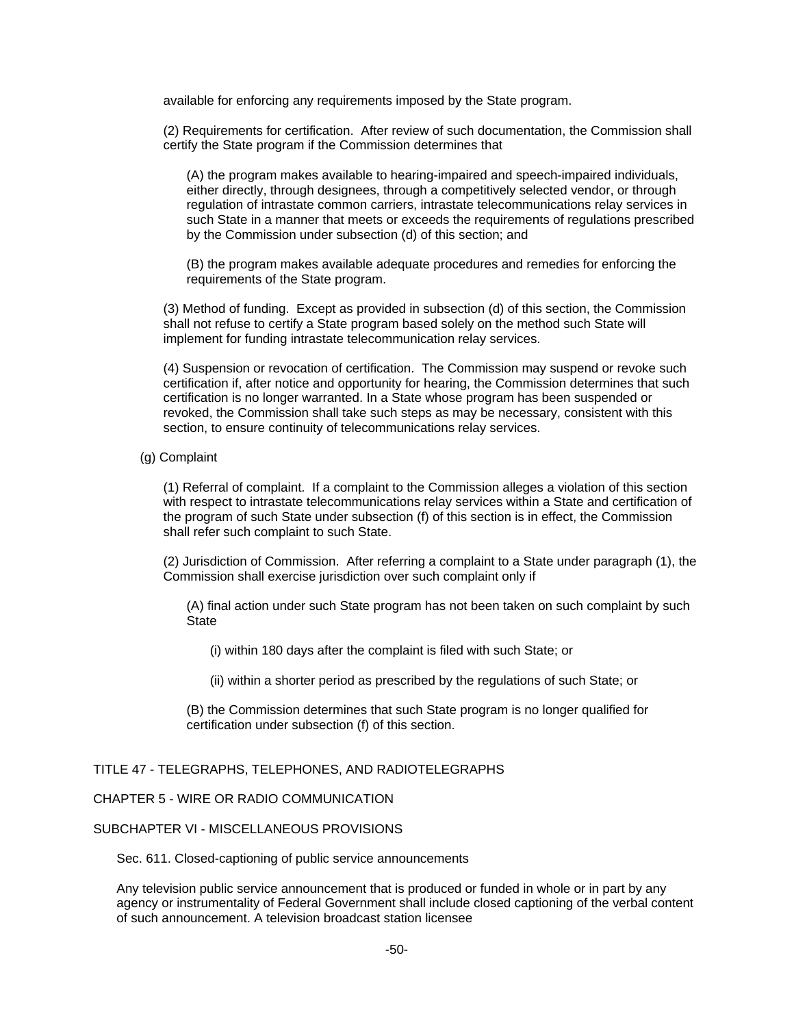available for enforcing any requirements imposed by the State program.

(2) Requirements for certification. After review of such documentation, the Commission shall certify the State program if the Commission determines that

(A) the program makes available to hearing-impaired and speech-impaired individuals, either directly, through designees, through a competitively selected vendor, or through regulation of intrastate common carriers, intrastate telecommunications relay services in such State in a manner that meets or exceeds the requirements of regulations prescribed by the Commission under subsection (d) of this section; and

(B) the program makes available adequate procedures and remedies for enforcing the requirements of the State program.

(3) Method of funding. Except as provided in subsection (d) of this section, the Commission shall not refuse to certify a State program based solely on the method such State will implement for funding intrastate telecommunication relay services.

(4) Suspension or revocation of certification. The Commission may suspend or revoke such certification if, after notice and opportunity for hearing, the Commission determines that such certification is no longer warranted. In a State whose program has been suspended or revoked, the Commission shall take such steps as may be necessary, consistent with this section, to ensure continuity of telecommunications relay services.

(g) Complaint

(1) Referral of complaint. If a complaint to the Commission alleges a violation of this section with respect to intrastate telecommunications relay services within a State and certification of the program of such State under subsection (f) of this section is in effect, the Commission shall refer such complaint to such State.

(2) Jurisdiction of Commission. After referring a complaint to a State under paragraph (1), the Commission shall exercise jurisdiction over such complaint only if

(A) final action under such State program has not been taken on such complaint by such State

(i) within 180 days after the complaint is filed with such State; or

(ii) within a shorter period as prescribed by the regulations of such State; or

(B) the Commission determines that such State program is no longer qualified for certification under subsection (f) of this section.

TITLE 47 - TELEGRAPHS, TELEPHONES, AND RADIOTELEGRAPHS

CHAPTER 5 - WIRE OR RADIO COMMUNICATION

SUBCHAPTER VI - MISCELLANEOUS PROVISIONS

Sec. 611. Closed-captioning of public service announcements

Any television public service announcement that is produced or funded in whole or in part by any agency or instrumentality of Federal Government shall include closed captioning of the verbal content of such announcement. A television broadcast station licensee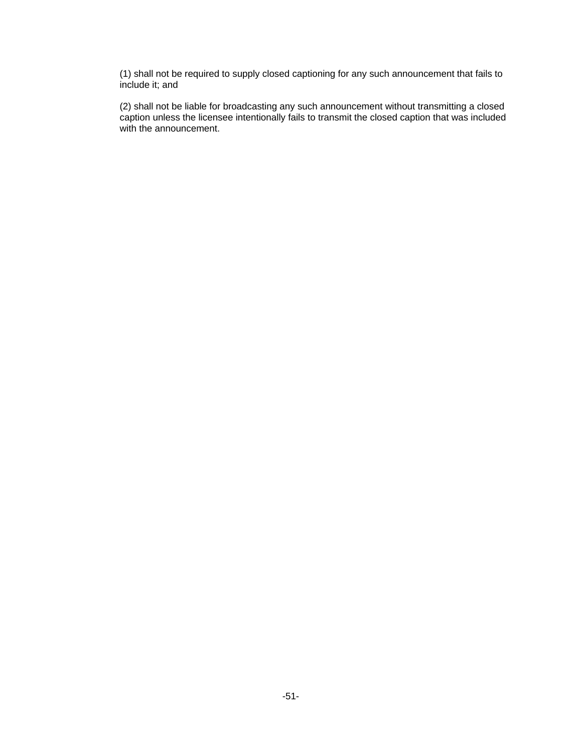(1) shall not be required to supply closed captioning for any such announcement that fails to include it; and

(2) shall not be liable for broadcasting any such announcement without transmitting a closed caption unless the licensee intentionally fails to transmit the closed caption that was included with the announcement.